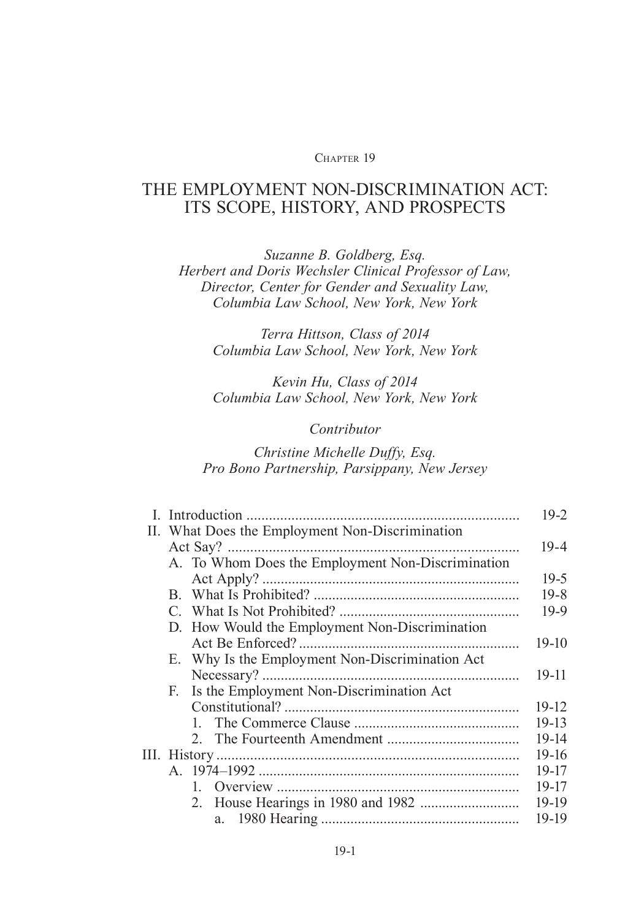CHAPTER 19

# THE EMPLOYMENT NON-DISCRIMINATION ACT: ITS SCOPE, HISTORY, AND PROSPECTS

*Suzanne B. Goldberg, Esq.*
*Herbert and Doris Wechsler Clinical Professor of Law,*
*Director, Center for Gender and Sexuality Law,*
*Columbia Law School, New York, New York*

*Terra Hittson, Class of 2014*
*Columbia Law School, New York, New York*

*Kevin Hu, Class of 2014*
*Columbia Law School, New York, New York*

*Contributor*

*Christine Michelle Duffy, Esq.*
*Pro Bono Partnership, Parsippany, New Jersey*

| | |
|---|---|
| I. Introduction | 19-2 |
| II. What Does the Employment Non-Discrimination Act Say? | 19-4 |
| A. To Whom Does the Employment Non-Discrimination Act Apply? | 19-5 |
| B. What Is Prohibited? | 19-8 |
| C. What Is Not Prohibited? | 19-9 |
| D. How Would the Employment Non-Discrimination Act Be Enforced? | 19-10 |
| E. Why Is the Employment Non-Discrimination Act Necessary? | 19-11 |
| F. Is the Employment Non-Discrimination Act Constitutional? | 19-12 |
| 1. The Commerce Clause | 19-13 |
| 2. The Fourteenth Amendment | 19-14 |
| III. History | 19-16 |
| A. 1974–1992 | 19-17 |
| 1. Overview | 19-17 |
| 2. House Hearings in 1980 and 1982 | 19-19 |
| a. 1980 Hearing | 19-19 |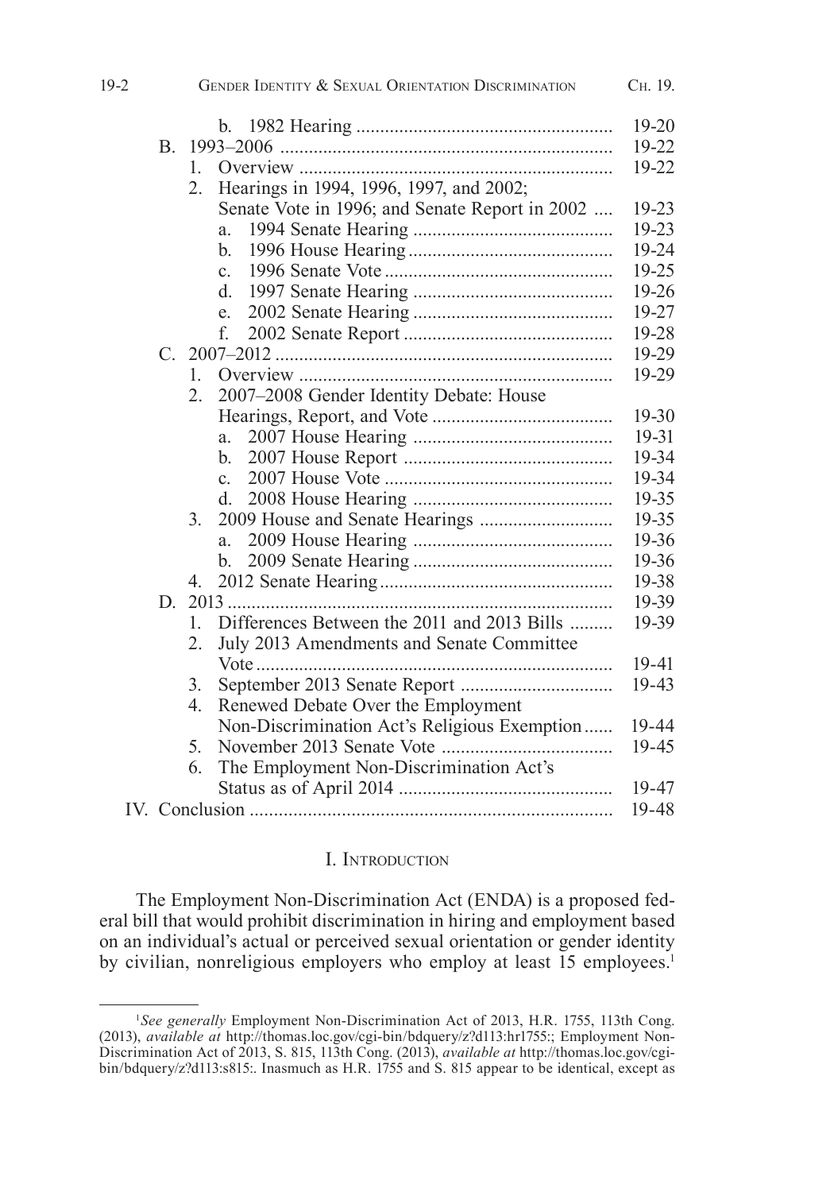| | |
|---|---|
| b. 1982 Hearing | 19-20 |
| B. 1993–2006 | 19-22 |
| 1. Overview | 19-22 |
| 2. Hearings in 1994, 1996, 1997, and 2002; Senate Vote in 1996; and Senate Report in 2002 | 19-23 |
| a. 1994 Senate Hearing | 19-23 |
| b. 1996 House Hearing | 19-24 |
| c. 1996 Senate Vote | 19-25 |
| d. 1997 Senate Hearing | 19-26 |
| e. 2002 Senate Hearing | 19-27 |
| f. 2002 Senate Report | 19-28 |
| C. 2007–2012 | 19-29 |
| 1. Overview | 19-29 |
| 2. 2007–2008 Gender Identity Debate: House Hearings, Report, and Vote | 19-30 |
| a. 2007 House Hearing | 19-31 |
| b. 2007 House Report | 19-34 |
| c. 2007 House Vote | 19-34 |
| d. 2008 House Hearing | 19-35 |
| 3. 2009 House and Senate Hearings | 19-35 |
| a. 2009 House Hearing | 19-36 |
| b. 2009 Senate Hearing | 19-36 |
| 4. 2012 Senate Hearing | 19-38 |
| D. 2013 | 19-39 |
| 1. Differences Between the 2011 and 2013 Bills | 19-39 |
| 2. July 2013 Amendments and Senate Committee Vote | 19-41 |
| 3. September 2013 Senate Report | 19-43 |
| 4. Renewed Debate Over the Employment Non-Discrimination Act's Religious Exemption | 19-44 |
| 5. November 2013 Senate Vote | 19-45 |
| 6. The Employment Non-Discrimination Act's Status as of April 2014 | 19-47 |
| IV. Conclusion | 19-48 |

## I. Introduction

The Employment Non-Discrimination Act (ENDA) is a proposed federal bill that would prohibit discrimination in hiring and employment based on an individual's actual or perceived sexual orientation or gender identity by civilian, nonreligious employers who employ at least 15 employees.[1]

---

[1] *See generally* Employment Non-Discrimination Act of 2013, H.R. 1755, 113th Cong. (2013), *available at* http://thomas.loc.gov/cgi-bin/bdquery/z?d113:hr1755:; Employment Non-Discrimination Act of 2013, S. 815, 113th Cong. (2013), *available at* http://thomas.loc.gov/cgi-bin/bdquery/z?d113:s815:. Inasmuch as H.R. 1755 and S. 815 appear to be identical, except as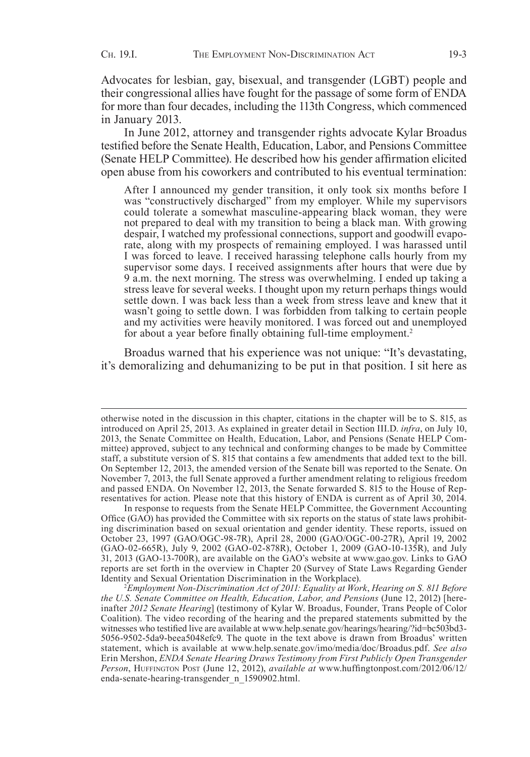Advocates for lesbian, gay, bisexual, and transgender (LGBT) people and their congressional allies have fought for the passage of some form of ENDA for more than four decades, including the 113th Congress, which commenced in January 2013.

In June 2012, attorney and transgender rights advocate Kylar Broadus testified before the Senate Health, Education, Labor, and Pensions Committee (Senate HELP Committee). He described how his gender affirmation elicited open abuse from his coworkers and contributed to his eventual termination:

> After I announced my gender transition, it only took six months before I was "constructively discharged" from my employer. While my supervisors could tolerate a somewhat masculine-appearing black woman, they were not prepared to deal with my transition to being a black man. With growing despair, I watched my professional connections, support and goodwill evaporate, along with my prospects of remaining employed. I was harassed until I was forced to leave. I received harassing telephone calls hourly from my supervisor some days. I received assignments after hours that were due by 9 a.m. the next morning. The stress was overwhelming. I ended up taking a stress leave for several weeks. I thought upon my return perhaps things would settle down. I was back less than a week from stress leave and knew that it wasn't going to settle down. I was forbidden from talking to certain people and my activities were heavily monitored. I was forced out and unemployed for about a year before finally obtaining full-time employment.[2]

Broadus warned that his experience was not unique: "It's devastating, it's demoralizing and dehumanizing to be put in that position. I sit here as

---

otherwise noted in the discussion in this chapter, citations in the chapter will be to S. 815, as introduced on April 25, 2013. As explained in greater detail in Section III.D. *infra*, on July 10, 2013, the Senate Committee on Health, Education, Labor, and Pensions (Senate HELP Committee) approved, subject to any technical and conforming changes to be made by Committee staff, a substitute version of S. 815 that contains a few amendments that added text to the bill. On September 12, 2013, the amended version of the Senate bill was reported to the Senate. On November 7, 2013, the full Senate approved a further amendment relating to religious freedom and passed ENDA. On November 12, 2013, the Senate forwarded S. 815 to the House of Representatives for action. Please note that this history of ENDA is current as of April 30, 2014.

In response to requests from the Senate HELP Committee, the Government Accounting Office (GAO) has provided the Committee with six reports on the status of state laws prohibiting discrimination based on sexual orientation and gender identity. These reports, issued on October 23, 1997 (GAO/OGC-98-7R), April 28, 2000 (GAO/OGC-00-27R), April 19, 2002 (GAO-02-665R), July 9, 2002 (GAO-02-878R), October 1, 2009 (GAO-10-135R), and July 31, 2013 (GAO-13-700R), are available on the GAO's website at www.gao.gov. Links to GAO reports are set forth in the overview in Chapter 20 (Survey of State Laws Regarding Gender Identity and Sexual Orientation Discrimination in the Workplace).

[2] *Employment Non-Discrimination Act of 2011: Equality at Work*, *Hearing on S. 811 Before the U.S. Senate Committee on Health, Education, Labor, and Pensions* (June 12, 2012) [hereinafter *2012 Senate Hearing*] (testimony of Kylar W. Broadus, Founder, Trans People of Color Coalition). The video recording of the hearing and the prepared statements submitted by the witnesses who testified live are available at www.help.senate.gov/hearings/hearing/?id=bc503bd3-5056-9502-5da9-beea5048efc9. The quote in the text above is drawn from Broadus' written statement, which is available at www.help.senate.gov/imo/media/doc/Broadus.pdf. *See also* Erin Mershon, *ENDA Senate Hearing Draws Testimony from First Publicly Open Transgender Person*, Huffington Post (June 12, 2012), *available at* www.huffingtonpost.com/2012/06/12/enda-senate-hearing-transgender_n_1590902.html.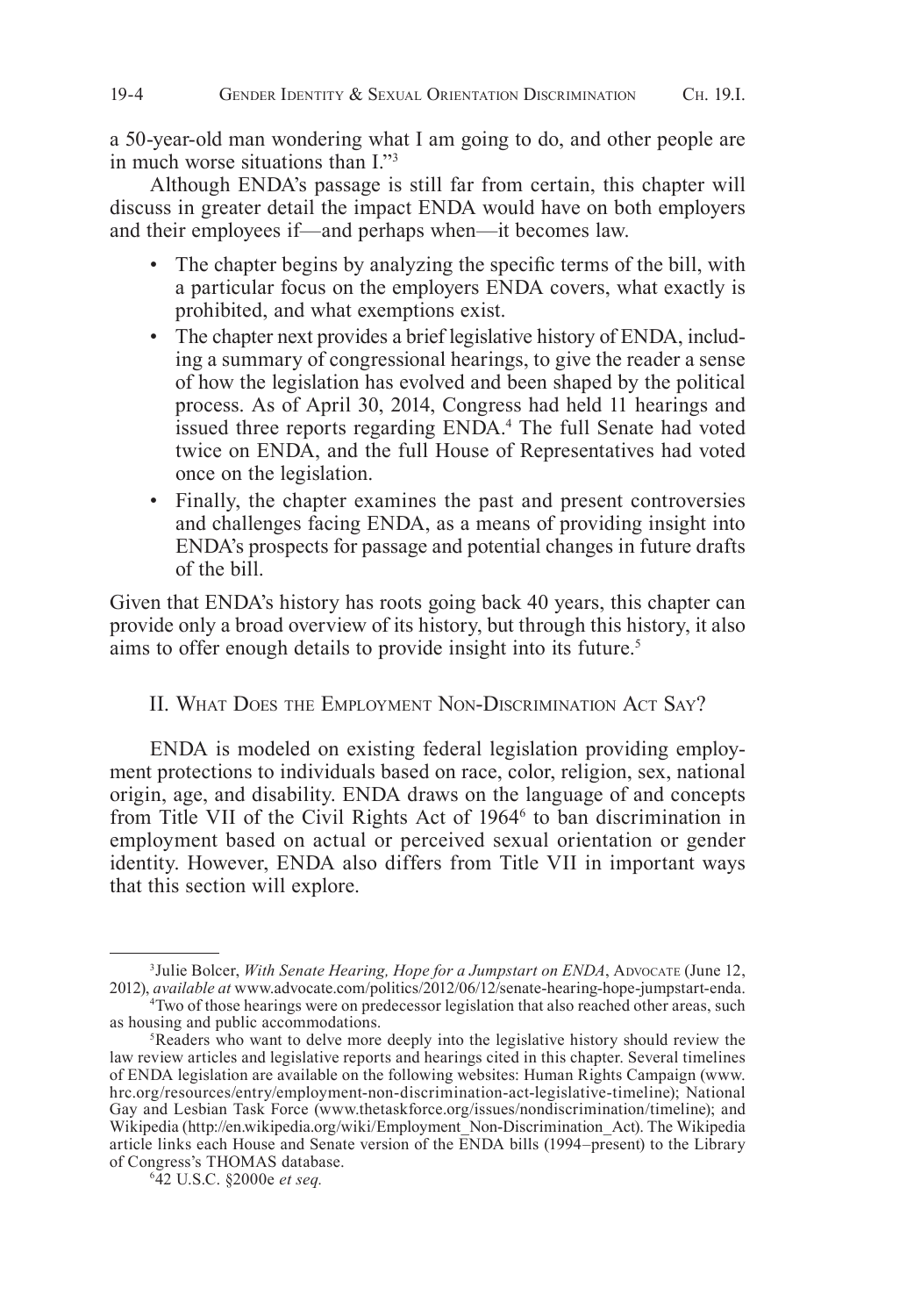a 50-year-old man wondering what I am going to do, and other people are in much worse situations than I."[3]

Although ENDA's passage is still far from certain, this chapter will discuss in greater detail the impact ENDA would have on both employers and their employees if—and perhaps when—it becomes law.

- The chapter begins by analyzing the specific terms of the bill, with a particular focus on the employers ENDA covers, what exactly is prohibited, and what exemptions exist.
- The chapter next provides a brief legislative history of ENDA, including a summary of congressional hearings, to give the reader a sense of how the legislation has evolved and been shaped by the political process. As of April 30, 2014, Congress had held 11 hearings and issued three reports regarding ENDA.[4] The full Senate had voted twice on ENDA, and the full House of Representatives had voted once on the legislation.
- Finally, the chapter examines the past and present controversies and challenges facing ENDA, as a means of providing insight into ENDA's prospects for passage and potential changes in future drafts of the bill.

Given that ENDA's history has roots going back 40 years, this chapter can provide only a broad overview of its history, but through this history, it also aims to offer enough details to provide insight into its future.[5]

## II. What Does the Employment Non-Discrimination Act Say?

ENDA is modeled on existing federal legislation providing employment protections to individuals based on race, color, religion, sex, national origin, age, and disability. ENDA draws on the language of and concepts from Title VII of the Civil Rights Act of 1964[6] to ban discrimination in employment based on actual or perceived sexual orientation or gender identity. However, ENDA also differs from Title VII in important ways that this section will explore.

---

[3] Julie Bolcer, *With Senate Hearing, Hope for a Jumpstart on ENDA*, Advocate (June 12, 2012), *available at* www.advocate.com/politics/2012/06/12/senate-hearing-hope-jumpstart-enda.

[4] Two of those hearings were on predecessor legislation that also reached other areas, such as housing and public accommodations.

[5] Readers who want to delve more deeply into the legislative history should review the law review articles and legislative reports and hearings cited in this chapter. Several timelines of ENDA legislation are available on the following websites: Human Rights Campaign (www.hrc.org/resources/entry/employment-non-discrimination-act-legislative-timeline); National Gay and Lesbian Task Force (www.thetaskforce.org/issues/nondiscrimination/timeline); and Wikipedia (http://en.wikipedia.org/wiki/Employment_Non-Discrimination_Act). The Wikipedia article links each House and Senate version of the ENDA bills (1994–present) to the Library of Congress's THOMAS database.

[6] 42 U.S.C. §2000e *et seq.*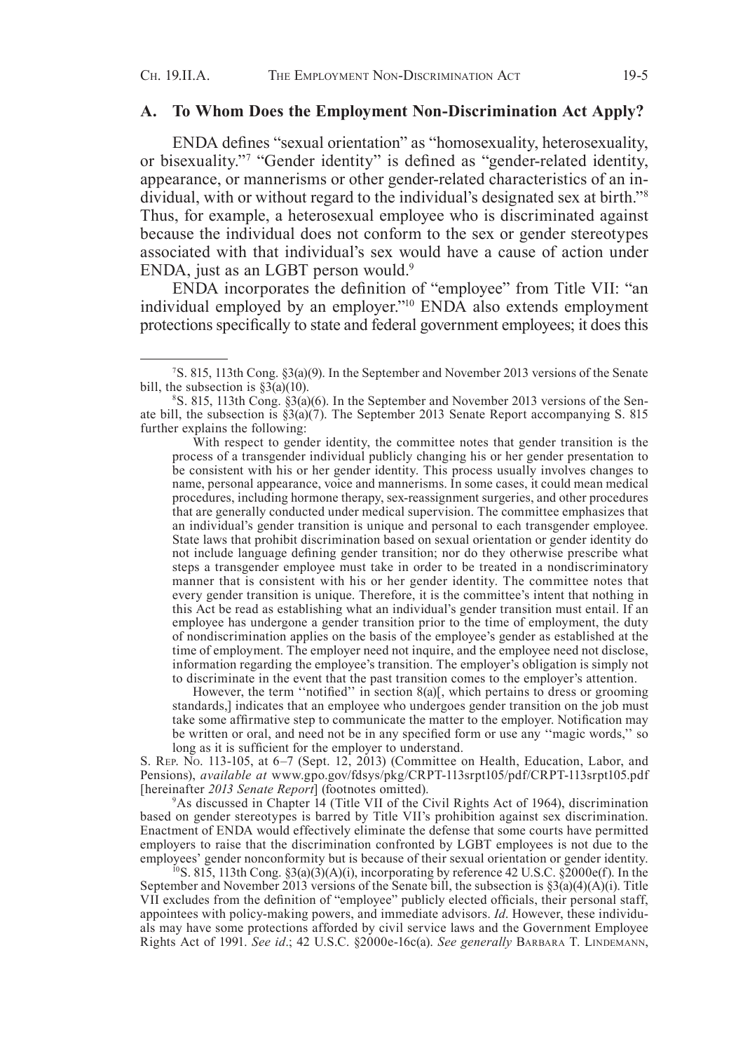## A. To Whom Does the Employment Non-Discrimination Act Apply?

ENDA defines "sexual orientation" as "homosexuality, heterosexuality, or bisexuality."[7] "Gender identity" is defined as "gender-related identity, appearance, or mannerisms or other gender-related characteristics of an individual, with or without regard to the individual's designated sex at birth."[8] Thus, for example, a heterosexual employee who is discriminated against because the individual does not conform to the sex or gender stereotypes associated with that individual's sex would have a cause of action under ENDA, just as an LGBT person would.[9]

ENDA incorporates the definition of "employee" from Title VII: "an individual employed by an employer."[10] ENDA also extends employment protections specifically to state and federal government employees; it does this

---

[7]S. 815, 113th Cong. §3(a)(9). In the September and November 2013 versions of the Senate bill, the subsection is §3(a)(10).

[8]S. 815, 113th Cong. §3(a)(6). In the September and November 2013 versions of the Senate bill, the subsection is §3(a)(7). The September 2013 Senate Report accompanying S. 815 further explains the following:

> With respect to gender identity, the committee notes that gender transition is the process of a transgender individual publicly changing his or her gender presentation to be consistent with his or her gender identity. This process usually involves changes to name, personal appearance, voice and mannerisms. In some cases, it could mean medical procedures, including hormone therapy, sex-reassignment surgeries, and other procedures that are generally conducted under medical supervision. The committee emphasizes that an individual's gender transition is unique and personal to each transgender employee. State laws that prohibit discrimination based on sexual orientation or gender identity do not include language defining gender transition; nor do they otherwise prescribe what steps a transgender employee must take in order to be treated in a nondiscriminatory manner that is consistent with his or her gender identity. The committee notes that every gender transition is unique. Therefore, it is the committee's intent that nothing in this Act be read as establishing what an individual's gender transition must entail. If an employee has undergone a gender transition prior to the time of employment, the duty of nondiscrimination applies on the basis of the employee's gender as established at the time of employment. The employer need not inquire, and the employee need not disclose, information regarding the employee's transition. The employer's obligation is simply not to discriminate in the event that the past transition comes to the employer's attention.
>
> However, the term ''notified'' in section 8(a)[, which pertains to dress or grooming standards,] indicates that an employee who undergoes gender transition on the job must take some affirmative step to communicate the matter to the employer. Notification may be written or oral, and need not be in any specified form or use any ''magic words,'' so long as it is sufficient for the employer to understand.

S. Rep. No. 113-105, at 6–7 (Sept. 12, 2013) (Committee on Health, Education, Labor, and Pensions), *available at* www.gpo.gov/fdsys/pkg/CRPT-113srpt105/pdf/CRPT-113srpt105.pdf [hereinafter *2013 Senate Report*] (footnotes omitted).

[9]As discussed in Chapter 14 (Title VII of the Civil Rights Act of 1964), discrimination based on gender stereotypes is barred by Title VII's prohibition against sex discrimination. Enactment of ENDA would effectively eliminate the defense that some courts have permitted employers to raise that the discrimination confronted by LGBT employees is not due to the employees' gender nonconformity but is because of their sexual orientation or gender identity.

[10]S. 815, 113th Cong. §3(a)(3)(A)(i), incorporating by reference 42 U.S.C. §2000e(f). In the September and November 2013 versions of the Senate bill, the subsection is §3(a)(4)(A)(i). Title VII excludes from the definition of "employee" publicly elected officials, their personal staff, appointees with policy-making powers, and immediate advisors. *Id*. However, these individuals may have some protections afforded by civil service laws and the Government Employee Rights Act of 1991. *See id*.; 42 U.S.C. §2000e-16c(a). *See generally* Barbara T. Lindemann,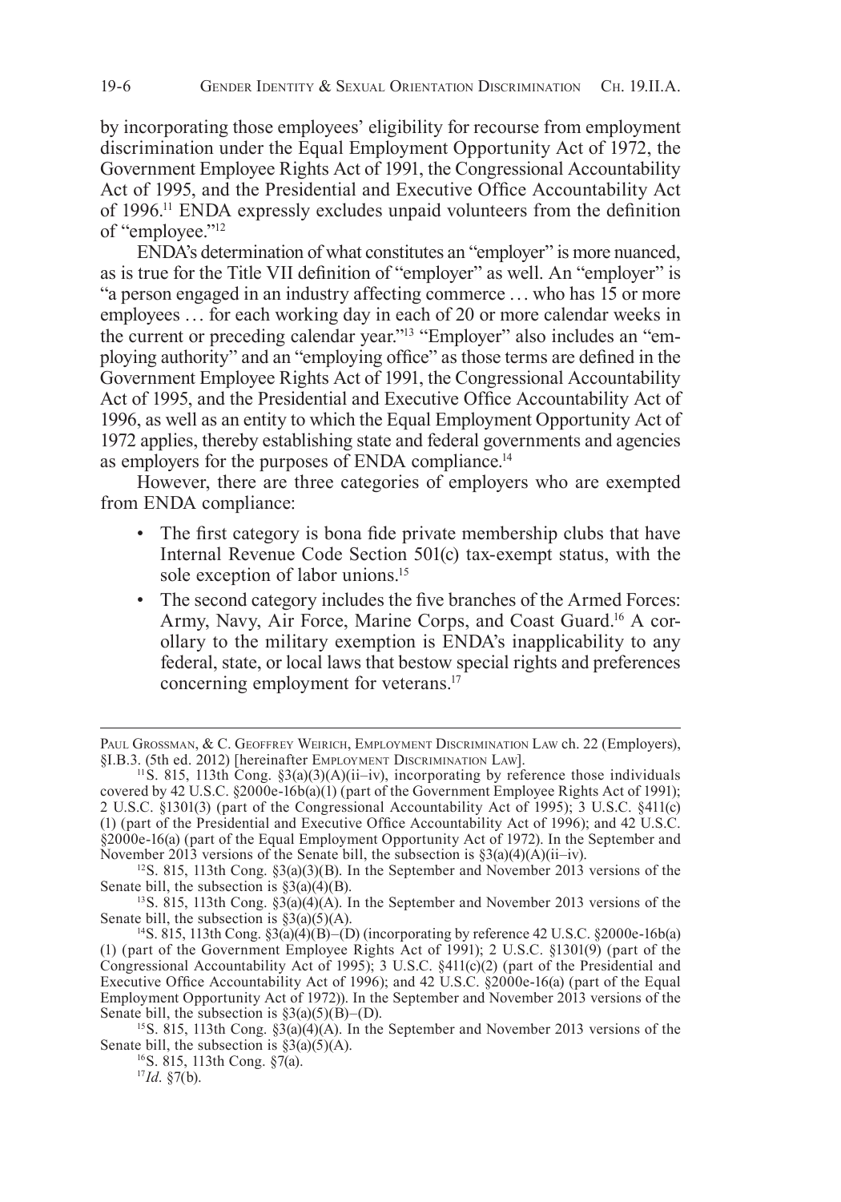by incorporating those employees' eligibility for recourse from employment discrimination under the Equal Employment Opportunity Act of 1972, the Government Employee Rights Act of 1991, the Congressional Accountability Act of 1995, and the Presidential and Executive Office Accountability Act of 1996.[11] ENDA expressly excludes unpaid volunteers from the definition of "employee."[12]

ENDA's determination of what constitutes an "employer" is more nuanced, as is true for the Title VII definition of "employer" as well. An "employer" is "a person engaged in an industry affecting commerce … who has 15 or more employees … for each working day in each of 20 or more calendar weeks in the current or preceding calendar year."[13] "Employer" also includes an "employing authority" and an "employing office" as those terms are defined in the Government Employee Rights Act of 1991, the Congressional Accountability Act of 1995, and the Presidential and Executive Office Accountability Act of 1996, as well as an entity to which the Equal Employment Opportunity Act of 1972 applies, thereby establishing state and federal governments and agencies as employers for the purposes of ENDA compliance.[14]

However, there are three categories of employers who are exempted from ENDA compliance:

- The first category is bona fide private membership clubs that have Internal Revenue Code Section 501(c) tax-exempt status, with the sole exception of labor unions.[15]
- The second category includes the five branches of the Armed Forces: Army, Navy, Air Force, Marine Corps, and Coast Guard.[16] A corollary to the military exemption is ENDA's inapplicability to any federal, state, or local laws that bestow special rights and preferences concerning employment for veterans.[17]

---

Paul Grossman, & C. Geoffrey Weirich, Employment Discrimination Law ch. 22 (Employers), §I.B.3. (5th ed. 2012) [hereinafter Employment Discrimination Law].

[11] S. 815, 113th Cong. §3(a)(3)(A)(ii–iv), incorporating by reference those individuals covered by 42 U.S.C. §2000e-16b(a)(1) (part of the Government Employee Rights Act of 1991); 2 U.S.C. §1301(3) (part of the Congressional Accountability Act of 1995); 3 U.S.C. §411(c)(1) (part of the Presidential and Executive Office Accountability Act of 1996); and 42 U.S.C. §2000e-16(a) (part of the Equal Employment Opportunity Act of 1972). In the September and November 2013 versions of the Senate bill, the subsection is §3(a)(4)(A)(ii–iv).

[12] S. 815, 113th Cong. §3(a)(3)(B). In the September and November 2013 versions of the Senate bill, the subsection is §3(a)(4)(B).

[13] S. 815, 113th Cong. §3(a)(4)(A). In the September and November 2013 versions of the Senate bill, the subsection is §3(a)(5)(A).

[14] S. 815, 113th Cong. §3(a)(4)(B)–(D) (incorporating by reference 42 U.S.C. §2000e-16b(a)(1) (part of the Government Employee Rights Act of 1991); 2 U.S.C. §1301(9) (part of the Congressional Accountability Act of 1995); 3 U.S.C. §411(c)(2) (part of the Presidential and Executive Office Accountability Act of 1996); and 42 U.S.C. §2000e-16(a) (part of the Equal Employment Opportunity Act of 1972)). In the September and November 2013 versions of the Senate bill, the subsection is §3(a)(5)(B)–(D).

[15] S. 815, 113th Cong. §3(a)(4)(A). In the September and November 2013 versions of the Senate bill, the subsection is §3(a)(5)(A).

[16] S. 815, 113th Cong. §7(a).

[17] *Id.* §7(b).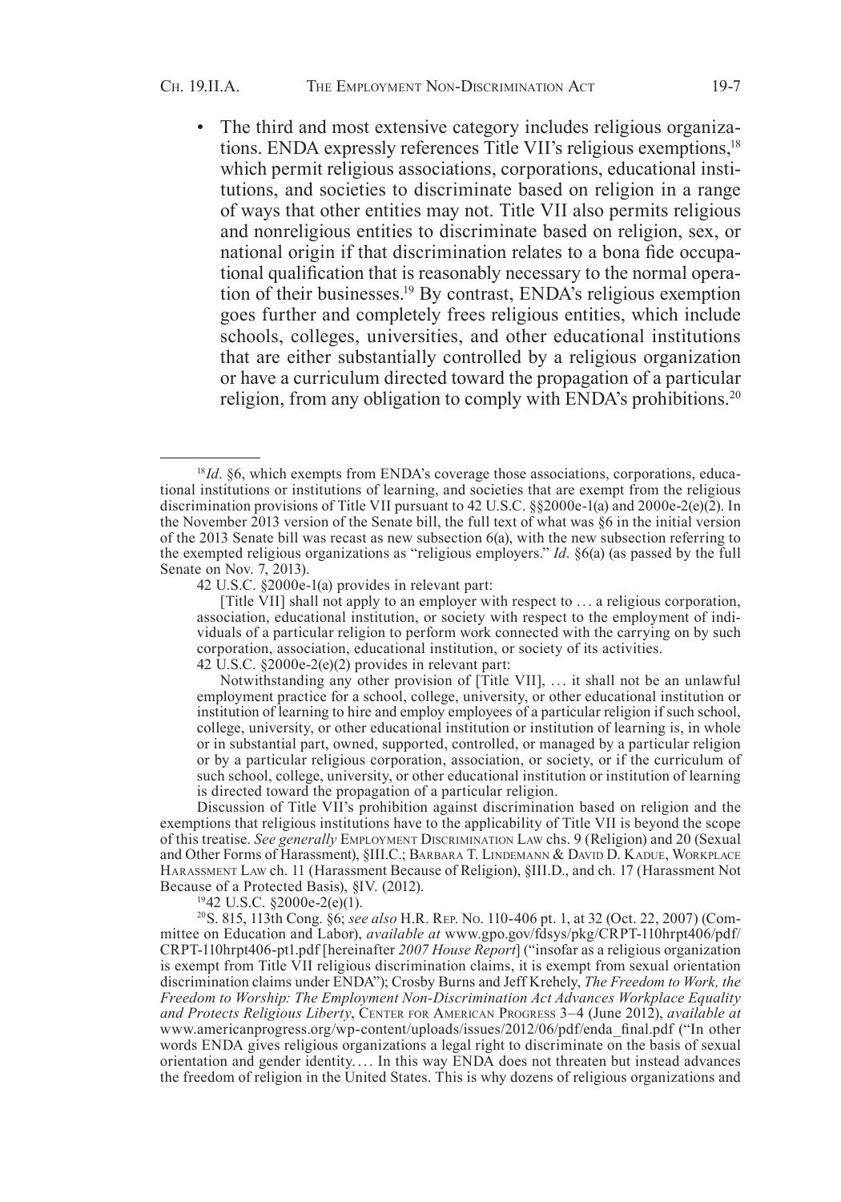- The third and most extensive category includes religious organizations. ENDA expressly references Title VII's religious exemptions,[18] which permit religious associations, corporations, educational institutions, and societies to discriminate based on religion in a range of ways that other entities may not. Title VII also permits religious and nonreligious entities to discriminate based on religion, sex, or national origin if that discrimination relates to a bona fide occupational qualification that is reasonably necessary to the normal operation of their businesses.[19] By contrast, ENDA's religious exemption goes further and completely frees religious entities, which include schools, colleges, universities, and other educational institutions that are either substantially controlled by a religious organization or have a curriculum directed toward the propagation of a particular religion, from any obligation to comply with ENDA's prohibitions.[20]

---

[18] *Id*. §6, which exempts from ENDA's coverage those associations, corporations, educational institutions or institutions of learning, and societies that are exempt from the religious discrimination provisions of Title VII pursuant to 42 U.S.C. §§2000e-1(a) and 2000e-2(e)(2). In the November 2013 version of the Senate bill, the full text of what was §6 in the initial version of the 2013 Senate bill was recast as new subsection 6(a), with the new subsection referring to the exempted religious organizations as "religious employers." *Id*. §6(a) (as passed by the full Senate on Nov. 7, 2013).

42 U.S.C. §2000e-1(a) provides in relevant part:

> [Title VII] shall not apply to an employer with respect to … a religious corporation, association, educational institution, or society with respect to the employment of individuals of a particular religion to perform work connected with the carrying on by such corporation, association, educational institution, or society of its activities.

42 U.S.C. §2000e-2(e)(2) provides in relevant part:

> Notwithstanding any other provision of [Title VII], … it shall not be an unlawful employment practice for a school, college, university, or other educational institution or institution of learning to hire and employ employees of a particular religion if such school, college, university, or other educational institution or institution of learning is, in whole or in substantial part, owned, supported, controlled, or managed by a particular religion or by a particular religious corporation, association, or society, or if the curriculum of such school, college, university, or other educational institution or institution of learning is directed toward the propagation of a particular religion.

Discussion of Title VII's prohibition against discrimination based on religion and the exemptions that religious institutions have to the applicability of Title VII is beyond the scope of this treatise. *See generally* Employment Discrimination Law chs. 9 (Religion) and 20 (Sexual and Other Forms of Harassment), §III.C.; Barbara T. Lindemann & David D. Kadue, Workplace Harassment Law ch. 11 (Harassment Because of Religion), §III.D., and ch. 17 (Harassment Not Because of a Protected Basis), §IV. (2012).

[19] 42 U.S.C. §2000e-2(e)(1).

[20] S. 815, 113th Cong. §6; *see also* H.R. Rep. No. 110-406 pt. 1, at 32 (Oct. 22, 2007) (Committee on Education and Labor), *available at* www.gpo.gov/fdsys/pkg/CRPT-110hrpt406/pdf/CRPT-110hrpt406-pt1.pdf [hereinafter *2007 House Report*] ("insofar as a religious organization is exempt from Title VII religious discrimination claims, it is exempt from sexual orientation discrimination claims under ENDA"); Crosby Burns and Jeff Krehely, *The Freedom to Work, the Freedom to Worship: The Employment Non-Discrimination Act Advances Workplace Equality and Protects Religious Liberty*, Center for American Progress 3–4 (June 2012), *available at* www.americanprogress.org/wp-content/uploads/issues/2012/06/pdf/enda_final.pdf ("In other words ENDA gives religious organizations a legal right to discriminate on the basis of sexual orientation and gender identity.… In this way ENDA does not threaten but instead advances the freedom of religion in the United States. This is why dozens of religious organizations and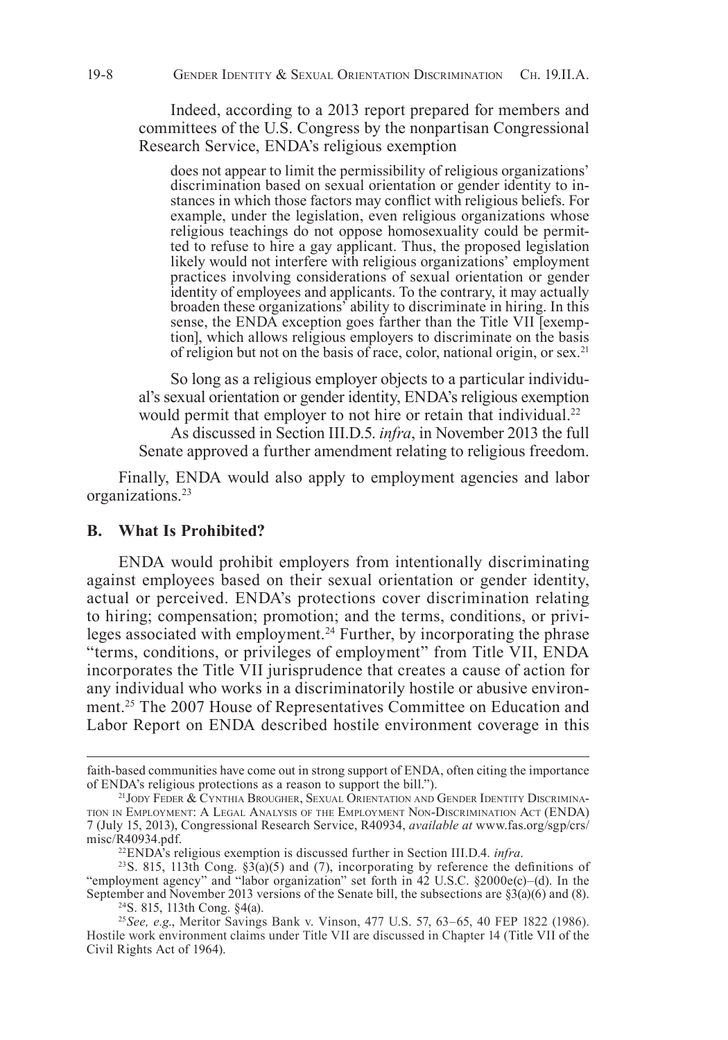Indeed, according to a 2013 report prepared for members and committees of the U.S. Congress by the nonpartisan Congressional Research Service, ENDA's religious exemption

> does not appear to limit the permissibility of religious organizations' discrimination based on sexual orientation or gender identity to instances in which those factors may conflict with religious beliefs. For example, under the legislation, even religious organizations whose religious teachings do not oppose homosexuality could be permitted to refuse to hire a gay applicant. Thus, the proposed legislation likely would not interfere with religious organizations' employment practices involving considerations of sexual orientation or gender identity of employees and applicants. To the contrary, it may actually broaden these organizations' ability to discriminate in hiring. In this sense, the ENDA exception goes farther than the Title VII [exemption], which allows religious employers to discriminate on the basis of religion but not on the basis of race, color, national origin, or sex.[21]

So long as a religious employer objects to a particular individual's sexual orientation or gender identity, ENDA's religious exemption would permit that employer to not hire or retain that individual.[22]

As discussed in Section III.D.5. *infra*, in November 2013 the full Senate approved a further amendment relating to religious freedom.

Finally, ENDA would also apply to employment agencies and labor organizations.[23]

## B. What Is Prohibited?

ENDA would prohibit employers from intentionally discriminating against employees based on their sexual orientation or gender identity, actual or perceived. ENDA's protections cover discrimination relating to hiring; compensation; promotion; and the terms, conditions, or privileges associated with employment.[24] Further, by incorporating the phrase "terms, conditions, or privileges of employment" from Title VII, ENDA incorporates the Title VII jurisprudence that creates a cause of action for any individual who works in a discriminatorily hostile or abusive environment.[25] The 2007 House of Representatives Committee on Education and Labor Report on ENDA described hostile environment coverage in this

---

faith-based communities have come out in strong support of ENDA, often citing the importance of ENDA's religious protections as a reason to support the bill.").

[21] Jody Feder & Cynthia Brougher, Sexual Orientation and Gender Identity Discrimination in Employment: A Legal Analysis of the Employment Non-Discrimination Act (ENDA) 7 (July 15, 2013), Congressional Research Service, R40934, *available at* www.fas.org/sgp/crs/misc/R40934.pdf.

[22] ENDA's religious exemption is discussed further in Section III.D.4. *infra*.

[23] S. 815, 113th Cong. §3(a)(5) and (7), incorporating by reference the definitions of "employment agency" and "labor organization" set forth in 42 U.S.C. §2000e(c)–(d). In the September and November 2013 versions of the Senate bill, the subsections are §3(a)(6) and (8).

[24] S. 815, 113th Cong. §4(a).

[25] *See, e.g.*, Meritor Savings Bank v. Vinson, 477 U.S. 57, 63–65, 40 FEP 1822 (1986). Hostile work environment claims under Title VII are discussed in Chapter 14 (Title VII of the Civil Rights Act of 1964).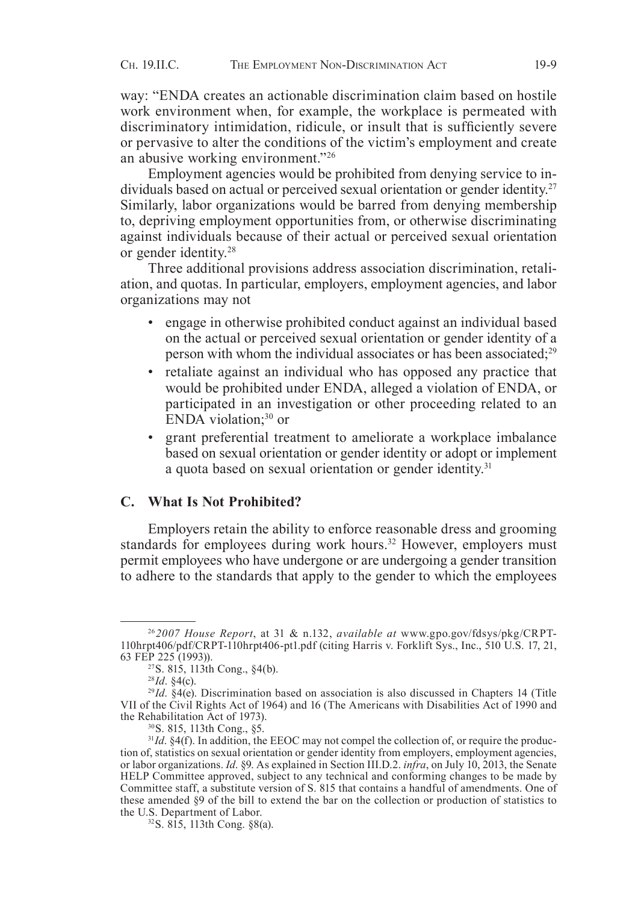way: "ENDA creates an actionable discrimination claim based on hostile work environment when, for example, the workplace is permeated with discriminatory intimidation, ridicule, or insult that is sufficiently severe or pervasive to alter the conditions of the victim's employment and create an abusive working environment."[26]

Employment agencies would be prohibited from denying service to individuals based on actual or perceived sexual orientation or gender identity.[27] Similarly, labor organizations would be barred from denying membership to, depriving employment opportunities from, or otherwise discriminating against individuals because of their actual or perceived sexual orientation or gender identity.[28]

Three additional provisions address association discrimination, retaliation, and quotas. In particular, employers, employment agencies, and labor organizations may not

- engage in otherwise prohibited conduct against an individual based on the actual or perceived sexual orientation or gender identity of a person with whom the individual associates or has been associated;[29]
- retaliate against an individual who has opposed any practice that would be prohibited under ENDA, alleged a violation of ENDA, or participated in an investigation or other proceeding related to an ENDA violation;[30] or
- grant preferential treatment to ameliorate a workplace imbalance based on sexual orientation or gender identity or adopt or implement a quota based on sexual orientation or gender identity.[31]

## C. What Is Not Prohibited?

Employers retain the ability to enforce reasonable dress and grooming standards for employees during work hours.[32] However, employers must permit employees who have undergone or are undergoing a gender transition to adhere to the standards that apply to the gender to which the employees

---

[26] *2007 House Report*, at 31 & n.132, *available at* www.gpo.gov/fdsys/pkg/CRPT-110hrpt406/pdf/CRPT-110hrpt406-pt1.pdf (citing Harris v. Forklift Sys., Inc., 510 U.S. 17, 21, 63 FEP 225 (1993)).

[27] S. 815, 113th Cong., §4(b).

[28] *Id*. §4(c).

[29] *Id*. §4(e). Discrimination based on association is also discussed in Chapters 14 (Title VII of the Civil Rights Act of 1964) and 16 (The Americans with Disabilities Act of 1990 and the Rehabilitation Act of 1973).

[30] S. 815, 113th Cong., §5.

[31] *Id*. §4(f). In addition, the EEOC may not compel the collection of, or require the production of, statistics on sexual orientation or gender identity from employers, employment agencies, or labor organizations. *Id*. §9. As explained in Section III.D.2. *infra*, on July 10, 2013, the Senate HELP Committee approved, subject to any technical and conforming changes to be made by Committee staff, a substitute version of S. 815 that contains a handful of amendments. One of these amended §9 of the bill to extend the bar on the collection or production of statistics to the U.S. Department of Labor.

[32] S. 815, 113th Cong. §8(a).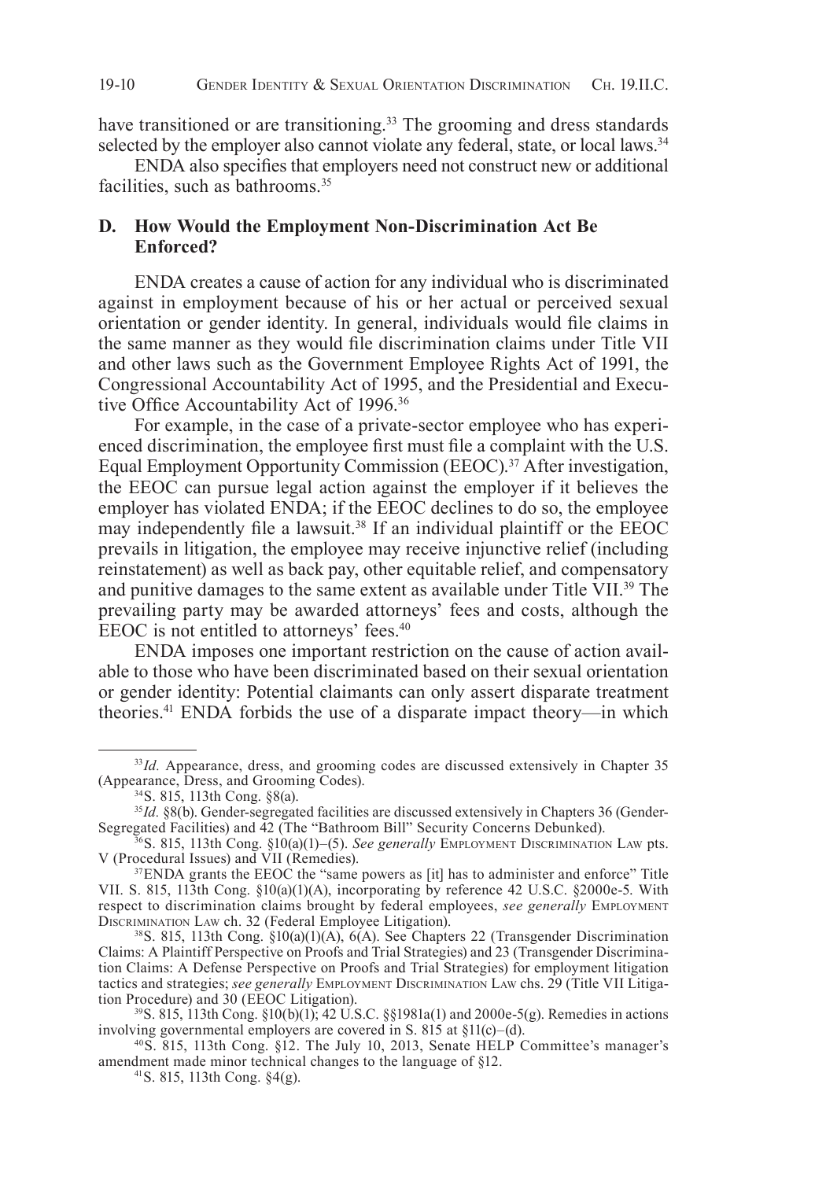have transitioned or are transitioning.[33] The grooming and dress standards selected by the employer also cannot violate any federal, state, or local laws.[34]

ENDA also specifies that employers need not construct new or additional facilities, such as bathrooms.[35]

### D. How Would the Employment Non-Discrimination Act Be Enforced?

ENDA creates a cause of action for any individual who is discriminated against in employment because of his or her actual or perceived sexual orientation or gender identity. In general, individuals would file claims in the same manner as they would file discrimination claims under Title VII and other laws such as the Government Employee Rights Act of 1991, the Congressional Accountability Act of 1995, and the Presidential and Executive Office Accountability Act of 1996.[36]

For example, in the case of a private-sector employee who has experienced discrimination, the employee first must file a complaint with the U.S. Equal Employment Opportunity Commission (EEOC).[37] After investigation, the EEOC can pursue legal action against the employer if it believes the employer has violated ENDA; if the EEOC declines to do so, the employee may independently file a lawsuit.[38] If an individual plaintiff or the EEOC prevails in litigation, the employee may receive injunctive relief (including reinstatement) as well as back pay, other equitable relief, and compensatory and punitive damages to the same extent as available under Title VII.[39] The prevailing party may be awarded attorneys' fees and costs, although the EEOC is not entitled to attorneys' fees.[40]

ENDA imposes one important restriction on the cause of action available to those who have been discriminated based on their sexual orientation or gender identity: Potential claimants can only assert disparate treatment theories.[41] ENDA forbids the use of a disparate impact theory—in which

---

[33] *Id.* Appearance, dress, and grooming codes are discussed extensively in Chapter 35 (Appearance, Dress, and Grooming Codes).

[34] S. 815, 113th Cong. §8(a).

[35] *Id.* §8(b). Gender-segregated facilities are discussed extensively in Chapters 36 (Gender-Segregated Facilities) and 42 (The "Bathroom Bill" Security Concerns Debunked).

[36] S. 815, 113th Cong. §10(a)(1)–(5). *See generally* Employment Discrimination Law pts. V (Procedural Issues) and VII (Remedies).

[37] ENDA grants the EEOC the "same powers as [it] has to administer and enforce" Title VII. S. 815, 113th Cong. §10(a)(1)(A), incorporating by reference 42 U.S.C. §2000e-5. With respect to discrimination claims brought by federal employees, *see generally* Employment Discrimination Law ch. 32 (Federal Employee Litigation).

[38] S. 815, 113th Cong. §10(a)(1)(A), 6(A). See Chapters 22 (Transgender Discrimination Claims: A Plaintiff Perspective on Proofs and Trial Strategies) and 23 (Transgender Discrimination Claims: A Defense Perspective on Proofs and Trial Strategies) for employment litigation tactics and strategies; *see generally* Employment Discrimination Law chs. 29 (Title VII Litigation Procedure) and 30 (EEOC Litigation).

[39] S. 815, 113th Cong. §10(b)(1); 42 U.S.C. §§1981a(1) and 2000e-5(g). Remedies in actions involving governmental employers are covered in S. 815 at §11(c)–(d).

[40] S. 815, 113th Cong. §12. The July 10, 2013, Senate HELP Committee's manager's amendment made minor technical changes to the language of §12.

[41] S. 815, 113th Cong. §4(g).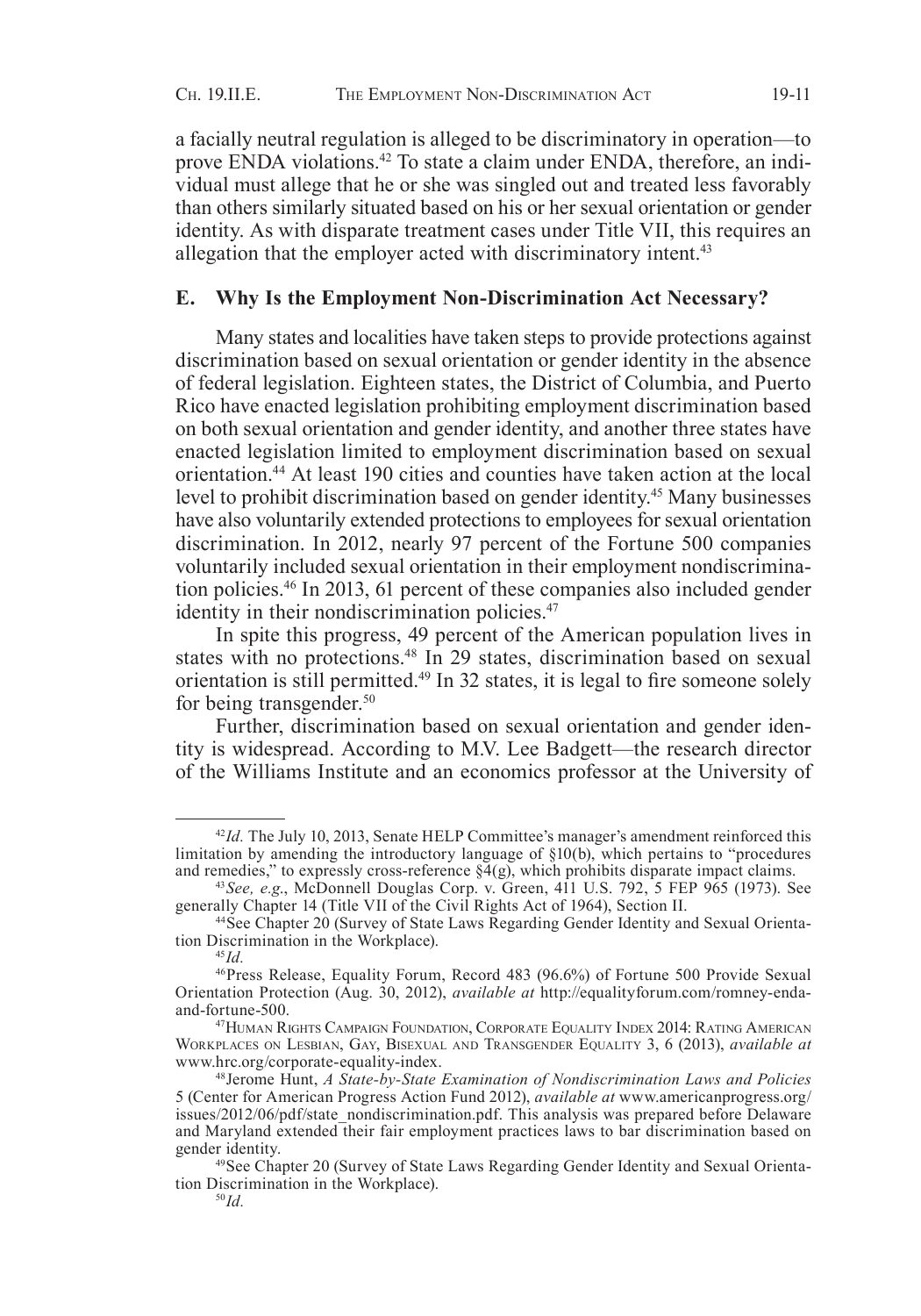a facially neutral regulation is alleged to be discriminatory in operation—to prove ENDA violations.[42] To state a claim under ENDA, therefore, an individual must allege that he or she was singled out and treated less favorably than others similarly situated based on his or her sexual orientation or gender identity. As with disparate treatment cases under Title VII, this requires an allegation that the employer acted with discriminatory intent.[43]

## E. Why Is the Employment Non-Discrimination Act Necessary?

Many states and localities have taken steps to provide protections against discrimination based on sexual orientation or gender identity in the absence of federal legislation. Eighteen states, the District of Columbia, and Puerto Rico have enacted legislation prohibiting employment discrimination based on both sexual orientation and gender identity, and another three states have enacted legislation limited to employment discrimination based on sexual orientation.[44] At least 190 cities and counties have taken action at the local level to prohibit discrimination based on gender identity.[45] Many businesses have also voluntarily extended protections to employees for sexual orientation discrimination. In 2012, nearly 97 percent of the Fortune 500 companies voluntarily included sexual orientation in their employment nondiscrimination policies.[46] In 2013, 61 percent of these companies also included gender identity in their nondiscrimination policies.[47]

In spite this progress, 49 percent of the American population lives in states with no protections.[48] In 29 states, discrimination based on sexual orientation is still permitted.[49] In 32 states, it is legal to fire someone solely for being transgender.[50]

Further, discrimination based on sexual orientation and gender identity is widespread. According to M.V. Lee Badgett—the research director of the Williams Institute and an economics professor at the University of

---

[42] *Id.* The July 10, 2013, Senate HELP Committee's manager's amendment reinforced this limitation by amending the introductory language of §10(b), which pertains to "procedures and remedies," to expressly cross-reference §4(g), which prohibits disparate impact claims.

[43] *See, e.g.*, McDonnell Douglas Corp. v. Green, 411 U.S. 792, 5 FEP 965 (1973). See generally Chapter 14 (Title VII of the Civil Rights Act of 1964), Section II.

[44] See Chapter 20 (Survey of State Laws Regarding Gender Identity and Sexual Orientation Discrimination in the Workplace).

[45] *Id.*

[46] Press Release, Equality Forum, Record 483 (96.6%) of Fortune 500 Provide Sexual Orientation Protection (Aug. 30, 2012), *available at* http://equalityforum.com/romney-enda-and-fortune-500.

[47] Human Rights Campaign Foundation, Corporate Equality Index 2014: Rating American Workplaces on Lesbian, Gay, Bisexual and Transgender Equality 3, 6 (2013), *available at* www.hrc.org/corporate-equality-index.

[48] Jerome Hunt, *A State-by-State Examination of Nondiscrimination Laws and Policies* 5 (Center for American Progress Action Fund 2012), *available at* www.americanprogress.org/issues/2012/06/pdf/state_nondiscrimination.pdf. This analysis was prepared before Delaware and Maryland extended their fair employment practices laws to bar discrimination based on gender identity.

[49] See Chapter 20 (Survey of State Laws Regarding Gender Identity and Sexual Orientation Discrimination in the Workplace).

[50] *Id.*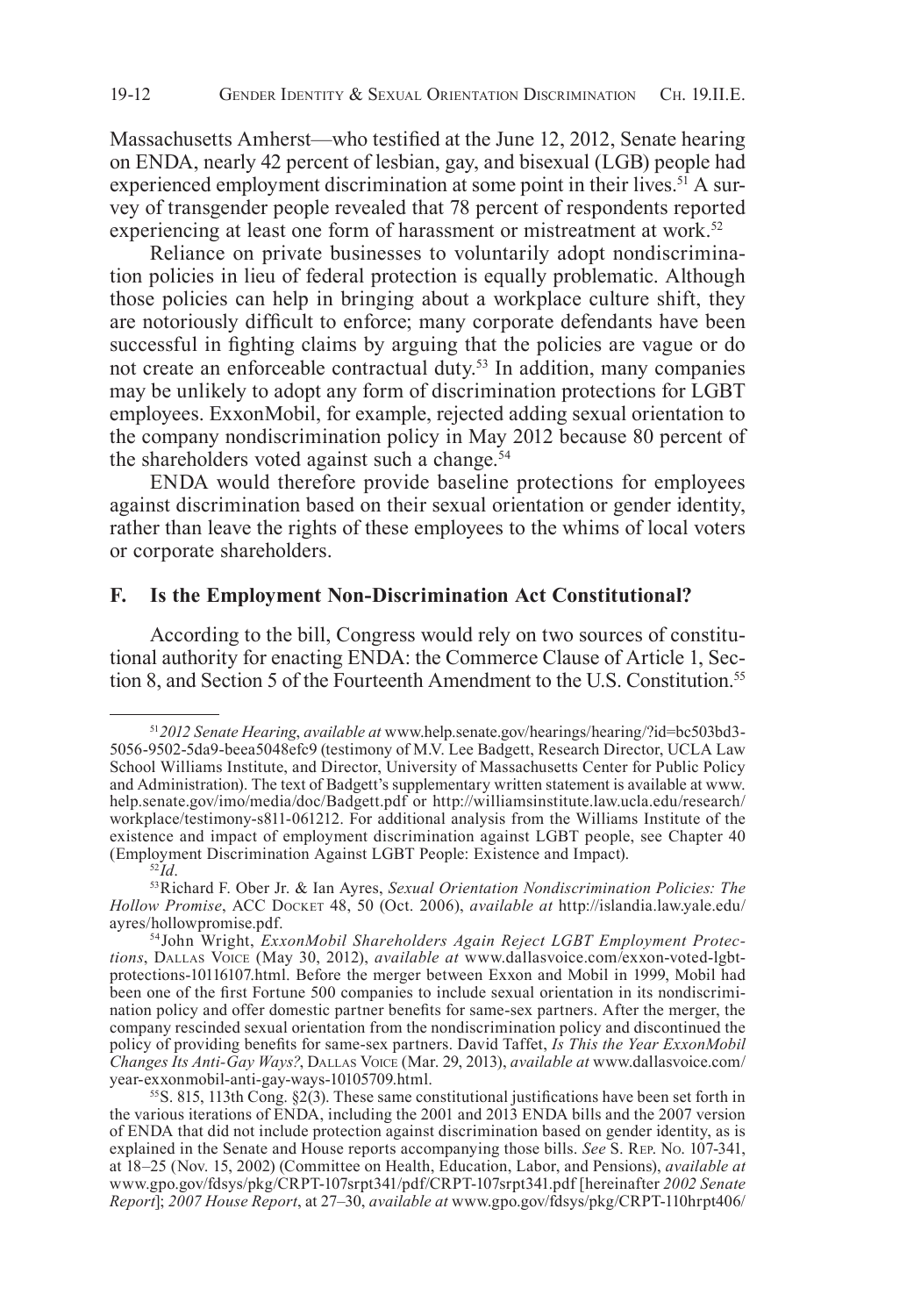Massachusetts Amherst—who testified at the June 12, 2012, Senate hearing on ENDA, nearly 42 percent of lesbian, gay, and bisexual (LGB) people had experienced employment discrimination at some point in their lives.[51] A survey of transgender people revealed that 78 percent of respondents reported experiencing at least one form of harassment or mistreatment at work.[52]

Reliance on private businesses to voluntarily adopt nondiscrimination policies in lieu of federal protection is equally problematic. Although those policies can help in bringing about a workplace culture shift, they are notoriously difficult to enforce; many corporate defendants have been successful in fighting claims by arguing that the policies are vague or do not create an enforceable contractual duty.[53] In addition, many companies may be unlikely to adopt any form of discrimination protections for LGBT employees. ExxonMobil, for example, rejected adding sexual orientation to the company nondiscrimination policy in May 2012 because 80 percent of the shareholders voted against such a change.[54]

ENDA would therefore provide baseline protections for employees against discrimination based on their sexual orientation or gender identity, rather than leave the rights of these employees to the whims of local voters or corporate shareholders.

### F. Is the Employment Non-Discrimination Act Constitutional?

According to the bill, Congress would rely on two sources of constitutional authority for enacting ENDA: the Commerce Clause of Article 1, Section 8, and Section 5 of the Fourteenth Amendment to the U.S. Constitution.[55]

---

[51] *2012 Senate Hearing*, *available at* www.help.senate.gov/hearings/hearing/?id=bc503bd3-5056-9502-5da9-beea5048efc9 (testimony of M.V. Lee Badgett, Research Director, UCLA Law School Williams Institute, and Director, University of Massachusetts Center for Public Policy and Administration). The text of Badgett's supplementary written statement is available at www.help.senate.gov/imo/media/doc/Badgett.pdf or http://williamsinstitute.law.ucla.edu/research/workplace/testimony-s811-061212. For additional analysis from the Williams Institute of the existence and impact of employment discrimination against LGBT people, see Chapter 40 (Employment Discrimination Against LGBT People: Existence and Impact).

[52] *Id*.

[53] Richard F. Ober Jr. & Ian Ayres, *Sexual Orientation Nondiscrimination Policies: The Hollow Promise*, ACC Docket 48, 50 (Oct. 2006), *available at* http://islandia.law.yale.edu/ayres/hollowpromise.pdf.

[54] John Wright, *ExxonMobil Shareholders Again Reject LGBT Employment Protections*, Dallas Voice (May 30, 2012), *available at* www.dallasvoice.com/exxon-voted-lgbt-protections-10116107.html. Before the merger between Exxon and Mobil in 1999, Mobil had been one of the first Fortune 500 companies to include sexual orientation in its nondiscrimination policy and offer domestic partner benefits for same-sex partners. After the merger, the company rescinded sexual orientation from the nondiscrimination policy and discontinued the policy of providing benefits for same-sex partners. David Taffet, *Is This the Year ExxonMobil Changes Its Anti-Gay Ways?*, Dallas Voice (Mar. 29, 2013), *available at* www.dallasvoice.com/year-exxonmobil-anti-gay-ways-10105709.html.

[55] S. 815, 113th Cong. §2(3). These same constitutional justifications have been set forth in the various iterations of ENDA, including the 2001 and 2013 ENDA bills and the 2007 version of ENDA that did not include protection against discrimination based on gender identity, as is explained in the Senate and House reports accompanying those bills. *See* S. Rep. No. 107-341, at 18–25 (Nov. 15, 2002) (Committee on Health, Education, Labor, and Pensions), *available at* www.gpo.gov/fdsys/pkg/CRPT-107srpt341/pdf/CRPT-107srpt341.pdf [hereinafter *2002 Senate Report*]; *2007 House Report*, at 27–30, *available at* www.gpo.gov/fdsys/pkg/CRPT-110hrpt406/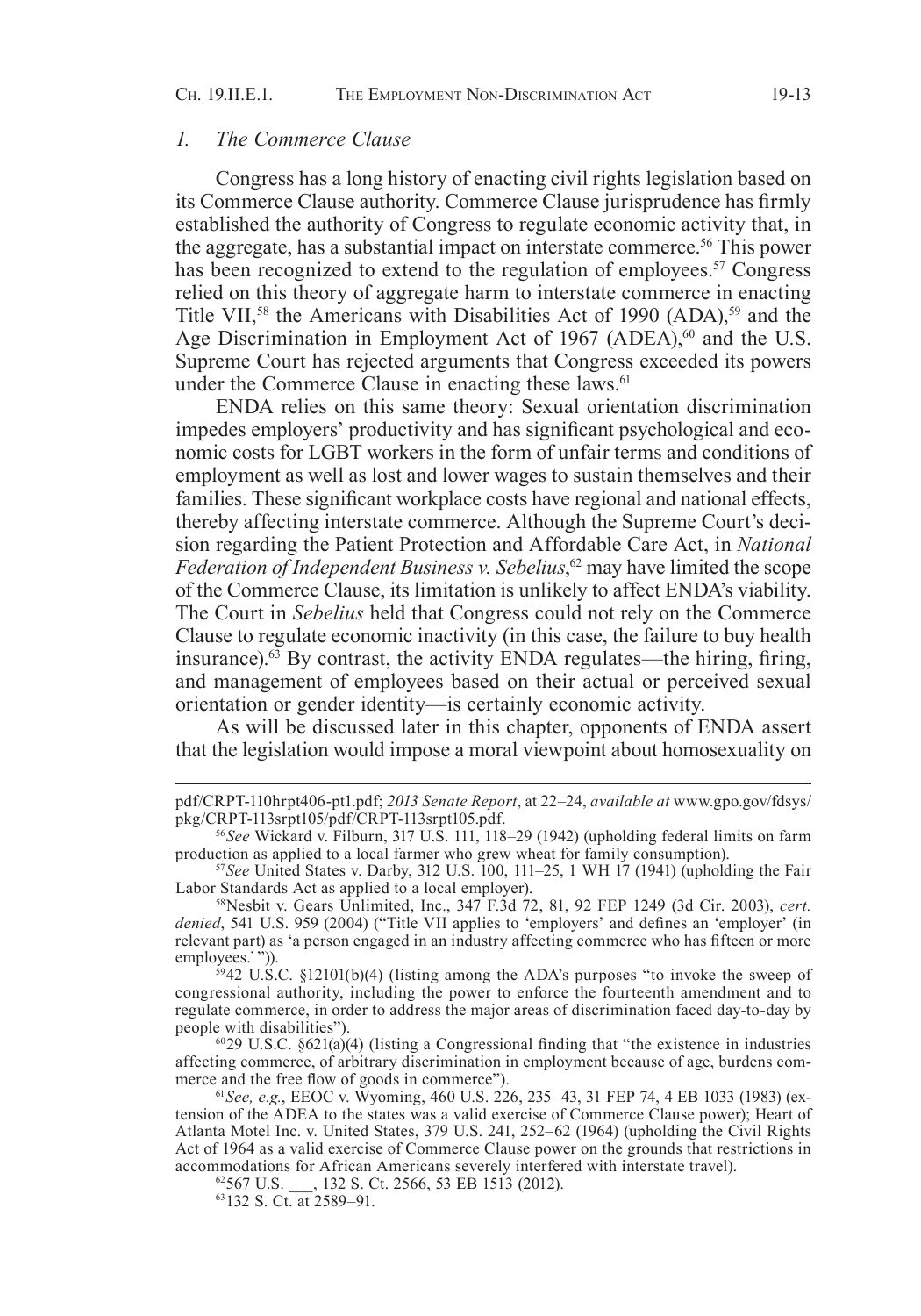### *1. The Commerce Clause*

Congress has a long history of enacting civil rights legislation based on its Commerce Clause authority. Commerce Clause jurisprudence has firmly established the authority of Congress to regulate economic activity that, in the aggregate, has a substantial impact on interstate commerce.[56] This power has been recognized to extend to the regulation of employees.[57] Congress relied on this theory of aggregate harm to interstate commerce in enacting Title VII,[58] the Americans with Disabilities Act of 1990 (ADA),[59] and the Age Discrimination in Employment Act of 1967 (ADEA),[60] and the U.S. Supreme Court has rejected arguments that Congress exceeded its powers under the Commerce Clause in enacting these laws.[61]

ENDA relies on this same theory: Sexual orientation discrimination impedes employers' productivity and has significant psychological and economic costs for LGBT workers in the form of unfair terms and conditions of employment as well as lost and lower wages to sustain themselves and their families. These significant workplace costs have regional and national effects, thereby affecting interstate commerce. Although the Supreme Court's decision regarding the Patient Protection and Affordable Care Act, in *National Federation of Independent Business v. Sebelius*,[62] may have limited the scope of the Commerce Clause, its limitation is unlikely to affect ENDA's viability. The Court in *Sebelius* held that Congress could not rely on the Commerce Clause to regulate economic inactivity (in this case, the failure to buy health insurance).[63] By contrast, the activity ENDA regulates—the hiring, firing, and management of employees based on their actual or perceived sexual orientation or gender identity—is certainly economic activity.

As will be discussed later in this chapter, opponents of ENDA assert that the legislation would impose a moral viewpoint about homosexuality on

---

pdf/CRPT-110hrpt406-pt1.pdf; *2013 Senate Report*, at 22–24, *available at* www.gpo.gov/fdsys/pkg/CRPT-113srpt105/pdf/CRPT-113srpt105.pdf.

[56] *See* Wickard v. Filburn, 317 U.S. 111, 118–29 (1942) (upholding federal limits on farm production as applied to a local farmer who grew wheat for family consumption).

[57] *See* United States v. Darby, 312 U.S. 100, 111–25, 1 WH 17 (1941) (upholding the Fair Labor Standards Act as applied to a local employer).

[58] Nesbit v. Gears Unlimited, Inc., 347 F.3d 72, 81, 92 FEP 1249 (3d Cir. 2003), *cert. denied*, 541 U.S. 959 (2004) ("Title VII applies to 'employers' and defines an 'employer' (in relevant part) as 'a person engaged in an industry affecting commerce who has fifteen or more employees.'")).

[59] 42 U.S.C. §12101(b)(4) (listing among the ADA's purposes "to invoke the sweep of congressional authority, including the power to enforce the fourteenth amendment and to regulate commerce, in order to address the major areas of discrimination faced day-to-day by people with disabilities").

[60] 29 U.S.C. §621(a)(4) (listing a Congressional finding that "the existence in industries affecting commerce, of arbitrary discrimination in employment because of age, burdens commerce and the free flow of goods in commerce").

[61] *See, e.g.*, EEOC v. Wyoming, 460 U.S. 226, 235–43, 31 FEP 74, 4 EB 1033 (1983) (extension of the ADEA to the states was a valid exercise of Commerce Clause power); Heart of Atlanta Motel Inc. v. United States, 379 U.S. 241, 252–62 (1964) (upholding the Civil Rights Act of 1964 as a valid exercise of Commerce Clause power on the grounds that restrictions in accommodations for African Americans severely interfered with interstate travel).

[62] 567 U.S. ___, 132 S. Ct. 2566, 53 EB 1513 (2012).

[63] 132 S. Ct. at 2589–91.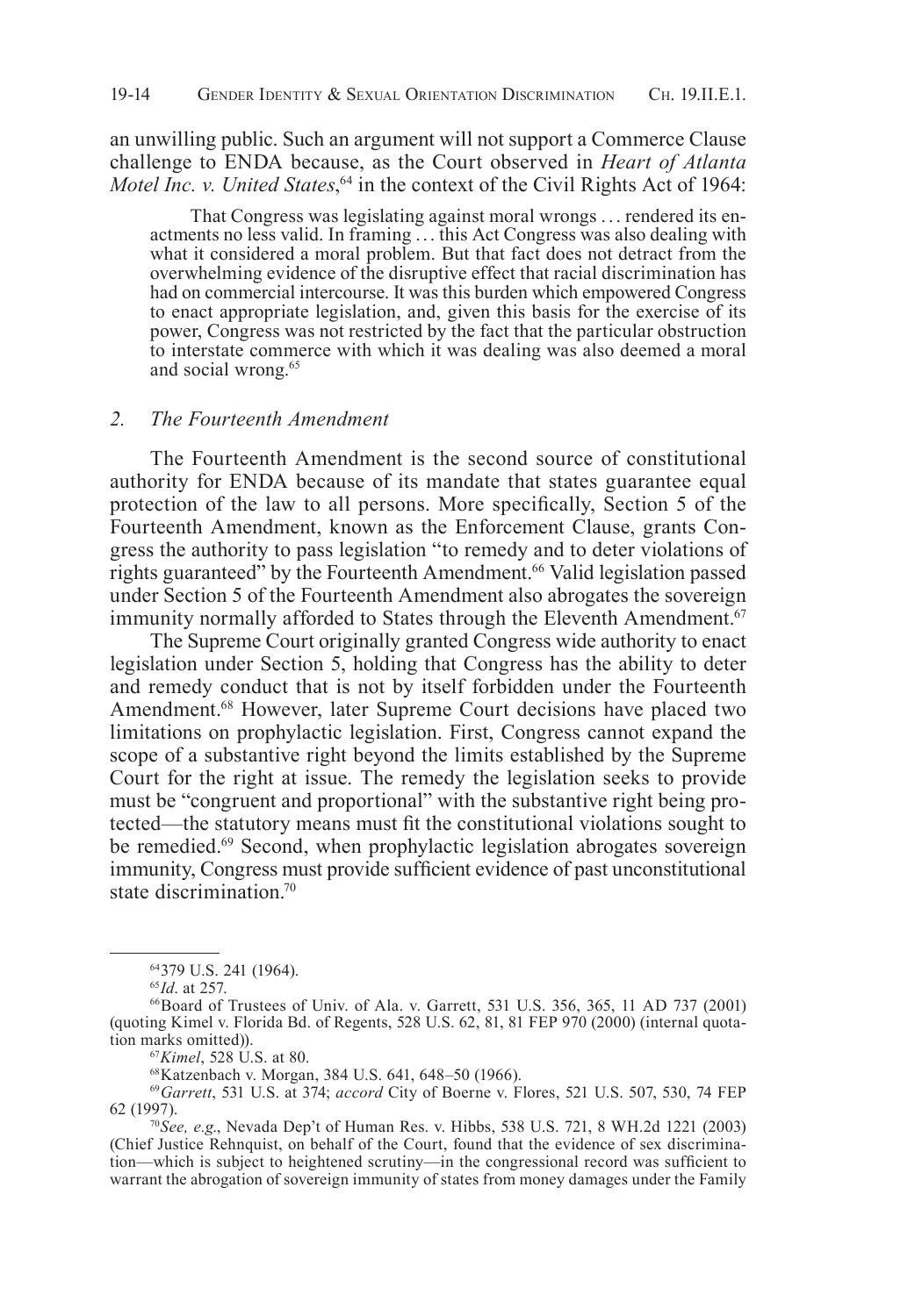an unwilling public. Such an argument will not support a Commerce Clause challenge to ENDA because, as the Court observed in *Heart of Atlanta Motel Inc. v. United States*,[64] in the context of the Civil Rights Act of 1964:

> That Congress was legislating against moral wrongs . . . rendered its enactments no less valid. In framing . . . this Act Congress was also dealing with what it considered a moral problem. But that fact does not detract from the overwhelming evidence of the disruptive effect that racial discrimination has had on commercial intercourse. It was this burden which empowered Congress to enact appropriate legislation, and, given this basis for the exercise of its power, Congress was not restricted by the fact that the particular obstruction to interstate commerce with which it was dealing was also deemed a moral and social wrong.[65]

### *2. The Fourteenth Amendment*

The Fourteenth Amendment is the second source of constitutional authority for ENDA because of its mandate that states guarantee equal protection of the law to all persons. More specifically, Section 5 of the Fourteenth Amendment, known as the Enforcement Clause, grants Congress the authority to pass legislation "to remedy and to deter violations of rights guaranteed" by the Fourteenth Amendment.[66] Valid legislation passed under Section 5 of the Fourteenth Amendment also abrogates the sovereign immunity normally afforded to States through the Eleventh Amendment.[67]

The Supreme Court originally granted Congress wide authority to enact legislation under Section 5, holding that Congress has the ability to deter and remedy conduct that is not by itself forbidden under the Fourteenth Amendment.[68] However, later Supreme Court decisions have placed two limitations on prophylactic legislation. First, Congress cannot expand the scope of a substantive right beyond the limits established by the Supreme Court for the right at issue. The remedy the legislation seeks to provide must be "congruent and proportional" with the substantive right being protected—the statutory means must fit the constitutional violations sought to be remedied.[69] Second, when prophylactic legislation abrogates sovereign immunity, Congress must provide sufficient evidence of past unconstitutional state discrimination.[70]

---

[64] 379 U.S. 241 (1964).

[65] *Id*. at 257.

[66] Board of Trustees of Univ. of Ala. v. Garrett, 531 U.S. 356, 365, 11 AD 737 (2001) (quoting Kimel v. Florida Bd. of Regents, 528 U.S. 62, 81, 81 FEP 970 (2000) (internal quotation marks omitted)).

[67] *Kimel*, 528 U.S. at 80.

[68] Katzenbach v. Morgan, 384 U.S. 641, 648–50 (1966).

[69] *Garrett*, 531 U.S. at 374; *accord* City of Boerne v. Flores, 521 U.S. 507, 530, 74 FEP 62 (1997).

[70] *See, e.g*., Nevada Dep't of Human Res. v. Hibbs, 538 U.S. 721, 8 WH.2d 1221 (2003) (Chief Justice Rehnquist, on behalf of the Court, found that the evidence of sex discrimination—which is subject to heightened scrutiny—in the congressional record was sufficient to warrant the abrogation of sovereign immunity of states from money damages under the Family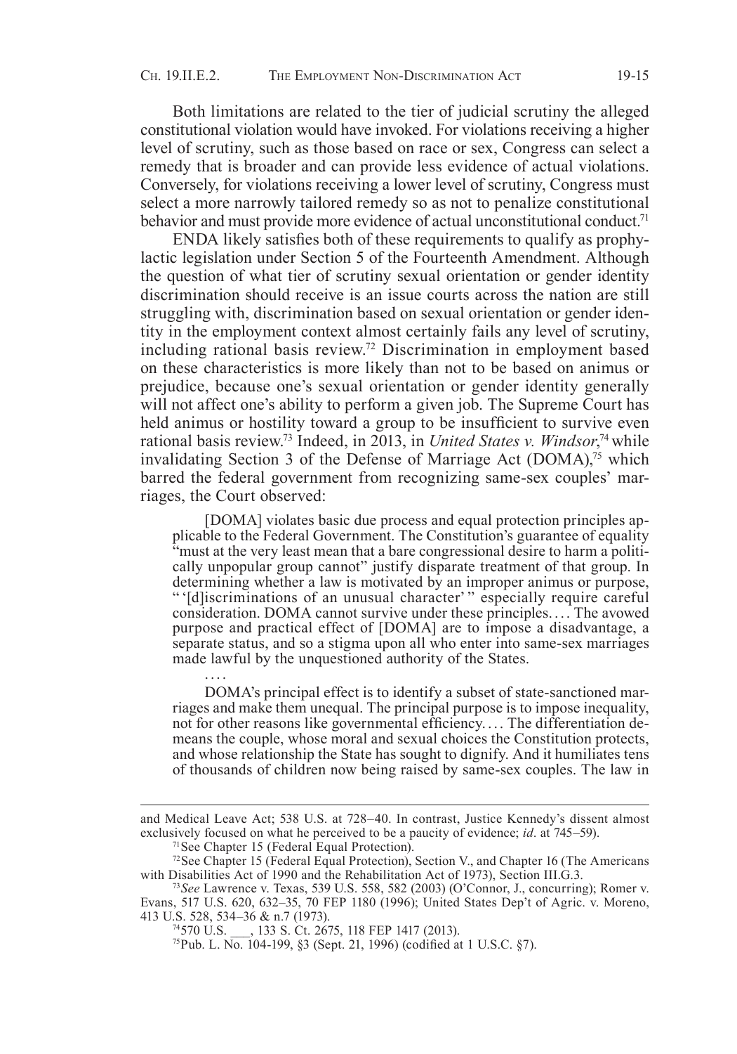Both limitations are related to the tier of judicial scrutiny the alleged constitutional violation would have invoked. For violations receiving a higher level of scrutiny, such as those based on race or sex, Congress can select a remedy that is broader and can provide less evidence of actual violations. Conversely, for violations receiving a lower level of scrutiny, Congress must select a more narrowly tailored remedy so as not to penalize constitutional behavior and must provide more evidence of actual unconstitutional conduct.[71]

ENDA likely satisfies both of these requirements to qualify as prophylactic legislation under Section 5 of the Fourteenth Amendment. Although the question of what tier of scrutiny sexual orientation or gender identity discrimination should receive is an issue courts across the nation are still struggling with, discrimination based on sexual orientation or gender identity in the employment context almost certainly fails any level of scrutiny, including rational basis review.[72] Discrimination in employment based on these characteristics is more likely than not to be based on animus or prejudice, because one's sexual orientation or gender identity generally will not affect one's ability to perform a given job. The Supreme Court has held animus or hostility toward a group to be insufficient to survive even rational basis review.[73] Indeed, in 2013, in *United States v. Windsor*,[74] while invalidating Section 3 of the Defense of Marriage Act (DOMA),[75] which barred the federal government from recognizing same-sex couples' marriages, the Court observed:

> [DOMA] violates basic due process and equal protection principles applicable to the Federal Government. The Constitution's guarantee of equality "must at the very least mean that a bare congressional desire to harm a politically unpopular group cannot" justify disparate treatment of that group. In determining whether a law is motivated by an improper animus or purpose, " '[d]iscriminations of an unusual character' " especially require careful consideration. DOMA cannot survive under these principles. . . . The avowed purpose and practical effect of [DOMA] are to impose a disadvantage, a separate status, and so a stigma upon all who enter into same-sex marriages made lawful by the unquestioned authority of the States.
>
> . . . .
>
> DOMA's principal effect is to identify a subset of state-sanctioned marriages and make them unequal. The principal purpose is to impose inequality, not for other reasons like governmental efficiency. . . . The differentiation demeans the couple, whose moral and sexual choices the Constitution protects, and whose relationship the State has sought to dignify. And it humiliates tens of thousands of children now being raised by same-sex couples. The law in

---

and Medical Leave Act; 538 U.S. at 728–40. In contrast, Justice Kennedy's dissent almost exclusively focused on what he perceived to be a paucity of evidence; *id*. at 745–59).

[71] See Chapter 15 (Federal Equal Protection).

[72] See Chapter 15 (Federal Equal Protection), Section V., and Chapter 16 (The Americans with Disabilities Act of 1990 and the Rehabilitation Act of 1973), Section III.G.3.

[73] *See* Lawrence v. Texas, 539 U.S. 558, 582 (2003) (O'Connor, J., concurring); Romer v. Evans, 517 U.S. 620, 632–35, 70 FEP 1180 (1996); United States Dep't of Agric. v. Moreno, 413 U.S. 528, 534–36 & n.7 (1973).

[74] 570 U.S. ___, 133 S. Ct. 2675, 118 FEP 1417 (2013).

[75] Pub. L. No. 104-199, §3 (Sept. 21, 1996) (codified at 1 U.S.C. §7).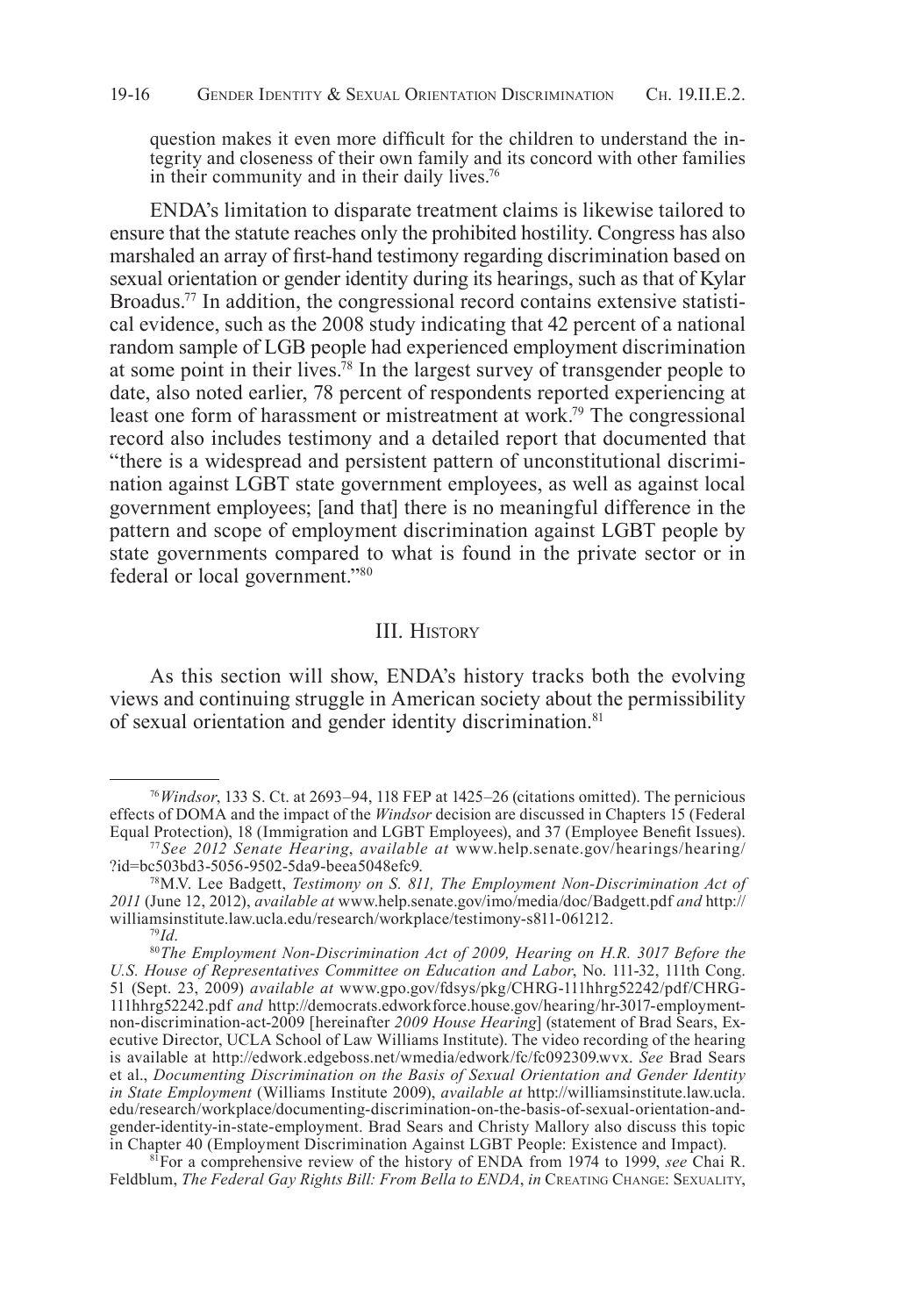question makes it even more difficult for the children to understand the integrity and closeness of their own family and its concord with other families in their community and in their daily lives.[76]

ENDA's limitation to disparate treatment claims is likewise tailored to ensure that the statute reaches only the prohibited hostility. Congress has also marshaled an array of first-hand testimony regarding discrimination based on sexual orientation or gender identity during its hearings, such as that of Kylar Broadus.[77] In addition, the congressional record contains extensive statistical evidence, such as the 2008 study indicating that 42 percent of a national random sample of LGB people had experienced employment discrimination at some point in their lives.[78] In the largest survey of transgender people to date, also noted earlier, 78 percent of respondents reported experiencing at least one form of harassment or mistreatment at work.[79] The congressional record also includes testimony and a detailed report that documented that "there is a widespread and persistent pattern of unconstitutional discrimination against LGBT state government employees, as well as against local government employees; [and that] there is no meaningful difference in the pattern and scope of employment discrimination against LGBT people by state governments compared to what is found in the private sector or in federal or local government."[80]

## III. History

As this section will show, ENDA's history tracks both the evolving views and continuing struggle in American society about the permissibility of sexual orientation and gender identity discrimination.[81]

---

[76] *Windsor*, 133 S. Ct. at 2693–94, 118 FEP at 1425–26 (citations omitted). The pernicious effects of DOMA and the impact of the *Windsor* decision are discussed in Chapters 15 (Federal Equal Protection), 18 (Immigration and LGBT Employees), and 37 (Employee Benefit Issues).

[77] *See 2012 Senate Hearing*, *available at* www.help.senate.gov/hearings/hearing/?id=bc503bd3-5056-9502-5da9-beea5048efc9.

[78] M.V. Lee Badgett, *Testimony on S. 811, The Employment Non-Discrimination Act of 2011* (June 12, 2012), *available at* www.help.senate.gov/imo/media/doc/Badgett.pdf *and* http://williamsinstitute.law.ucla.edu/research/workplace/testimony-s811-061212.

[79] *Id*.

[80] *The Employment Non-Discrimination Act of 2009, Hearing on H.R. 3017 Before the U.S. House of Representatives Committee on Education and Labor*, No. 111-32, 111th Cong. 51 (Sept. 23, 2009) *available at* www.gpo.gov/fdsys/pkg/CHRG-111hhrg52242/pdf/CHRG-111hhrg52242.pdf *and* http://democrats.edworkforce.house.gov/hearing/hr-3017-employment-non-discrimination-act-2009 [hereinafter *2009 House Hearing*] (statement of Brad Sears, Executive Director, UCLA School of Law Williams Institute). The video recording of the hearing is available at http://edwork.edgeboss.net/wmedia/edwork/fc/fc092309.wvx. *See* Brad Sears et al., *Documenting Discrimination on the Basis of Sexual Orientation and Gender Identity in State Employment* (Williams Institute 2009), *available at* http://williamsinstitute.law.ucla.edu/research/workplace/documenting-discrimination-on-the-basis-of-sexual-orientation-and-gender-identity-in-state-employment. Brad Sears and Christy Mallory also discuss this topic in Chapter 40 (Employment Discrimination Against LGBT People: Existence and Impact).

[81] For a comprehensive review of the history of ENDA from 1974 to 1999, *see* Chai R. Feldblum, *The Federal Gay Rights Bill: From Bella to ENDA*, *in* Creating Change: Sexuality,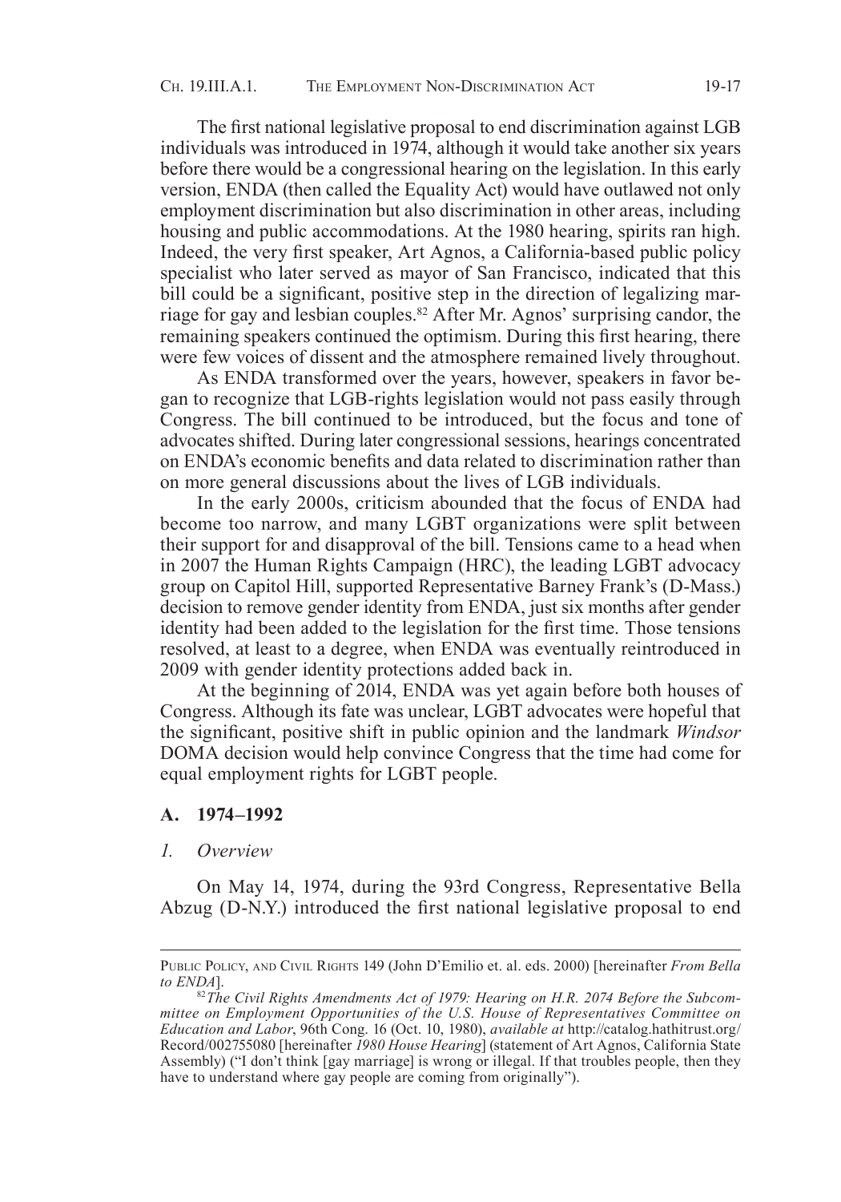The first national legislative proposal to end discrimination against LGB individuals was introduced in 1974, although it would take another six years before there would be a congressional hearing on the legislation. In this early version, ENDA (then called the Equality Act) would have outlawed not only employment discrimination but also discrimination in other areas, including housing and public accommodations. At the 1980 hearing, spirits ran high. Indeed, the very first speaker, Art Agnos, a California-based public policy specialist who later served as mayor of San Francisco, indicated that this bill could be a significant, positive step in the direction of legalizing marriage for gay and lesbian couples.[82] After Mr. Agnos' surprising candor, the remaining speakers continued the optimism. During this first hearing, there were few voices of dissent and the atmosphere remained lively throughout.

As ENDA transformed over the years, however, speakers in favor began to recognize that LGB-rights legislation would not pass easily through Congress. The bill continued to be introduced, but the focus and tone of advocates shifted. During later congressional sessions, hearings concentrated on ENDA's economic benefits and data related to discrimination rather than on more general discussions about the lives of LGB individuals.

In the early 2000s, criticism abounded that the focus of ENDA had become too narrow, and many LGBT organizations were split between their support for and disapproval of the bill. Tensions came to a head when in 2007 the Human Rights Campaign (HRC), the leading LGBT advocacy group on Capitol Hill, supported Representative Barney Frank's (D-Mass.) decision to remove gender identity from ENDA, just six months after gender identity had been added to the legislation for the first time. Those tensions resolved, at least to a degree, when ENDA was eventually reintroduced in 2009 with gender identity protections added back in.

At the beginning of 2014, ENDA was yet again before both houses of Congress. Although its fate was unclear, LGBT advocates were hopeful that the significant, positive shift in public opinion and the landmark *Windsor* DOMA decision would help convince Congress that the time had come for equal employment rights for LGBT people.

## A. 1974–1992

### *1. Overview*

On May 14, 1974, during the 93rd Congress, Representative Bella Abzug (D-N.Y.) introduced the first national legislative proposal to end

---

Public Policy, and Civil Rights 149 (John D'Emilio et. al. eds. 2000) [hereinafter *From Bella to ENDA*].

[82] *The Civil Rights Amendments Act of 1979: Hearing on H.R. 2074 Before the Subcommittee on Employment Opportunities of the U.S. House of Representatives Committee on Education and Labor*, 96th Cong. 16 (Oct. 10, 1980), *available at* http://catalog.hathitrust.org/Record/002755080 [hereinafter *1980 House Hearing*] (statement of Art Agnos, California State Assembly) ("I don't think [gay marriage] is wrong or illegal. If that troubles people, then they have to understand where gay people are coming from originally").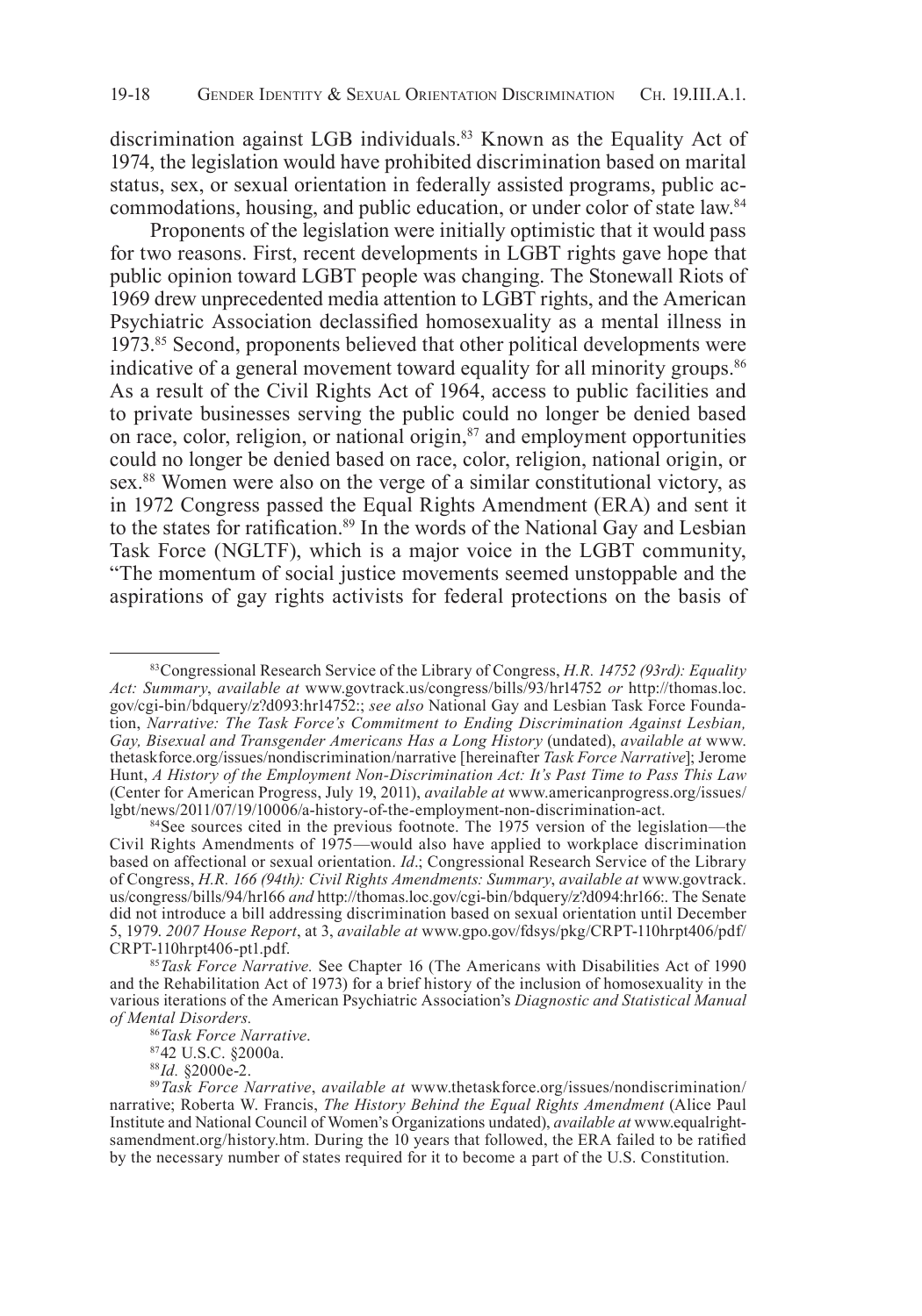discrimination against LGB individuals.[83] Known as the Equality Act of 1974, the legislation would have prohibited discrimination based on marital status, sex, or sexual orientation in federally assisted programs, public accommodations, housing, and public education, or under color of state law.[84]

Proponents of the legislation were initially optimistic that it would pass for two reasons. First, recent developments in LGBT rights gave hope that public opinion toward LGBT people was changing. The Stonewall Riots of 1969 drew unprecedented media attention to LGBT rights, and the American Psychiatric Association declassified homosexuality as a mental illness in 1973.[85] Second, proponents believed that other political developments were indicative of a general movement toward equality for all minority groups.[86] As a result of the Civil Rights Act of 1964, access to public facilities and to private businesses serving the public could no longer be denied based on race, color, religion, or national origin,[87] and employment opportunities could no longer be denied based on race, color, religion, national origin, or sex.[88] Women were also on the verge of a similar constitutional victory, as in 1972 Congress passed the Equal Rights Amendment (ERA) and sent it to the states for ratification.[89] In the words of the National Gay and Lesbian Task Force (NGLTF), which is a major voice in the LGBT community, "The momentum of social justice movements seemed unstoppable and the aspirations of gay rights activists for federal protections on the basis of

---

[83] Congressional Research Service of the Library of Congress, *H.R. 14752 (93rd): Equality Act: Summary*, *available at* www.govtrack.us/congress/bills/93/hr14752 *or* http://thomas.loc.gov/cgi-bin/bdquery/z?d093:hr14752:; *see also* National Gay and Lesbian Task Force Foundation, *Narrative: The Task Force's Commitment to Ending Discrimination Against Lesbian, Gay, Bisexual and Transgender Americans Has a Long History* (undated), *available at* www.thetaskforce.org/issues/nondiscrimination/narrative [hereinafter *Task Force Narrative*]; Jerome Hunt, *A History of the Employment Non-Discrimination Act: It's Past Time to Pass This Law* (Center for American Progress, July 19, 2011), *available at* www.americanprogress.org/issues/lgbt/news/2011/07/19/10006/a-history-of-the-employment-non-discrimination-act.

[84] See sources cited in the previous footnote. The 1975 version of the legislation—the Civil Rights Amendments of 1975—would also have applied to workplace discrimination based on affectional or sexual orientation. *Id*.; Congressional Research Service of the Library of Congress, *H.R. 166 (94th): Civil Rights Amendments: Summary*, *available at* www.govtrack.us/congress/bills/94/hr166 *and* http://thomas.loc.gov/cgi-bin/bdquery/z?d094:hr166:. The Senate did not introduce a bill addressing discrimination based on sexual orientation until December 5, 1979. *2007 House Report*, at 3, *available at* www.gpo.gov/fdsys/pkg/CRPT-110hrpt406/pdf/CRPT-110hrpt406-pt1.pdf.

[85] *Task Force Narrative.* See Chapter 16 (The Americans with Disabilities Act of 1990 and the Rehabilitation Act of 1973) for a brief history of the inclusion of homosexuality in the various iterations of the American Psychiatric Association's *Diagnostic and Statistical Manual of Mental Disorders.*

[86] *Task Force Narrative*.

[87] 42 U.S.C. §2000a.

[88] *Id.* §2000e-2.

[89] *Task Force Narrative*, *available at* www.thetaskforce.org/issues/nondiscrimination/narrative; Roberta W. Francis, *The History Behind the Equal Rights Amendment* (Alice Paul Institute and National Council of Women's Organizations undated), *available at* www.equalrightsamendment.org/history.htm. During the 10 years that followed, the ERA failed to be ratified by the necessary number of states required for it to become a part of the U.S. Constitution.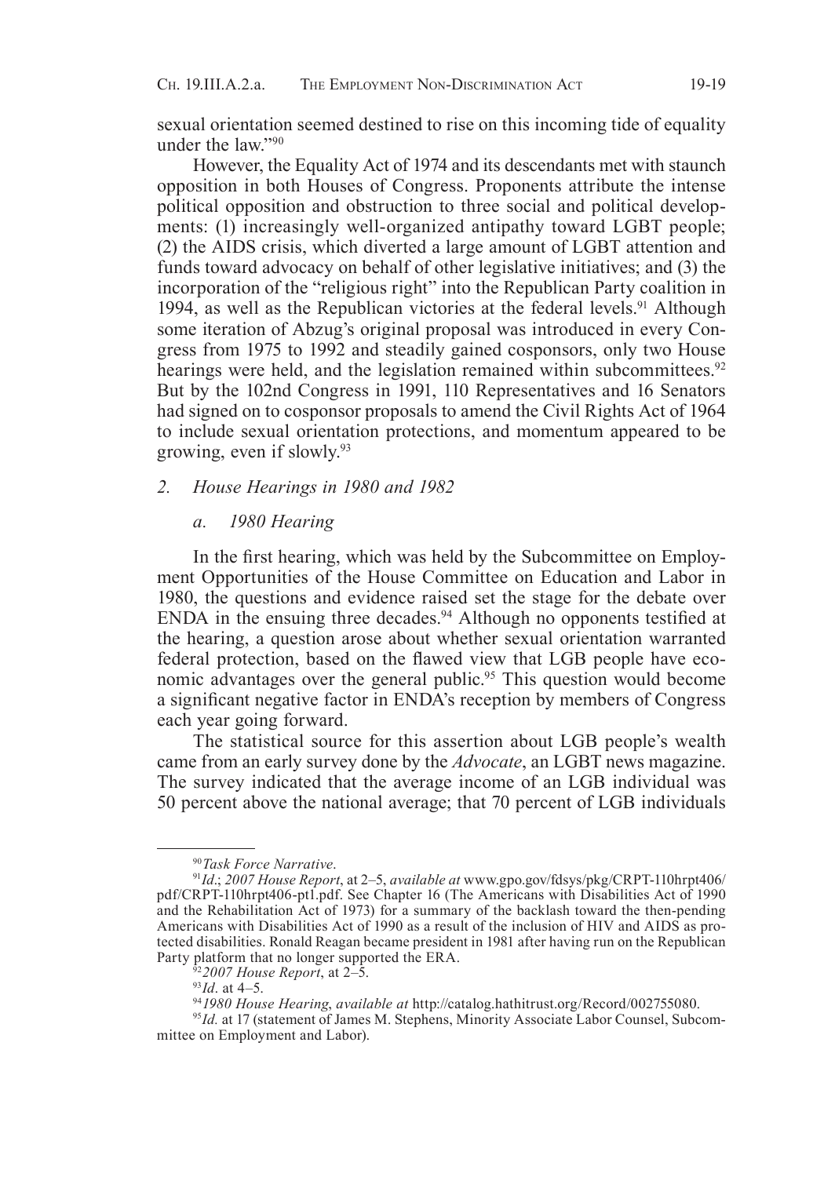sexual orientation seemed destined to rise on this incoming tide of equality under the law."[90]

However, the Equality Act of 1974 and its descendants met with staunch opposition in both Houses of Congress. Proponents attribute the intense political opposition and obstruction to three social and political developments: (1) increasingly well-organized antipathy toward LGBT people; (2) the AIDS crisis, which diverted a large amount of LGBT attention and funds toward advocacy on behalf of other legislative initiatives; and (3) the incorporation of the "religious right" into the Republican Party coalition in 1994, as well as the Republican victories at the federal levels.[91] Although some iteration of Abzug's original proposal was introduced in every Congress from 1975 to 1992 and steadily gained cosponsors, only two House hearings were held, and the legislation remained within subcommittees.[92] But by the 102nd Congress in 1991, 110 Representatives and 16 Senators had signed on to cosponsor proposals to amend the Civil Rights Act of 1964 to include sexual orientation protections, and momentum appeared to be growing, even if slowly.[93]

### 2. *House Hearings in 1980 and 1982*

#### a. *1980 Hearing*

In the first hearing, which was held by the Subcommittee on Employment Opportunities of the House Committee on Education and Labor in 1980, the questions and evidence raised set the stage for the debate over ENDA in the ensuing three decades.[94] Although no opponents testified at the hearing, a question arose about whether sexual orientation warranted federal protection, based on the flawed view that LGB people have economic advantages over the general public.[95] This question would become a significant negative factor in ENDA's reception by members of Congress each year going forward.

The statistical source for this assertion about LGB people's wealth came from an early survey done by the *Advocate*, an LGBT news magazine. The survey indicated that the average income of an LGB individual was 50 percent above the national average; that 70 percent of LGB individuals

---

[90] *Task Force Narrative*.

[91] *Id*.; *2007 House Report*, at 2–5, *available at* www.gpo.gov/fdsys/pkg/CRPT-110hrpt406/pdf/CRPT-110hrpt406-pt1.pdf. See Chapter 16 (The Americans with Disabilities Act of 1990 and the Rehabilitation Act of 1973) for a summary of the backlash toward the then-pending Americans with Disabilities Act of 1990 as a result of the inclusion of HIV and AIDS as protected disabilities. Ronald Reagan became president in 1981 after having run on the Republican Party platform that no longer supported the ERA.

[92] *2007 House Report*, at 2–5.

[93] *Id*. at 4–5.

[94] *1980 House Hearing*, *available at* http://catalog.hathitrust.org/Record/002755080.

[95] *Id.* at 17 (statement of James M. Stephens, Minority Associate Labor Counsel, Subcommittee on Employment and Labor).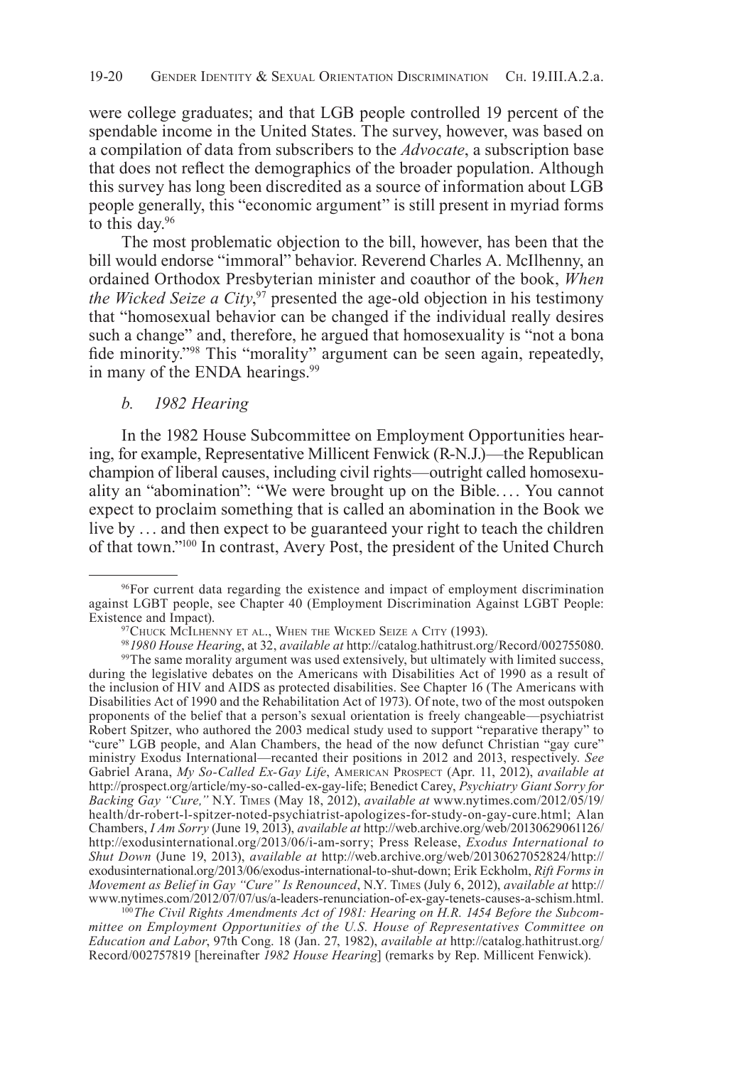were college graduates; and that LGB people controlled 19 percent of the spendable income in the United States. The survey, however, was based on a compilation of data from subscribers to the *Advocate*, a subscription base that does not reflect the demographics of the broader population. Although this survey has long been discredited as a source of information about LGB people generally, this "economic argument" is still present in myriad forms to this day.[96]

The most problematic objection to the bill, however, has been that the bill would endorse "immoral" behavior. Reverend Charles A. McIlhenny, an ordained Orthodox Presbyterian minister and coauthor of the book, *When the Wicked Seize a City*,[97] presented the age-old objection in his testimony that "homosexual behavior can be changed if the individual really desires such a change" and, therefore, he argued that homosexuality is "not a bona fide minority."[98] This "morality" argument can be seen again, repeatedly, in many of the ENDA hearings.[99]

#### *b. 1982 Hearing*

In the 1982 House Subcommittee on Employment Opportunities hearing, for example, Representative Millicent Fenwick (R-N.J.)—the Republican champion of liberal causes, including civil rights—outright called homosexuality an "abomination": "We were brought up on the Bible. . . . You cannot expect to proclaim something that is called an abomination in the Book we live by . . . and then expect to be guaranteed your right to teach the children of that town."[100] In contrast, Avery Post, the president of the United Church

---

[96] For current data regarding the existence and impact of employment discrimination against LGBT people, see Chapter 40 (Employment Discrimination Against LGBT People: Existence and Impact).

[97] Chuck McIlhenny et al., When the Wicked Seize a City (1993).

[98] *1980 House Hearing*, at 32, *available at* http://catalog.hathitrust.org/Record/002755080.

[99] The same morality argument was used extensively, but ultimately with limited success, during the legislative debates on the Americans with Disabilities Act of 1990 as a result of the inclusion of HIV and AIDS as protected disabilities. See Chapter 16 (The Americans with Disabilities Act of 1990 and the Rehabilitation Act of 1973). Of note, two of the most outspoken proponents of the belief that a person's sexual orientation is freely changeable—psychiatrist Robert Spitzer, who authored the 2003 medical study used to support "reparative therapy" to "cure" LGB people, and Alan Chambers, the head of the now defunct Christian "gay cure" ministry Exodus International—recanted their positions in 2012 and 2013, respectively. *See* Gabriel Arana, *My So-Called Ex-Gay Life*, American Prospect (Apr. 11, 2012), *available at* http://prospect.org/article/my-so-called-ex-gay-life; Benedict Carey, *Psychiatry Giant Sorry for Backing Gay "Cure,"* N.Y. Times (May 18, 2012), *available at* www.nytimes.com/2012/05/19/health/dr-robert-l-spitzer-noted-psychiatrist-apologizes-for-study-on-gay-cure.html; Alan Chambers, *I Am Sorry* (June 19, 2013), *available at* http://web.archive.org/web/20130629061126/http://exodusinternational.org/2013/06/i-am-sorry; Press Release, *Exodus International to Shut Down* (June 19, 2013), *available at* http://web.archive.org/web/20130627052824/http://exodusinternational.org/2013/06/exodus-international-to-shut-down; Erik Eckholm, *Rift Forms in Movement as Belief in Gay "Cure" Is Renounced*, N.Y. Times (July 6, 2012), *available at* http://www.nytimes.com/2012/07/07/us/a-leaders-renunciation-of-ex-gay-tenets-causes-a-schism.html.

[100] *The Civil Rights Amendments Act of 1981: Hearing on H.R. 1454 Before the Subcommittee on Employment Opportunities of the U.S. House of Representatives Committee on Education and Labor*, 97th Cong. 18 (Jan. 27, 1982), *available at* http://catalog.hathitrust.org/Record/002757819 [hereinafter *1982 House Hearing*] (remarks by Rep. Millicent Fenwick).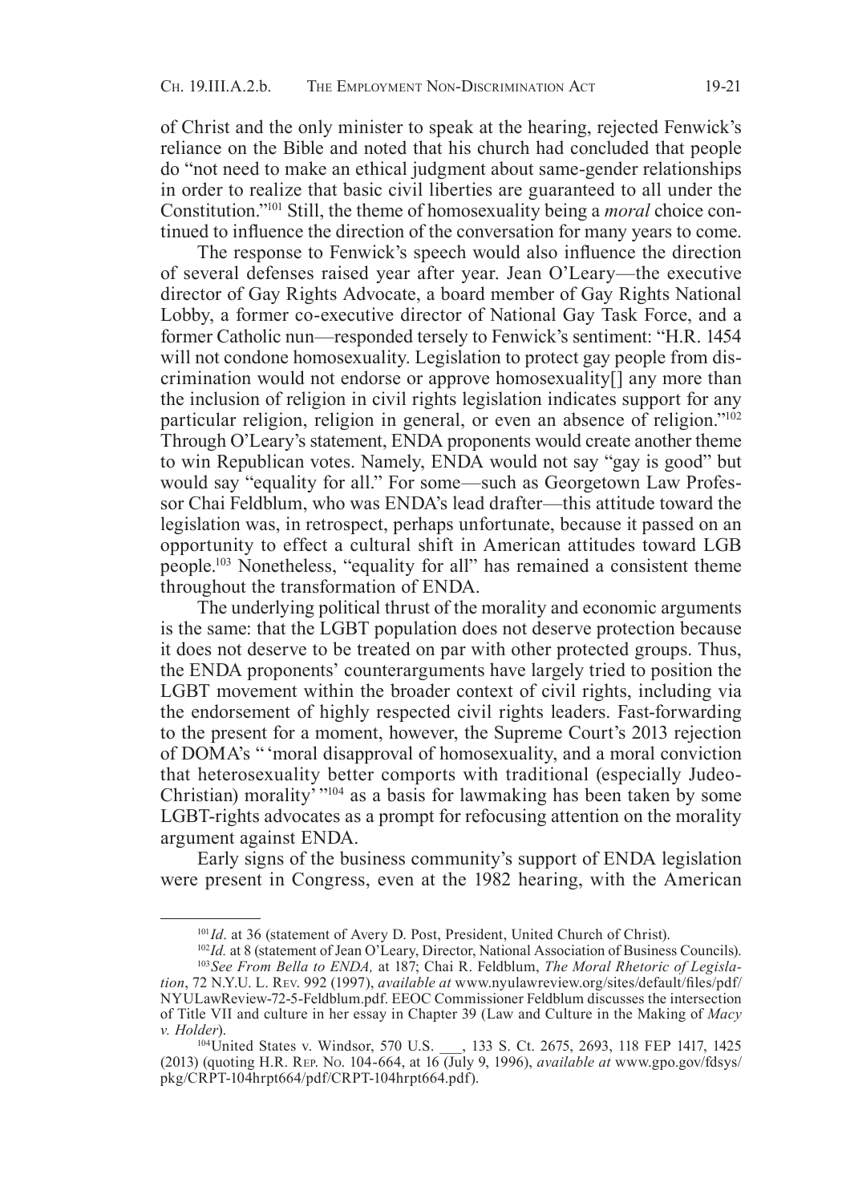of Christ and the only minister to speak at the hearing, rejected Fenwick's reliance on the Bible and noted that his church had concluded that people do "not need to make an ethical judgment about same-gender relationships in order to realize that basic civil liberties are guaranteed to all under the Constitution."[101] Still, the theme of homosexuality being a *moral* choice continued to influence the direction of the conversation for many years to come.

The response to Fenwick's speech would also influence the direction of several defenses raised year after year. Jean O'Leary—the executive director of Gay Rights Advocate, a board member of Gay Rights National Lobby, a former co-executive director of National Gay Task Force, and a former Catholic nun—responded tersely to Fenwick's sentiment: "H.R. 1454 will not condone homosexuality. Legislation to protect gay people from discrimination would not endorse or approve homosexuality[] any more than the inclusion of religion in civil rights legislation indicates support for any particular religion, religion in general, or even an absence of religion."[102] Through O'Leary's statement, ENDA proponents would create another theme to win Republican votes. Namely, ENDA would not say "gay is good" but would say "equality for all." For some—such as Georgetown Law Professor Chai Feldblum, who was ENDA's lead drafter—this attitude toward the legislation was, in retrospect, perhaps unfortunate, because it passed on an opportunity to effect a cultural shift in American attitudes toward LGB people.[103] Nonetheless, "equality for all" has remained a consistent theme throughout the transformation of ENDA.

The underlying political thrust of the morality and economic arguments is the same: that the LGBT population does not deserve protection because it does not deserve to be treated on par with other protected groups. Thus, the ENDA proponents' counterarguments have largely tried to position the LGBT movement within the broader context of civil rights, including via the endorsement of highly respected civil rights leaders. Fast-forwarding to the present for a moment, however, the Supreme Court's 2013 rejection of DOMA's " 'moral disapproval of homosexuality, and a moral conviction that heterosexuality better comports with traditional (especially Judeo-Christian) morality' "[104] as a basis for lawmaking has been taken by some LGBT-rights advocates as a prompt for refocusing attention on the morality argument against ENDA.

Early signs of the business community's support of ENDA legislation were present in Congress, even at the 1982 hearing, with the American

---

[101] *Id*. at 36 (statement of Avery D. Post, President, United Church of Christ).

[102] *Id.* at 8 (statement of Jean O'Leary, Director, National Association of Business Councils).

[103] *See From Bella to ENDA,* at 187; Chai R. Feldblum, *The Moral Rhetoric of Legislation*, 72 N.Y.U. L. Rev. 992 (1997), *available at* www.nyulawreview.org/sites/default/files/pdf/NYULawReview-72-5-Feldblum.pdf. EEOC Commissioner Feldblum discusses the intersection of Title VII and culture in her essay in Chapter 39 (Law and Culture in the Making of *Macy v. Holder*).

[104] United States v. Windsor, 570 U.S. ___, 133 S. Ct. 2675, 2693, 118 FEP 1417, 1425 (2013) (quoting H.R. Rep. No. 104-664, at 16 (July 9, 1996), *available at* www.gpo.gov/fdsys/pkg/CRPT-104hrpt664/pdf/CRPT-104hrpt664.pdf).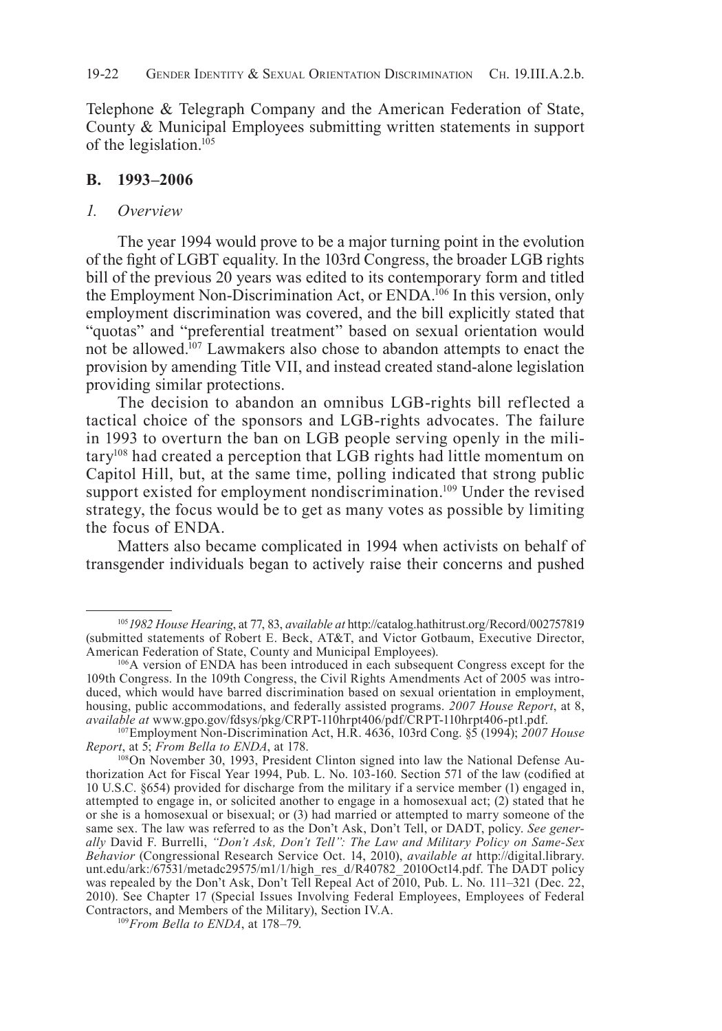Telephone & Telegraph Company and the American Federation of State, County & Municipal Employees submitting written statements in support of the legislation.[105]

## B. 1993–2006

### *1. Overview*

The year 1994 would prove to be a major turning point in the evolution of the fight of LGBT equality. In the 103rd Congress, the broader LGB rights bill of the previous 20 years was edited to its contemporary form and titled the Employment Non-Discrimination Act, or ENDA.[106] In this version, only employment discrimination was covered, and the bill explicitly stated that "quotas" and "preferential treatment" based on sexual orientation would not be allowed.[107] Lawmakers also chose to abandon attempts to enact the provision by amending Title VII, and instead created stand-alone legislation providing similar protections.

The decision to abandon an omnibus LGB-rights bill reflected a tactical choice of the sponsors and LGB-rights advocates. The failure in 1993 to overturn the ban on LGB people serving openly in the military[108] had created a perception that LGB rights had little momentum on Capitol Hill, but, at the same time, polling indicated that strong public support existed for employment nondiscrimination.[109] Under the revised strategy, the focus would be to get as many votes as possible by limiting the focus of ENDA.

Matters also became complicated in 1994 when activists on behalf of transgender individuals began to actively raise their concerns and pushed

---

[105] *1982 House Hearing*, at 77, 83, *available at* http://catalog.hathitrust.org/Record/002757819 (submitted statements of Robert E. Beck, AT&T, and Victor Gotbaum, Executive Director, American Federation of State, County and Municipal Employees).

[106] A version of ENDA has been introduced in each subsequent Congress except for the 109th Congress. In the 109th Congress, the Civil Rights Amendments Act of 2005 was introduced, which would have barred discrimination based on sexual orientation in employment, housing, public accommodations, and federally assisted programs. *2007 House Report*, at 8, *available at* www.gpo.gov/fdsys/pkg/CRPT-110hrpt406/pdf/CRPT-110hrpt406-pt1.pdf.

[107] Employment Non-Discrimination Act, H.R. 4636, 103rd Cong. §5 (1994); *2007 House Report*, at 5; *From Bella to ENDA*, at 178.

[108] On November 30, 1993, President Clinton signed into law the National Defense Authorization Act for Fiscal Year 1994, Pub. L. No. 103-160. Section 571 of the law (codified at 10 U.S.C. §654) provided for discharge from the military if a service member (1) engaged in, attempted to engage in, or solicited another to engage in a homosexual act; (2) stated that he or she is a homosexual or bisexual; or (3) had married or attempted to marry someone of the same sex. The law was referred to as the Don't Ask, Don't Tell, or DADT, policy. *See generally* David F. Burrelli, *"Don't Ask, Don't Tell": The Law and Military Policy on Same-Sex Behavior* (Congressional Research Service Oct. 14, 2010), *available at* http://digital.library.unt.edu/ark:/67531/metadc29575/m1/1/high_res_d/R40782_2010Oct14.pdf. The DADT policy was repealed by the Don't Ask, Don't Tell Repeal Act of 2010, Pub. L. No. 111–321 (Dec. 22, 2010). See Chapter 17 (Special Issues Involving Federal Employees, Employees of Federal Contractors, and Members of the Military), Section IV.A.

[109] *From Bella to ENDA*, at 178–79.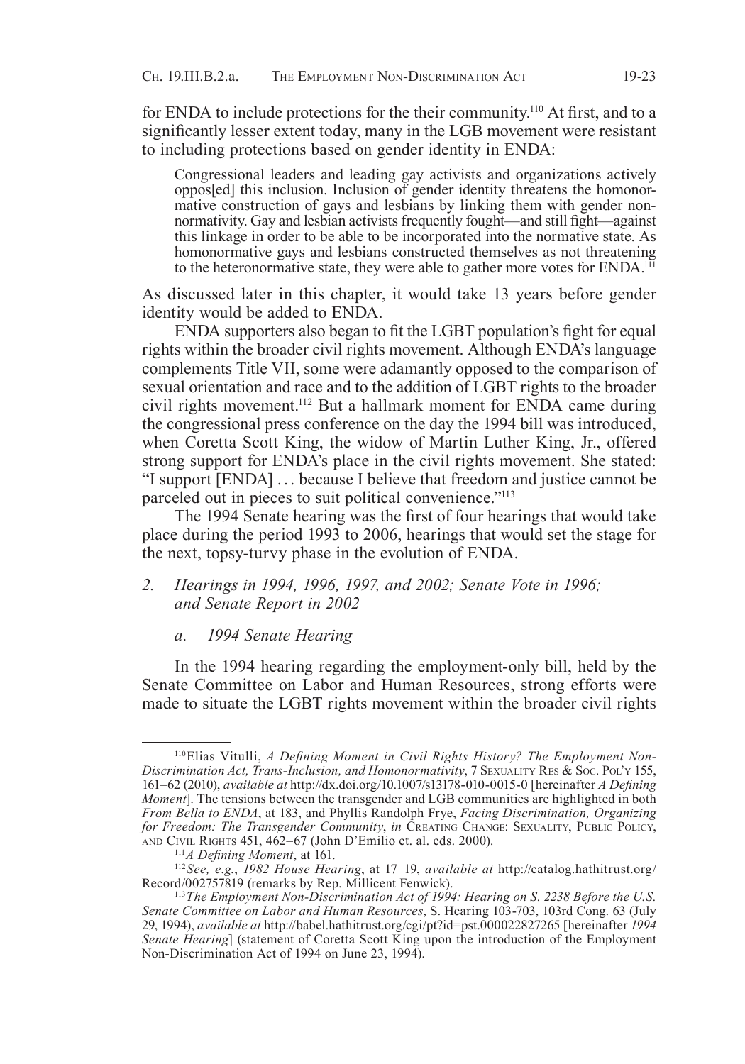for ENDA to include protections for the their community.[110] At first, and to a significantly lesser extent today, many in the LGB movement were resistant to including protections based on gender identity in ENDA:

> Congressional leaders and leading gay activists and organizations actively oppos[ed] this inclusion. Inclusion of gender identity threatens the homonormative construction of gays and lesbians by linking them with gender nonnormativity. Gay and lesbian activists frequently fought—and still fight—against this linkage in order to be able to be incorporated into the normative state. As homonormative gays and lesbians constructed themselves as not threatening to the heteronormative state, they were able to gather more votes for ENDA.[111]

As discussed later in this chapter, it would take 13 years before gender identity would be added to ENDA.

ENDA supporters also began to fit the LGBT population's fight for equal rights within the broader civil rights movement. Although ENDA's language complements Title VII, some were adamantly opposed to the comparison of sexual orientation and race and to the addition of LGBT rights to the broader civil rights movement.[112] But a hallmark moment for ENDA came during the congressional press conference on the day the 1994 bill was introduced, when Coretta Scott King, the widow of Martin Luther King, Jr., offered strong support for ENDA's place in the civil rights movement. She stated: "I support [ENDA] … because I believe that freedom and justice cannot be parceled out in pieces to suit political convenience."[113]

The 1994 Senate hearing was the first of four hearings that would take place during the period 1993 to 2006, hearings that would set the stage for the next, topsy-turvy phase in the evolution of ENDA.

### 2. *Hearings in 1994, 1996, 1997, and 2002; Senate Vote in 1996; and Senate Report in 2002*

#### a. *1994 Senate Hearing*

In the 1994 hearing regarding the employment-only bill, held by the Senate Committee on Labor and Human Resources, strong efforts were made to situate the LGBT rights movement within the broader civil rights

---

[110] Elias Vitulli, *A Defining Moment in Civil Rights History? The Employment Non-Discrimination Act, Trans-Inclusion, and Homonormativity*, 7 Sexuality Res & Soc. Pol'y 155, 161–62 (2010), *available at* http://dx.doi.org/10.1007/s13178-010-0015-0 [hereinafter *A Defining Moment*]. The tensions between the transgender and LGB communities are highlighted in both *From Bella to ENDA*, at 183, and Phyllis Randolph Frye, *Facing Discrimination, Organizing for Freedom: The Transgender Community*, *in* Creating Change: Sexuality, Public Policy, and Civil Rights 451, 462–67 (John D'Emilio et. al. eds. 2000).

[111] *A Defining Moment*, at 161.

[112] *See, e.g.*, *1982 House Hearing*, at 17–19, *available at* http://catalog.hathitrust.org/Record/002757819 (remarks by Rep. Millicent Fenwick).

[113] *The Employment Non-Discrimination Act of 1994: Hearing on S. 2238 Before the U.S. Senate Committee on Labor and Human Resources*, S. Hearing 103-703, 103rd Cong. 63 (July 29, 1994), *available at* http://babel.hathitrust.org/cgi/pt?id=pst.000022827265 [hereinafter *1994 Senate Hearing*] (statement of Coretta Scott King upon the introduction of the Employment Non-Discrimination Act of 1994 on June 23, 1994).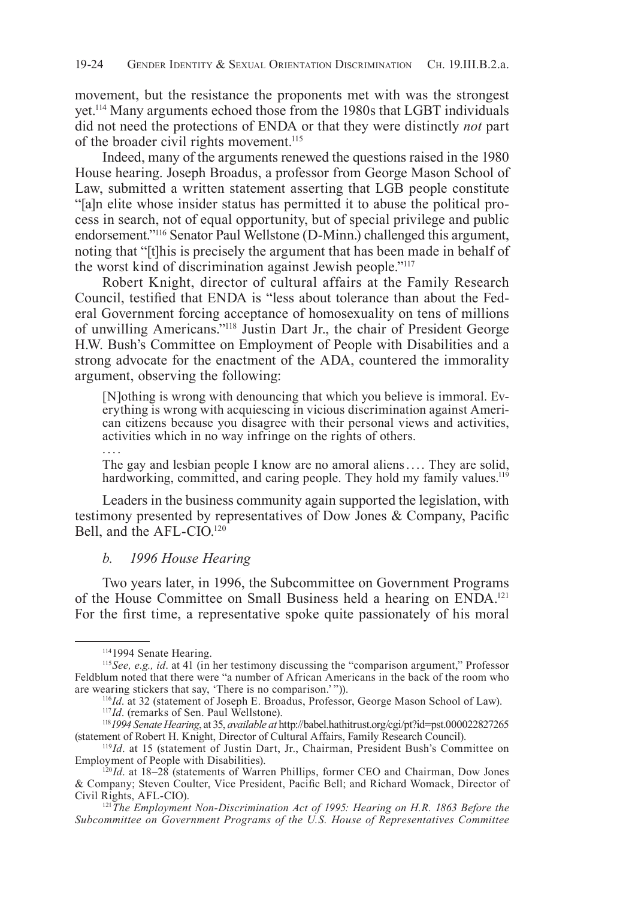movement, but the resistance the proponents met with was the strongest yet.[114] Many arguments echoed those from the 1980s that LGBT individuals did not need the protections of ENDA or that they were distinctly *not* part of the broader civil rights movement.[115]

Indeed, many of the arguments renewed the questions raised in the 1980 House hearing. Joseph Broadus, a professor from George Mason School of Law, submitted a written statement asserting that LGB people constitute "[a]n elite whose insider status has permitted it to abuse the political process in search, not of equal opportunity, but of special privilege and public endorsement."[116] Senator Paul Wellstone (D-Minn.) challenged this argument, noting that "[t]his is precisely the argument that has been made in behalf of the worst kind of discrimination against Jewish people."[117]

Robert Knight, director of cultural affairs at the Family Research Council, testified that ENDA is "less about tolerance than about the Federal Government forcing acceptance of homosexuality on tens of millions of unwilling Americans."[118] Justin Dart Jr., the chair of President George H.W. Bush's Committee on Employment of People with Disabilities and a strong advocate for the enactment of the ADA, countered the immorality argument, observing the following:

> [N]othing is wrong with denouncing that which you believe is immoral. Everything is wrong with acquiescing in vicious discrimination against American citizens because you disagree with their personal views and activities, activities which in no way infringe on the rights of others.
>
> . . . .
>
> The gay and lesbian people I know are no amoral aliens . . . . They are solid, hardworking, committed, and caring people. They hold my family values.[119]

Leaders in the business community again supported the legislation, with testimony presented by representatives of Dow Jones & Company, Pacific Bell, and the AFL-CIO.[120]

### *b. 1996 House Hearing*

Two years later, in 1996, the Subcommittee on Government Programs of the House Committee on Small Business held a hearing on ENDA.[121] For the first time, a representative spoke quite passionately of his moral

---

[114] 1994 Senate Hearing.

[115] *See, e.g., id*. at 41 (in her testimony discussing the "comparison argument," Professor Feldblum noted that there were "a number of African Americans in the back of the room who are wearing stickers that say, 'There is no comparison.' ")).

[116] *Id*. at 32 (statement of Joseph E. Broadus, Professor, George Mason School of Law).

[117] *Id*. (remarks of Sen. Paul Wellstone).

[118] *1994 Senate Hearing*, at 35, *available at* http://babel.hathitrust.org/cgi/pt?id=pst.000022827265 (statement of Robert H. Knight, Director of Cultural Affairs, Family Research Council).

[119] *Id*. at 15 (statement of Justin Dart, Jr., Chairman, President Bush's Committee on Employment of People with Disabilities).

[120] *Id*. at 18–28 (statements of Warren Phillips, former CEO and Chairman, Dow Jones & Company; Steven Coulter, Vice President, Pacific Bell; and Richard Womack, Director of Civil Rights, AFL-CIO).

[121] *The Employment Non-Discrimination Act of 1995: Hearing on H.R. 1863 Before the Subcommittee on Government Programs of the U.S. House of Representatives Committee*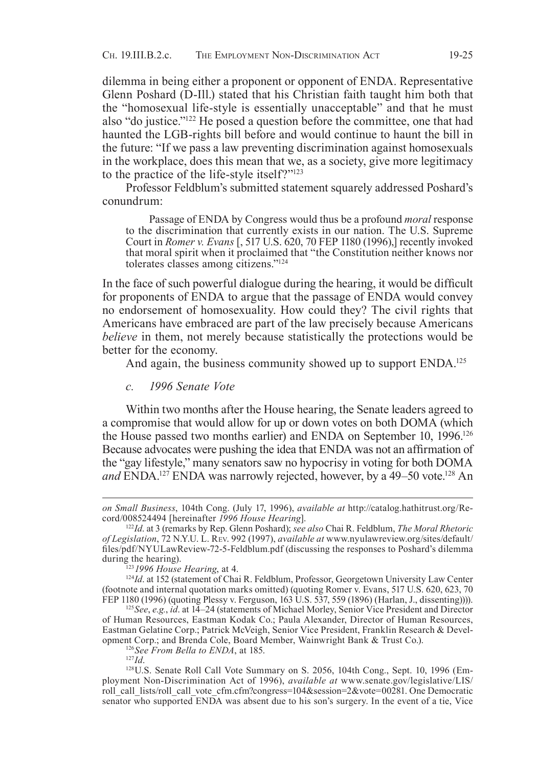dilemma in being either a proponent or opponent of ENDA. Representative Glenn Poshard (D-Ill.) stated that his Christian faith taught him both that the "homosexual life-style is essentially unacceptable" and that he must also "do justice."[122] He posed a question before the committee, one that had haunted the LGB-rights bill before and would continue to haunt the bill in the future: "If we pass a law preventing discrimination against homosexuals in the workplace, does this mean that we, as a society, give more legitimacy to the practice of the life-style itself?"[123]

Professor Feldblum's submitted statement squarely addressed Poshard's conundrum:

> Passage of ENDA by Congress would thus be a profound *moral* response to the discrimination that currently exists in our nation. The U.S. Supreme Court in *Romer v. Evans* [, 517 U.S. 620, 70 FEP 1180 (1996),] recently invoked that moral spirit when it proclaimed that "the Constitution neither knows nor tolerates classes among citizens."[124]

In the face of such powerful dialogue during the hearing, it would be difficult for proponents of ENDA to argue that the passage of ENDA would convey no endorsement of homosexuality. How could they? The civil rights that Americans have embraced are part of the law precisely because Americans *believe* in them, not merely because statistically the protections would be better for the economy.

And again, the business community showed up to support ENDA.[125]

*c. 1996 Senate Vote*

Within two months after the House hearing, the Senate leaders agreed to a compromise that would allow for up or down votes on both DOMA (which the House passed two months earlier) and ENDA on September 10, 1996.[126] Because advocates were pushing the idea that ENDA was not an affirmation of the "gay lifestyle," many senators saw no hypocrisy in voting for both DOMA *and* ENDA.[127] ENDA was narrowly rejected, however, by a 49–50 vote.[128] An

---

*on Small Business*, 104th Cong. (July 17, 1996), *available at* http://catalog.hathitrust.org/Record/008524494 [hereinafter *1996 House Hearing*].

[122] *Id*. at 3 (remarks by Rep. Glenn Poshard); *see also* Chai R. Feldblum, *The Moral Rhetoric of Legislation*, 72 N.Y.U. L. Rev. 992 (1997), *available at* www.nyulawreview.org/sites/default/files/pdf/NYULawReview-72-5-Feldblum.pdf (discussing the responses to Poshard's dilemma during the hearing).

[123] *1996 House Hearing*, at 4.

[124] *Id*. at 152 (statement of Chai R. Feldblum, Professor, Georgetown University Law Center (footnote and internal quotation marks omitted) (quoting Romer v. Evans, 517 U.S. 620, 623, 70 FEP 1180 (1996) (quoting Plessy v. Ferguson, 163 U.S. 537, 559 (1896) (Harlan, J., dissenting)))).

[125] *See*, *e.g.*, *id*. at 14–24 (statements of Michael Morley, Senior Vice President and Director of Human Resources, Eastman Kodak Co.; Paula Alexander, Director of Human Resources, Eastman Gelatine Corp.; Patrick McVeigh, Senior Vice President, Franklin Research & Development Corp.; and Brenda Cole, Board Member, Wainwright Bank & Trust Co.).

[126] *See From Bella to ENDA*, at 185.

[127] *Id*.

[128] U.S. Senate Roll Call Vote Summary on S. 2056, 104th Cong., Sept. 10, 1996 (Employment Non-Discrimination Act of 1996), *available at* www.senate.gov/legislative/LIS/roll_call_lists/roll_call_vote_cfm.cfm?congress=104&session=2&vote=00281. One Democratic senator who supported ENDA was absent due to his son's surgery. In the event of a tie, Vice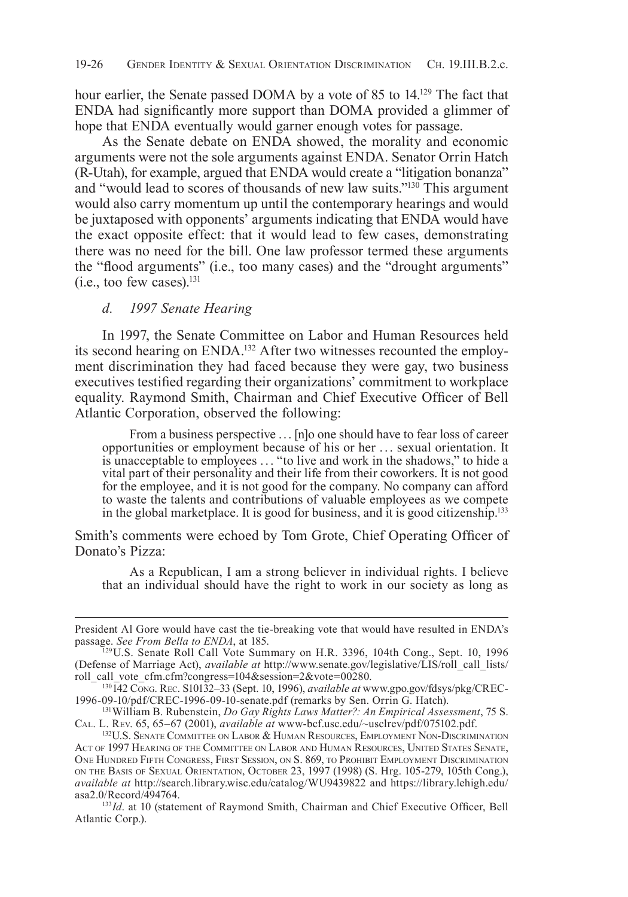hour earlier, the Senate passed DOMA by a vote of 85 to 14.[129] The fact that ENDA had significantly more support than DOMA provided a glimmer of hope that ENDA eventually would garner enough votes for passage.

As the Senate debate on ENDA showed, the morality and economic arguments were not the sole arguments against ENDA. Senator Orrin Hatch (R-Utah), for example, argued that ENDA would create a "litigation bonanza" and "would lead to scores of thousands of new law suits."[130] This argument would also carry momentum up until the contemporary hearings and would be juxtaposed with opponents' arguments indicating that ENDA would have the exact opposite effect: that it would lead to few cases, demonstrating there was no need for the bill. One law professor termed these arguments the "flood arguments" (i.e., too many cases) and the "drought arguments" (i.e., too few cases).[131]

#### *d. 1997 Senate Hearing*

In 1997, the Senate Committee on Labor and Human Resources held its second hearing on ENDA.[132] After two witnesses recounted the employment discrimination they had faced because they were gay, two business executives testified regarding their organizations' commitment to workplace equality. Raymond Smith, Chairman and Chief Executive Officer of Bell Atlantic Corporation, observed the following:

> From a business perspective … [n]o one should have to fear loss of career opportunities or employment because of his or her … sexual orientation. It is unacceptable to employees … "to live and work in the shadows," to hide a vital part of their personality and their life from their coworkers. It is not good for the employee, and it is not good for the company. No company can afford to waste the talents and contributions of valuable employees as we compete in the global marketplace. It is good for business, and it is good citizenship.[133]

Smith's comments were echoed by Tom Grote, Chief Operating Officer of Donato's Pizza:

> As a Republican, I am a strong believer in individual rights. I believe that an individual should have the right to work in our society as long as

---

President Al Gore would have cast the tie-breaking vote that would have resulted in ENDA's passage. *See From Bella to ENDA*, at 185.

[129] U.S. Senate Roll Call Vote Summary on H.R. 3396, 104th Cong., Sept. 10, 1996 (Defense of Marriage Act), *available at* http://www.senate.gov/legislative/LIS/roll_call_lists/roll_call_vote_cfm.cfm?congress=104&session=2&vote=00280.

[130] 142 Cong. Rec. S10132–33 (Sept. 10, 1996), *available at* www.gpo.gov/fdsys/pkg/CREC-1996-09-10/pdf/CREC-1996-09-10-senate.pdf (remarks by Sen. Orrin G. Hatch).

[131] William B. Rubenstein, *Do Gay Rights Laws Matter?: An Empirical Assessment*, 75 S. Cal. L. Rev. 65, 65–67 (2001), *available at* www-bcf.usc.edu/~usclrev/pdf/075102.pdf.

[132] U.S. Senate Committee on Labor & Human Resources, Employment Non-Discrimination Act of 1997 Hearing of the Committee on Labor and Human Resources, United States Senate, One Hundred Fifth Congress, First Session, on S. 869, to Prohibit Employment Discrimination on the Basis of Sexual Orientation, October 23, 1997 (1998) (S. Hrg. 105-279, 105th Cong.), *available at* http://search.library.wisc.edu/catalog/WU9439822 and https://library.lehigh.edu/asa2.0/Record/494764.

[133] *Id*. at 10 (statement of Raymond Smith, Chairman and Chief Executive Officer, Bell Atlantic Corp.).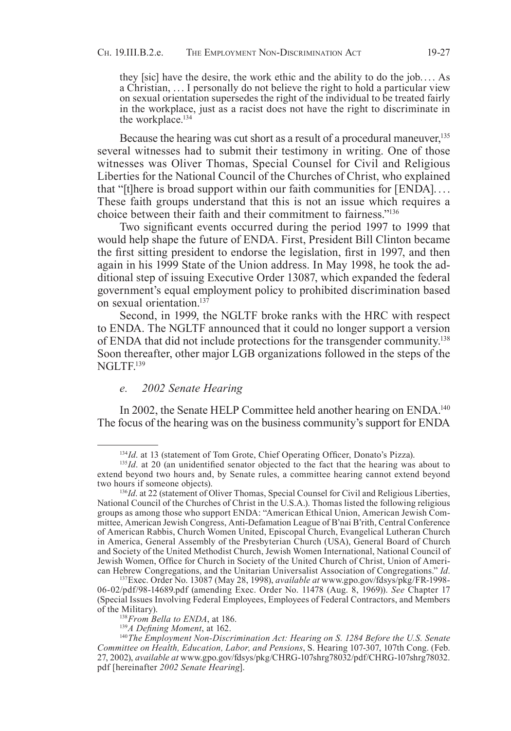they [sic] have the desire, the work ethic and the ability to do the job. . . . As a Christian, . . . I personally do not believe the right to hold a particular view on sexual orientation supersedes the right of the individual to be treated fairly in the workplace, just as a racist does not have the right to discriminate in the workplace.[134]

Because the hearing was cut short as a result of a procedural maneuver,[135] several witnesses had to submit their testimony in writing. One of those witnesses was Oliver Thomas, Special Counsel for Civil and Religious Liberties for the National Council of the Churches of Christ, who explained that "[t]here is broad support within our faith communities for [ENDA]. . . . These faith groups understand that this is not an issue which requires a choice between their faith and their commitment to fairness."[136]

Two significant events occurred during the period 1997 to 1999 that would help shape the future of ENDA. First, President Bill Clinton became the first sitting president to endorse the legislation, first in 1997, and then again in his 1999 State of the Union address. In May 1998, he took the additional step of issuing Executive Order 13087, which expanded the federal government's equal employment policy to prohibited discrimination based on sexual orientation.[137]

Second, in 1999, the NGLTF broke ranks with the HRC with respect to ENDA. The NGLTF announced that it could no longer support a version of ENDA that did not include protections for the transgender community.[138] Soon thereafter, other major LGB organizations followed in the steps of the NGLTF.[139]

### *e. 2002 Senate Hearing*

In 2002, the Senate HELP Committee held another hearing on ENDA.[140] The focus of the hearing was on the business community's support for ENDA

---

[134] *Id*. at 13 (statement of Tom Grote, Chief Operating Officer, Donato's Pizza).

[135] *Id*. at 20 (an unidentified senator objected to the fact that the hearing was about to extend beyond two hours and, by Senate rules, a committee hearing cannot extend beyond two hours if someone objects).

[136] *Id*. at 22 (statement of Oliver Thomas, Special Counsel for Civil and Religious Liberties, National Council of the Churches of Christ in the U.S.A.). Thomas listed the following religious groups as among those who support ENDA: "American Ethical Union, American Jewish Committee, American Jewish Congress, Anti-Defamation League of B'nai B'rith, Central Conference of American Rabbis, Church Women United, Episcopal Church, Evangelical Lutheran Church in America, General Assembly of the Presbyterian Church (USA), General Board of Church and Society of the United Methodist Church, Jewish Women International, National Council of Jewish Women, Office for Church in Society of the United Church of Christ, Union of American Hebrew Congregations, and the Unitarian Universalist Association of Congregations." *Id*.

[137] Exec. Order No. 13087 (May 28, 1998), *available at* www.gpo.gov/fdsys/pkg/FR-1998-06-02/pdf/98-14689.pdf (amending Exec. Order No. 11478 (Aug. 8, 1969)). *See* Chapter 17 (Special Issues Involving Federal Employees, Employees of Federal Contractors, and Members of the Military).

[138] *From Bella to ENDA*, at 186.

[139] *A Defining Moment*, at 162.

[140] *The Employment Non-Discrimination Act: Hearing on S. 1284 Before the U.S. Senate Committee on Health, Education, Labor, and Pensions*, S. Hearing 107-307, 107th Cong. (Feb. 27, 2002), *available at* www.gpo.gov/fdsys/pkg/CHRG-107shrg78032/pdf/CHRG-107shrg78032.pdf [hereinafter *2002 Senate Hearing*].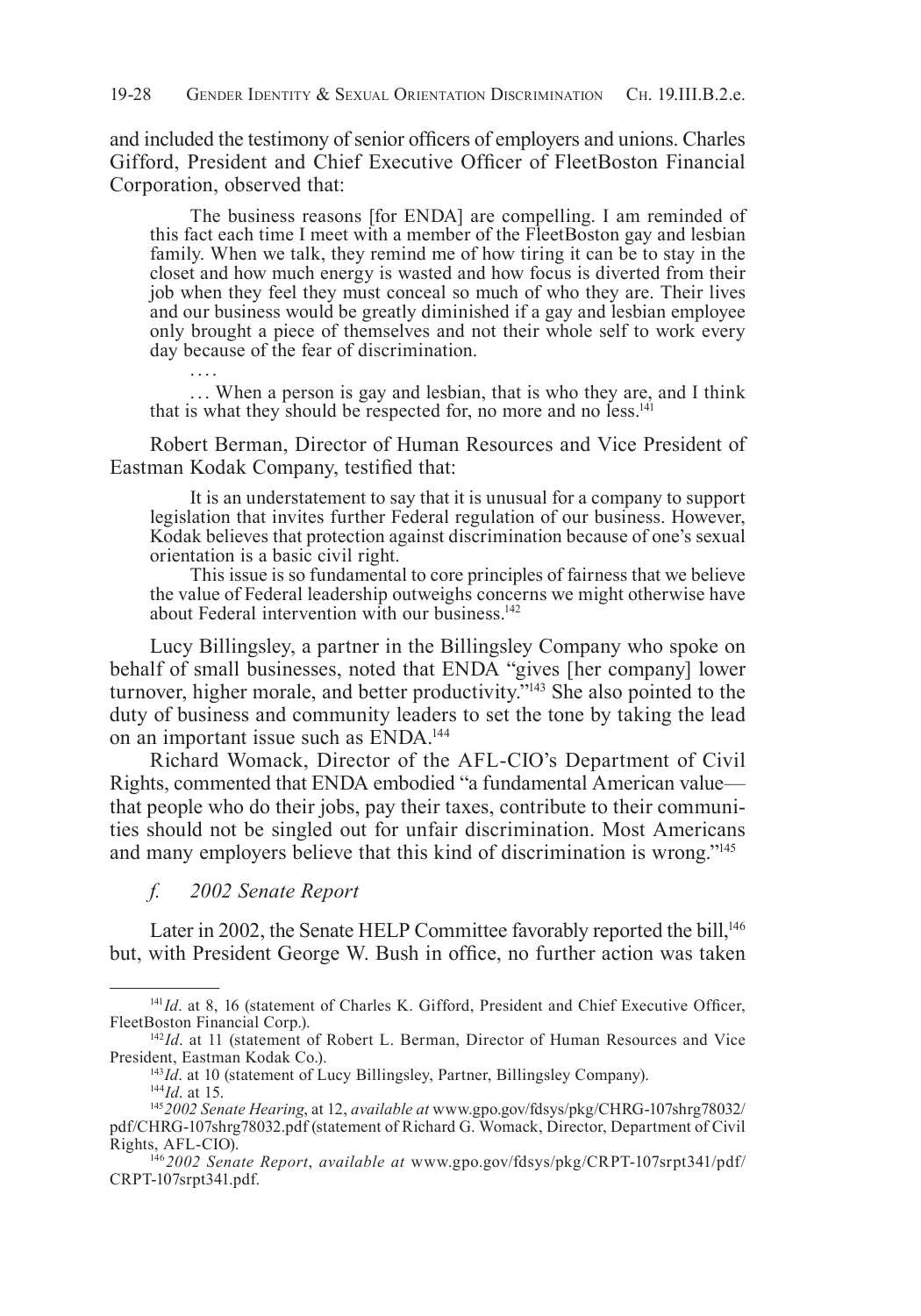and included the testimony of senior officers of employers and unions. Charles Gifford, President and Chief Executive Officer of FleetBoston Financial Corporation, observed that:

> The business reasons [for ENDA] are compelling. I am reminded of this fact each time I meet with a member of the FleetBoston gay and lesbian family. When we talk, they remind me of how tiring it can be to stay in the closet and how much energy is wasted and how focus is diverted from their job when they feel they must conceal so much of who they are. Their lives and our business would be greatly diminished if a gay and lesbian employee only brought a piece of themselves and not their whole self to work every day because of the fear of discrimination.
>
> . . . .
>
> . . . When a person is gay and lesbian, that is who they are, and I think that is what they should be respected for, no more and no less.[141]

Robert Berman, Director of Human Resources and Vice President of Eastman Kodak Company, testified that:

> It is an understatement to say that it is unusual for a company to support legislation that invites further Federal regulation of our business. However, Kodak believes that protection against discrimination because of one's sexual orientation is a basic civil right.
>
> This issue is so fundamental to core principles of fairness that we believe the value of Federal leadership outweighs concerns we might otherwise have about Federal intervention with our business.[142]

Lucy Billingsley, a partner in the Billingsley Company who spoke on behalf of small businesses, noted that ENDA "gives [her company] lower turnover, higher morale, and better productivity."[143] She also pointed to the duty of business and community leaders to set the tone by taking the lead on an important issue such as ENDA.[144]

Richard Womack, Director of the AFL-CIO's Department of Civil Rights, commented that ENDA embodied "a fundamental American value—that people who do their jobs, pay their taxes, contribute to their communities should not be singled out for unfair discrimination. Most Americans and many employers believe that this kind of discrimination is wrong."[145]

*f. 2002 Senate Report*

Later in 2002, the Senate HELP Committee favorably reported the bill,[146] but, with President George W. Bush in office, no further action was taken

---

[141] *Id*. at 8, 16 (statement of Charles K. Gifford, President and Chief Executive Officer, FleetBoston Financial Corp.).

[142] *Id*. at 11 (statement of Robert L. Berman, Director of Human Resources and Vice President, Eastman Kodak Co.).

[143] *Id*. at 10 (statement of Lucy Billingsley, Partner, Billingsley Company).

[144] *Id*. at 15.

[145] *2002 Senate Hearing*, at 12, *available at* www.gpo.gov/fdsys/pkg/CHRG-107shrg78032/pdf/CHRG-107shrg78032.pdf (statement of Richard G. Womack, Director, Department of Civil Rights, AFL-CIO).

[146] *2002 Senate Report*, *available at* www.gpo.gov/fdsys/pkg/CRPT-107srpt341/pdf/CRPT-107srpt341.pdf.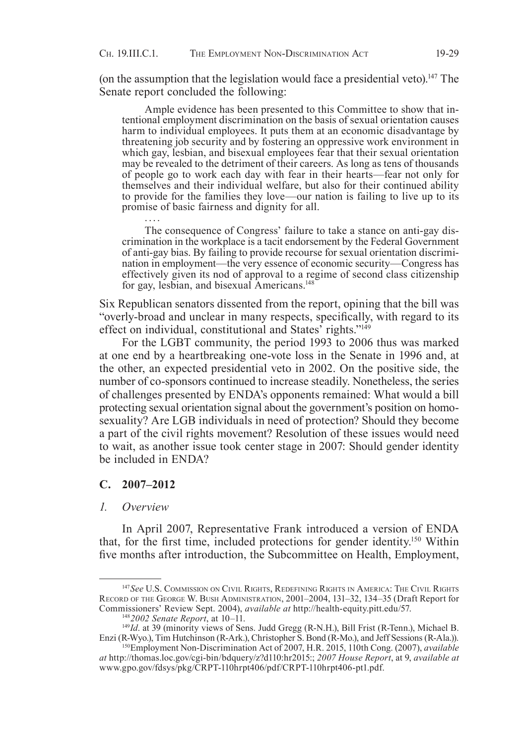(on the assumption that the legislation would face a presidential veto).[147] The Senate report concluded the following:

> Ample evidence has been presented to this Committee to show that intentional employment discrimination on the basis of sexual orientation causes harm to individual employees. It puts them at an economic disadvantage by threatening job security and by fostering an oppressive work environment in which gay, lesbian, and bisexual employees fear that their sexual orientation may be revealed to the detriment of their careers. As long as tens of thousands of people go to work each day with fear in their hearts—fear not only for themselves and their individual welfare, but also for their continued ability to provide for the families they love—our nation is failing to live up to its promise of basic fairness and dignity for all.
>
> . . . .
>
> The consequence of Congress' failure to take a stance on anti-gay discrimination in the workplace is a tacit endorsement by the Federal Government of anti-gay bias. By failing to provide recourse for sexual orientation discrimination in employment—the very essence of economic security—Congress has effectively given its nod of approval to a regime of second class citizenship for gay, lesbian, and bisexual Americans.[148]

Six Republican senators dissented from the report, opining that the bill was "overly-broad and unclear in many respects, specifically, with regard to its effect on individual, constitutional and States' rights."[149]

For the LGBT community, the period 1993 to 2006 thus was marked at one end by a heartbreaking one-vote loss in the Senate in 1996 and, at the other, an expected presidential veto in 2002. On the positive side, the number of co-sponsors continued to increase steadily. Nonetheless, the series of challenges presented by ENDA's opponents remained: What would a bill protecting sexual orientation signal about the government's position on homosexuality? Are LGB individuals in need of protection? Should they become a part of the civil rights movement? Resolution of these issues would need to wait, as another issue took center stage in 2007: Should gender identity be included in ENDA?

## C. 2007–2012

### *1. Overview*

In April 2007, Representative Frank introduced a version of ENDA that, for the first time, included protections for gender identity.[150] Within five months after introduction, the Subcommittee on Health, Employment,

---

[147] *See* U.S. Commission on Civil Rights, Redefining Rights in America: The Civil Rights Record of the George W. Bush Administration, 2001–2004, 131–32, 134–35 (Draft Report for Commissioners' Review Sept. 2004), *available at* http://health-equity.pitt.edu/57.

[148] *2002 Senate Report*, at 10–11.

[149] *Id*. at 39 (minority views of Sens. Judd Gregg (R-N.H.), Bill Frist (R-Tenn.), Michael B. Enzi (R-Wyo.), Tim Hutchinson (R-Ark.), Christopher S. Bond (R-Mo.), and Jeff Sessions (R-Ala.)).

[150] Employment Non-Discrimination Act of 2007, H.R. 2015, 110th Cong. (2007), *available at* http://thomas.loc.gov/cgi-bin/bdquery/z?d110:hr2015:; *2007 House Report*, at 9, *available at* www.gpo.gov/fdsys/pkg/CRPT-110hrpt406/pdf/CRPT-110hrpt406-pt1.pdf.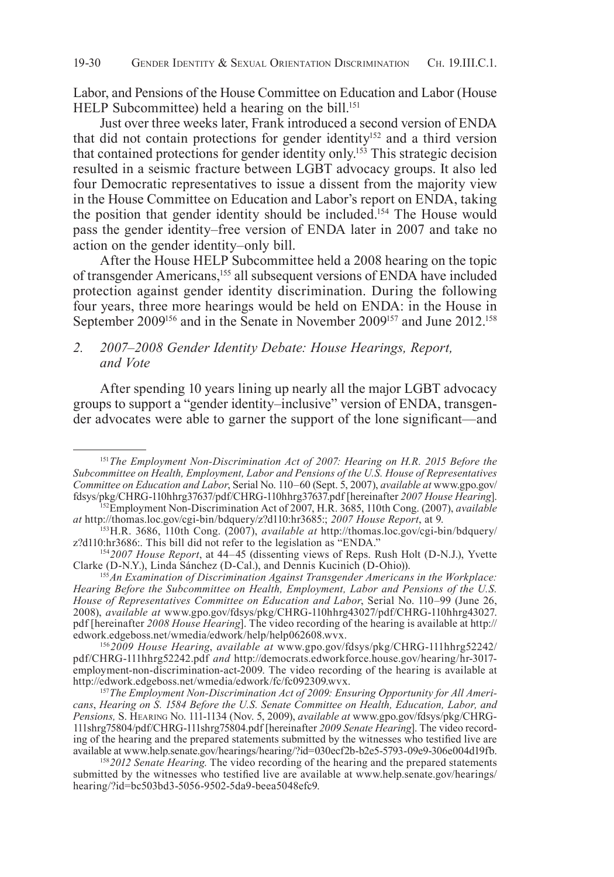Labor, and Pensions of the House Committee on Education and Labor (House HELP Subcommittee) held a hearing on the bill.[151]

Just over three weeks later, Frank introduced a second version of ENDA that did not contain protections for gender identity[152] and a third version that contained protections for gender identity only.[153] This strategic decision resulted in a seismic fracture between LGBT advocacy groups. It also led four Democratic representatives to issue a dissent from the majority view in the House Committee on Education and Labor's report on ENDA, taking the position that gender identity should be included.[154] The House would pass the gender identity–free version of ENDA later in 2007 and take no action on the gender identity–only bill.

After the House HELP Subcommittee held a 2008 hearing on the topic of transgender Americans,[155] all subsequent versions of ENDA have included protection against gender identity discrimination. During the following four years, three more hearings would be held on ENDA: in the House in September 2009[156] and in the Senate in November 2009[157] and June 2012.[158]

### 2. *2007–2008 Gender Identity Debate: House Hearings, Report, and Vote*

After spending 10 years lining up nearly all the major LGBT advocacy groups to support a "gender identity–inclusive" version of ENDA, transgender advocates were able to garner the support of the lone significant—and

---

[151] *The Employment Non-Discrimination Act of 2007: Hearing on H.R. 2015 Before the Subcommittee on Health, Employment, Labor and Pensions of the U.S. House of Representatives Committee on Education and Labor*, Serial No. 110–60 (Sept. 5, 2007), *available at* www.gpo.gov/fdsys/pkg/CHRG-110hhrg37637/pdf/CHRG-110hhrg37637.pdf [hereinafter *2007 House Hearing*].

[152] Employment Non-Discrimination Act of 2007, H.R. 3685, 110th Cong. (2007), *available at* http://thomas.loc.gov/cgi-bin/bdquery/z?d110:hr3685:; *2007 House Report*, at 9.

[153] H.R. 3686, 110th Cong. (2007), *available at* http://thomas.loc.gov/cgi-bin/bdquery/z?d110:hr3686:. This bill did not refer to the legislation as "ENDA."

[154] *2007 House Report*, at 44–45 (dissenting views of Reps. Rush Holt (D-N.J.), Yvette Clarke (D-N.Y.), Linda Sánchez (D-Cal.), and Dennis Kucinich (D-Ohio)).

[155] *An Examination of Discrimination Against Transgender Americans in the Workplace: Hearing Before the Subcommittee on Health, Employment, Labor and Pensions of the U.S. House of Representatives Committee on Education and Labor*, Serial No. 110–99 (June 26, 2008), *available at* www.gpo.gov/fdsys/pkg/CHRG-110hhrg43027/pdf/CHRG-110hhrg43027.pdf [hereinafter *2008 House Hearing*]. The video recording of the hearing is available at http://edwork.edgeboss.net/wmedia/edwork/help/help062608.wvx.

[156] *2009 House Hearing*, *available at* www.gpo.gov/fdsys/pkg/CHRG-111hhrg52242/pdf/CHRG-111hhrg52242.pdf *and* http://democrats.edworkforce.house.gov/hearing/hr-3017-employment-non-discrimination-act-2009. The video recording of the hearing is available at http://edwork.edgeboss.net/wmedia/edwork/fc/fc092309.wvx.

[157] *The Employment Non-Discrimination Act of 2009: Ensuring Opportunity for All Americans*, *Hearing on S. 1584 Before the U.S. Senate Committee on Health, Education, Labor, and Pensions,* S. Hearing No. 111-1134 (Nov. 5, 2009), *available at* www.gpo.gov/fdsys/pkg/CHRG-111shrg75804/pdf/CHRG-111shrg75804.pdf [hereinafter *2009 Senate Hearing*]. The video recording of the hearing and the prepared statements submitted by the witnesses who testified live are available at www.help.senate.gov/hearings/hearing/?id=030ecf2b-b2e5-5793-09e9-306e004d19fb.

[158] *2012 Senate Hearing*. The video recording of the hearing and the prepared statements submitted by the witnesses who testified live are available at www.help.senate.gov/hearings/hearing/?id=bc503bd3-5056-9502-5da9-beea5048efc9.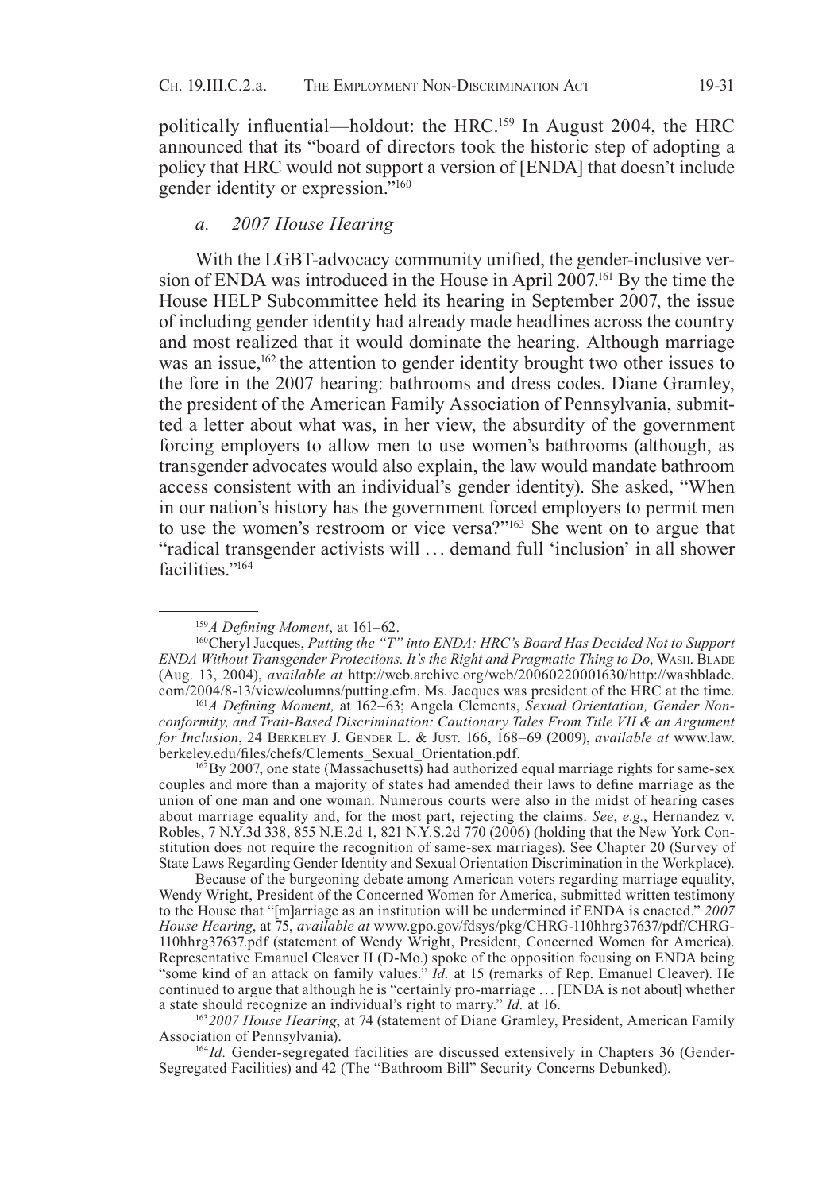politically influential—holdout: the HRC.[159] In August 2004, the HRC announced that its "board of directors took the historic step of adopting a policy that HRC would not support a version of [ENDA] that doesn't include gender identity or expression."[160]

### *a. 2007 House Hearing*

With the LGBT-advocacy community unified, the gender-inclusive version of ENDA was introduced in the House in April 2007.[161] By the time the House HELP Subcommittee held its hearing in September 2007, the issue of including gender identity had already made headlines across the country and most realized that it would dominate the hearing. Although marriage was an issue,[162] the attention to gender identity brought two other issues to the fore in the 2007 hearing: bathrooms and dress codes. Diane Gramley, the president of the American Family Association of Pennsylvania, submitted a letter about what was, in her view, the absurdity of the government forcing employers to allow men to use women's bathrooms (although, as transgender advocates would also explain, the law would mandate bathroom access consistent with an individual's gender identity). She asked, "When in our nation's history has the government forced employers to permit men to use the women's restroom or vice versa?"[163] She went on to argue that "radical transgender activists will . . . demand full 'inclusion' in all shower facilities."[164]

---

[159] *A Defining Moment*, at 161–62.

[160] Cheryl Jacques, *Putting the "T" into ENDA: HRC's Board Has Decided Not to Support ENDA Without Transgender Protections. It's the Right and Pragmatic Thing to Do*, Wash. Blade (Aug. 13, 2004), *available at* http://web.archive.org/web/20060220001630/http://washblade.com/2004/8-13/view/columns/putting.cfm. Ms. Jacques was president of the HRC at the time.

[161] *A Defining Moment,* at 162–63; Angela Clements, *Sexual Orientation, Gender Nonconformity, and Trait-Based Discrimination: Cautionary Tales From Title VII & an Argument for Inclusion*, 24 Berkeley J. Gender L. & Just. 166, 168–69 (2009), *available at* www.law.berkeley.edu/files/chefs/Clements_Sexual_Orientation.pdf.

[162] By 2007, one state (Massachusetts) had authorized equal marriage rights for same-sex couples and more than a majority of states had amended their laws to define marriage as the union of one man and one woman. Numerous courts were also in the midst of hearing cases about marriage equality and, for the most part, rejecting the claims. *See*, *e.g.*, Hernandez v. Robles, 7 N.Y.3d 338, 855 N.E.2d 1, 821 N.Y.S.2d 770 (2006) (holding that the New York Constitution does not require the recognition of same-sex marriages). See Chapter 20 (Survey of State Laws Regarding Gender Identity and Sexual Orientation Discrimination in the Workplace).

Because of the burgeoning debate among American voters regarding marriage equality, Wendy Wright, President of the Concerned Women for America, submitted written testimony to the House that "[m]arriage as an institution will be undermined if ENDA is enacted." *2007 House Hearing*, at 75, *available at* www.gpo.gov/fdsys/pkg/CHRG-110hhrg37637/pdf/CHRG-110hhrg37637.pdf (statement of Wendy Wright, President, Concerned Women for America). Representative Emanuel Cleaver II (D-Mo.) spoke of the opposition focusing on ENDA being "some kind of an attack on family values." *Id.* at 15 (remarks of Rep. Emanuel Cleaver). He continued to argue that although he is "certainly pro-marriage . . . [ENDA is not about] whether a state should recognize an individual's right to marry." *Id.* at 16.

[163] *2007 House Hearing*, at 74 (statement of Diane Gramley, President, American Family Association of Pennsylvania).

[164] *Id.* Gender-segregated facilities are discussed extensively in Chapters 36 (Gender-Segregated Facilities) and 42 (The "Bathroom Bill" Security Concerns Debunked).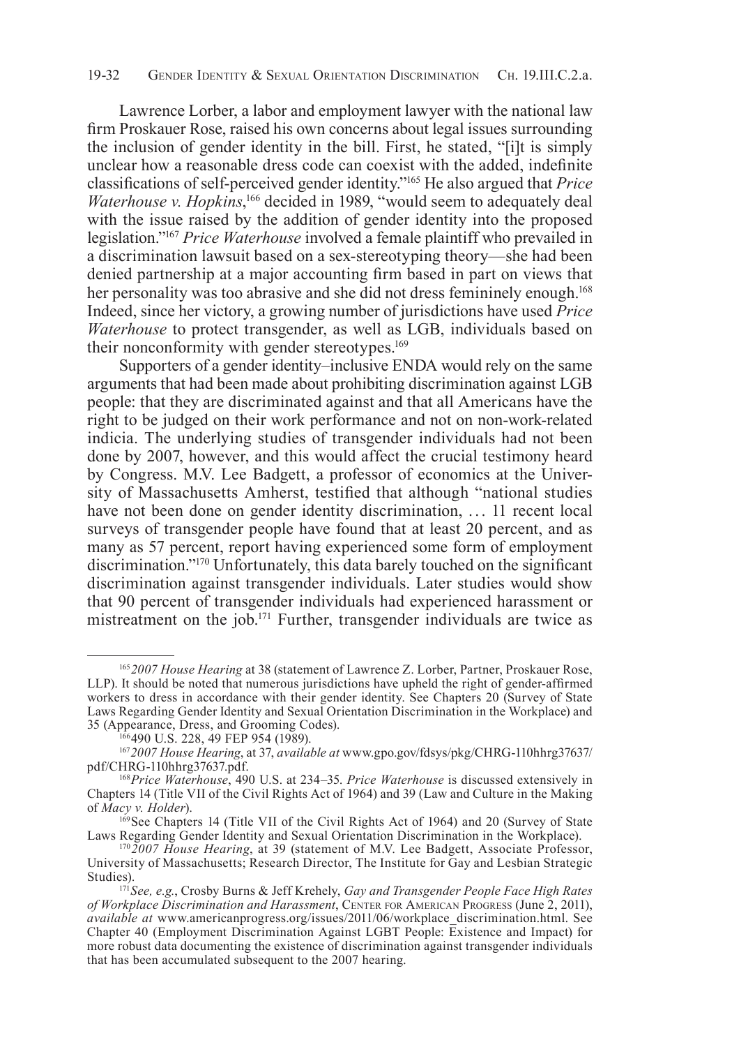Lawrence Lorber, a labor and employment lawyer with the national law firm Proskauer Rose, raised his own concerns about legal issues surrounding the inclusion of gender identity in the bill. First, he stated, "[i]t is simply unclear how a reasonable dress code can coexist with the added, indefinite classifications of self-perceived gender identity."[165] He also argued that *Price Waterhouse v. Hopkins*,[166] decided in 1989, "would seem to adequately deal with the issue raised by the addition of gender identity into the proposed legislation."[167] *Price Waterhouse* involved a female plaintiff who prevailed in a discrimination lawsuit based on a sex-stereotyping theory—she had been denied partnership at a major accounting firm based in part on views that her personality was too abrasive and she did not dress femininely enough.[168] Indeed, since her victory, a growing number of jurisdictions have used *Price Waterhouse* to protect transgender, as well as LGB, individuals based on their nonconformity with gender stereotypes.[169]

Supporters of a gender identity–inclusive ENDA would rely on the same arguments that had been made about prohibiting discrimination against LGB people: that they are discriminated against and that all Americans have the right to be judged on their work performance and not on non-work-related indicia. The underlying studies of transgender individuals had not been done by 2007, however, and this would affect the crucial testimony heard by Congress. M.V. Lee Badgett, a professor of economics at the University of Massachusetts Amherst, testified that although "national studies have not been done on gender identity discrimination, … 11 recent local surveys of transgender people have found that at least 20 percent, and as many as 57 percent, report having experienced some form of employment discrimination."[170] Unfortunately, this data barely touched on the significant discrimination against transgender individuals. Later studies would show that 90 percent of transgender individuals had experienced harassment or mistreatment on the job.[171] Further, transgender individuals are twice as

---

[165] *2007 House Hearing* at 38 (statement of Lawrence Z. Lorber, Partner, Proskauer Rose, LLP). It should be noted that numerous jurisdictions have upheld the right of gender-affirmed workers to dress in accordance with their gender identity. See Chapters 20 (Survey of State Laws Regarding Gender Identity and Sexual Orientation Discrimination in the Workplace) and 35 (Appearance, Dress, and Grooming Codes).

[166] 490 U.S. 228, 49 FEP 954 (1989).

[167] *2007 House Hearing*, at 37, *available at* www.gpo.gov/fdsys/pkg/CHRG-110hhrg37637/pdf/CHRG-110hhrg37637.pdf.

[168] *Price Waterhouse*, 490 U.S. at 234–35. *Price Waterhouse* is discussed extensively in Chapters 14 (Title VII of the Civil Rights Act of 1964) and 39 (Law and Culture in the Making of *Macy v. Holder*).

[169] See Chapters 14 (Title VII of the Civil Rights Act of 1964) and 20 (Survey of State Laws Regarding Gender Identity and Sexual Orientation Discrimination in the Workplace).

[170] *2007 House Hearing*, at 39 (statement of M.V. Lee Badgett, Associate Professor, University of Massachusetts; Research Director, The Institute for Gay and Lesbian Strategic Studies).

[171] *See, e.g.*, Crosby Burns & Jeff Krehely, *Gay and Transgender People Face High Rates of Workplace Discrimination and Harassment*, Center for American Progress (June 2, 2011), *available at* www.americanprogress.org/issues/2011/06/workplace_discrimination.html. See Chapter 40 (Employment Discrimination Against LGBT People: Existence and Impact) for more robust data documenting the existence of discrimination against transgender individuals that has been accumulated subsequent to the 2007 hearing.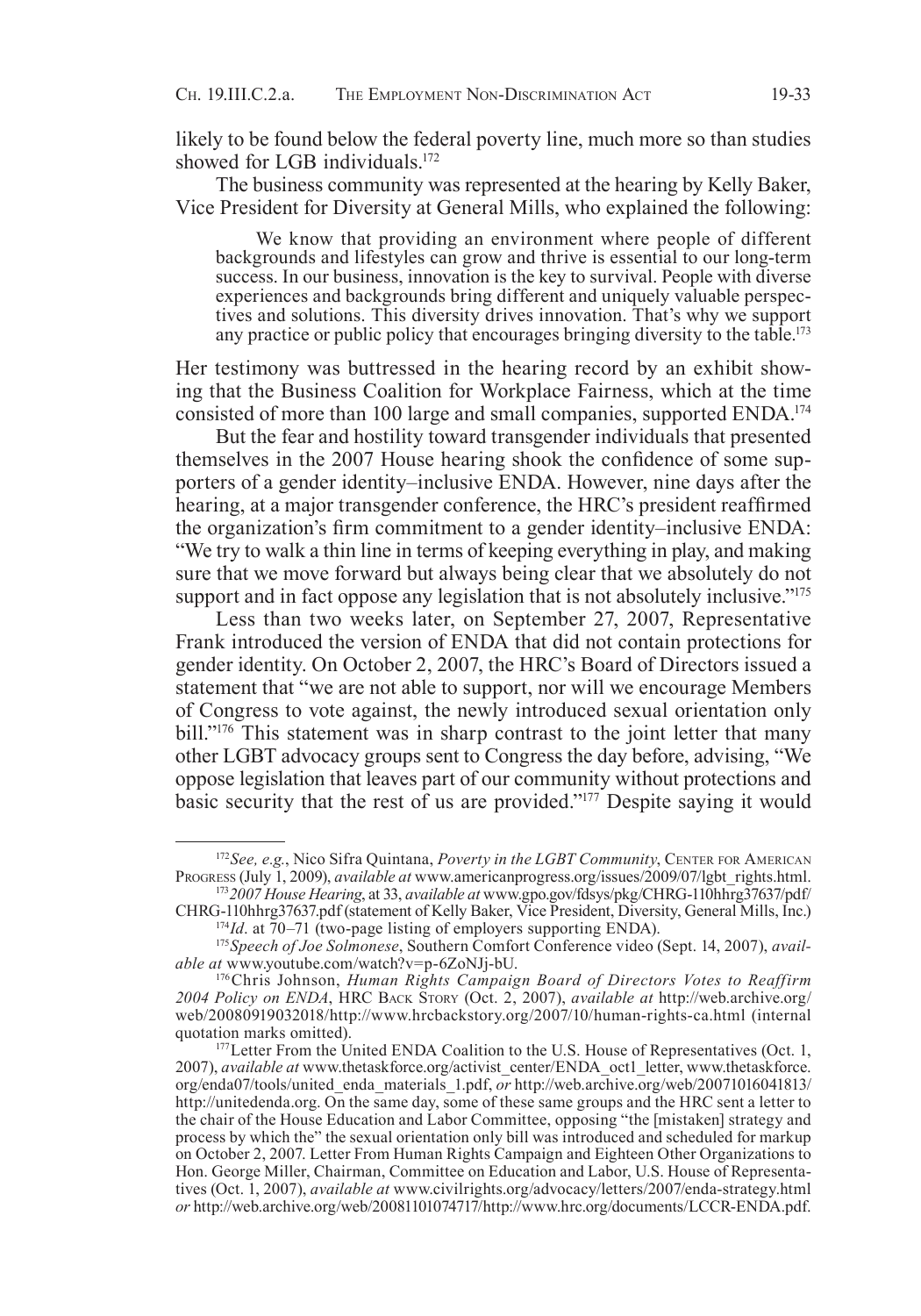likely to be found below the federal poverty line, much more so than studies showed for LGB individuals.[172]

The business community was represented at the hearing by Kelly Baker, Vice President for Diversity at General Mills, who explained the following:

> We know that providing an environment where people of different backgrounds and lifestyles can grow and thrive is essential to our long-term success. In our business, innovation is the key to survival. People with diverse experiences and backgrounds bring different and uniquely valuable perspectives and solutions. This diversity drives innovation. That's why we support any practice or public policy that encourages bringing diversity to the table.[173]

Her testimony was buttressed in the hearing record by an exhibit showing that the Business Coalition for Workplace Fairness, which at the time consisted of more than 100 large and small companies, supported ENDA.[174]

But the fear and hostility toward transgender individuals that presented themselves in the 2007 House hearing shook the confidence of some supporters of a gender identity–inclusive ENDA. However, nine days after the hearing, at a major transgender conference, the HRC's president reaffirmed the organization's firm commitment to a gender identity–inclusive ENDA: "We try to walk a thin line in terms of keeping everything in play, and making sure that we move forward but always being clear that we absolutely do not support and in fact oppose any legislation that is not absolutely inclusive."[175]

Less than two weeks later, on September 27, 2007, Representative Frank introduced the version of ENDA that did not contain protections for gender identity. On October 2, 2007, the HRC's Board of Directors issued a statement that "we are not able to support, nor will we encourage Members of Congress to vote against, the newly introduced sexual orientation only bill."[176] This statement was in sharp contrast to the joint letter that many other LGBT advocacy groups sent to Congress the day before, advising, "We oppose legislation that leaves part of our community without protections and basic security that the rest of us are provided."[177] Despite saying it would

---

[172] *See, e.g.*, Nico Sifra Quintana, *Poverty in the LGBT Community*, Center for American Progress (July 1, 2009), *available at* www.americanprogress.org/issues/2009/07/lgbt_rights.html.

[173] *2007 House Hearing*, at 33, *available at* www.gpo.gov/fdsys/pkg/CHRG-110hhrg37637/pdf/CHRG-110hhrg37637.pdf (statement of Kelly Baker, Vice President, Diversity, General Mills, Inc.)

[174] *Id*. at 70–71 (two-page listing of employers supporting ENDA).

[175] *Speech of Joe Solmonese*, Southern Comfort Conference video (Sept. 14, 2007), *available at* www.youtube.com/watch?v=p-6ZoNJj-bU.

[176] Chris Johnson, *Human Rights Campaign Board of Directors Votes to Reaffirm 2004 Policy on ENDA*, HRC Back Story (Oct. 2, 2007), *available at* http://web.archive.org/web/20080919032018/http://www.hrcbackstory.org/2007/10/human-rights-ca.html (internal quotation marks omitted).

[177] Letter From the United ENDA Coalition to the U.S. House of Representatives (Oct. 1, 2007), *available at* www.thetaskforce.org/activist_center/ENDA_oct1_letter, www.thetaskforce.org/enda07/tools/united_enda_materials_1.pdf, *or* http://web.archive.org/web/20071016041813/http://unitedenda.org. On the same day, some of these same groups and the HRC sent a letter to the chair of the House Education and Labor Committee, opposing "the [mistaken] strategy and process by which the" the sexual orientation only bill was introduced and scheduled for markup on October 2, 2007. Letter From Human Rights Campaign and Eighteen Other Organizations to Hon. George Miller, Chairman, Committee on Education and Labor, U.S. House of Representatives (Oct. 1, 2007), *available at* www.civilrights.org/advocacy/letters/2007/enda-strategy.html *or* http://web.archive.org/web/20081101074717/http://www.hrc.org/documents/LCCR-ENDA.pdf.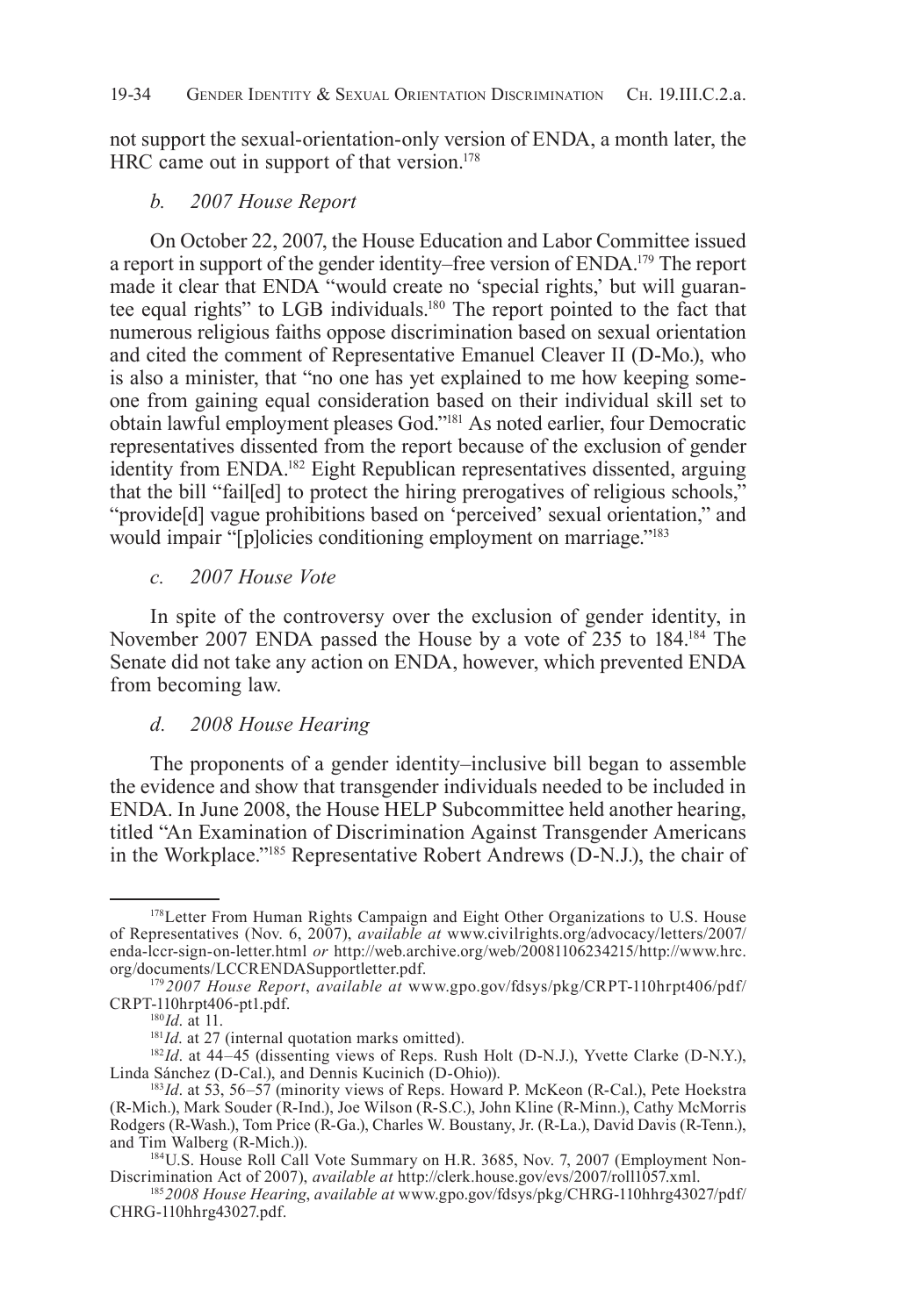not support the sexual-orientation-only version of ENDA, a month later, the HRC came out in support of that version.[178]

### *b. 2007 House Report*

On October 22, 2007, the House Education and Labor Committee issued a report in support of the gender identity–free version of ENDA.[179] The report made it clear that ENDA "would create no 'special rights,' but will guarantee equal rights" to LGB individuals.[180] The report pointed to the fact that numerous religious faiths oppose discrimination based on sexual orientation and cited the comment of Representative Emanuel Cleaver II (D-Mo.), who is also a minister, that "no one has yet explained to me how keeping someone from gaining equal consideration based on their individual skill set to obtain lawful employment pleases God."[181] As noted earlier, four Democratic representatives dissented from the report because of the exclusion of gender identity from ENDA.[182] Eight Republican representatives dissented, arguing that the bill "fail[ed] to protect the hiring prerogatives of religious schools," "provide[d] vague prohibitions based on 'perceived' sexual orientation," and would impair "[p]olicies conditioning employment on marriage."[183]

### *c. 2007 House Vote*

In spite of the controversy over the exclusion of gender identity, in November 2007 ENDA passed the House by a vote of 235 to 184.[184] The Senate did not take any action on ENDA, however, which prevented ENDA from becoming law.

### *d. 2008 House Hearing*

The proponents of a gender identity–inclusive bill began to assemble the evidence and show that transgender individuals needed to be included in ENDA. In June 2008, the House HELP Subcommittee held another hearing, titled "An Examination of Discrimination Against Transgender Americans in the Workplace."[185] Representative Robert Andrews (D-N.J.), the chair of

---

[178] Letter From Human Rights Campaign and Eight Other Organizations to U.S. House of Representatives (Nov. 6, 2007), *available at* www.civilrights.org/advocacy/letters/2007/enda-lccr-sign-on-letter.html *or* http://web.archive.org/web/20081106234215/http://www.hrc.org/documents/LCCRENDASupportletter.pdf.

[179] *2007 House Report*, *available at* www.gpo.gov/fdsys/pkg/CRPT-110hrpt406/pdf/CRPT-110hrpt406-pt1.pdf.

[180] *Id*. at 11.

[181] *Id*. at 27 (internal quotation marks omitted).

[182] *Id*. at 44–45 (dissenting views of Reps. Rush Holt (D-N.J.), Yvette Clarke (D-N.Y.), Linda Sánchez (D-Cal.), and Dennis Kucinich (D-Ohio)).

[183] *Id*. at 53, 56–57 (minority views of Reps. Howard P. McKeon (R-Cal.), Pete Hoekstra (R-Mich.), Mark Souder (R-Ind.), Joe Wilson (R-S.C.), John Kline (R-Minn.), Cathy McMorris Rodgers (R-Wash.), Tom Price (R-Ga.), Charles W. Boustany, Jr. (R-La.), David Davis (R-Tenn.), and Tim Walberg (R-Mich.)).

[184] U.S. House Roll Call Vote Summary on H.R. 3685, Nov. 7, 2007 (Employment Non-Discrimination Act of 2007), *available at* http://clerk.house.gov/evs/2007/roll1057.xml.

[185] *2008 House Hearing*, *available at* www.gpo.gov/fdsys/pkg/CHRG-110hhrg43027/pdf/CHRG-110hhrg43027.pdf.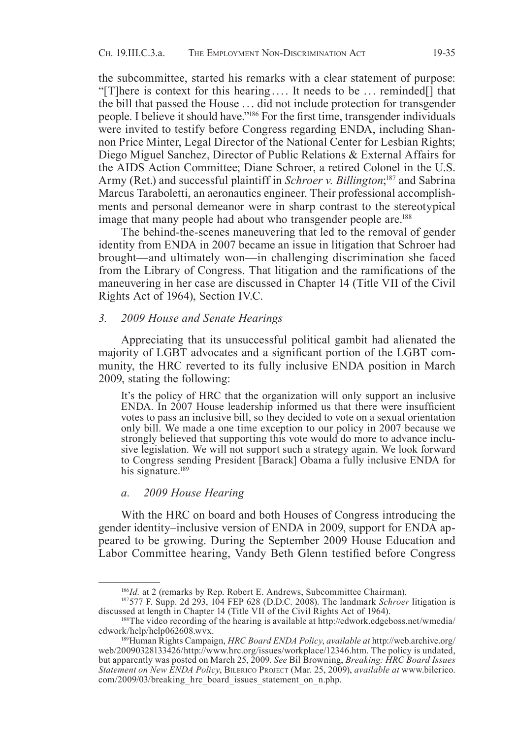the subcommittee, started his remarks with a clear statement of purpose: "[T]here is context for this hearing.... It needs to be ... reminded[] that the bill that passed the House ... did not include protection for transgender people. I believe it should have."[186] For the first time, transgender individuals were invited to testify before Congress regarding ENDA, including Shannon Price Minter, Legal Director of the National Center for Lesbian Rights; Diego Miguel Sanchez, Director of Public Relations & External Affairs for the AIDS Action Committee; Diane Schroer, a retired Colonel in the U.S. Army (Ret.) and successful plaintiff in *Schroer v. Billington*;[187] and Sabrina Marcus Taraboletti, an aeronautics engineer. Their professional accomplishments and personal demeanor were in sharp contrast to the stereotypical image that many people had about who transgender people are.[188]

The behind-the-scenes maneuvering that led to the removal of gender identity from ENDA in 2007 became an issue in litigation that Schroer had brought—and ultimately won—in challenging discrimination she faced from the Library of Congress. That litigation and the ramifications of the maneuvering in her case are discussed in Chapter 14 (Title VII of the Civil Rights Act of 1964), Section IV.C.

### *3. 2009 House and Senate Hearings*

Appreciating that its unsuccessful political gambit had alienated the majority of LGBT advocates and a significant portion of the LGBT community, the HRC reverted to its fully inclusive ENDA position in March 2009, stating the following:

> It's the policy of HRC that the organization will only support an inclusive ENDA. In 2007 House leadership informed us that there were insufficient votes to pass an inclusive bill, so they decided to vote on a sexual orientation only bill. We made a one time exception to our policy in 2007 because we strongly believed that supporting this vote would do more to advance inclusive legislation. We will not support such a strategy again. We look forward to Congress sending President [Barack] Obama a fully inclusive ENDA for his signature.[189]

#### *a. 2009 House Hearing*

With the HRC on board and both Houses of Congress introducing the gender identity–inclusive version of ENDA in 2009, support for ENDA appeared to be growing. During the September 2009 House Education and Labor Committee hearing, Vandy Beth Glenn testified before Congress

---

[186] *Id.* at 2 (remarks by Rep. Robert E. Andrews, Subcommittee Chairman).

[187] 577 F. Supp. 2d 293, 104 FEP 628 (D.D.C. 2008). The landmark *Schroer* litigation is discussed at length in Chapter 14 (Title VII of the Civil Rights Act of 1964).

[188] The video recording of the hearing is available at http://edwork.edgeboss.net/wmedia/edwork/help/help062608.wvx.

[189] Human Rights Campaign, *HRC Board ENDA Policy*, *available at* http://web.archive.org/web/20090328133426/http://www.hrc.org/issues/workplace/12346.htm. The policy is undated, but apparently was posted on March 25, 2009. *See* Bil Browning, *Breaking: HRC Board Issues Statement on New ENDA Policy*, Bilerico Project (Mar. 25, 2009), *available at* www.bilerico.com/2009/03/breaking_hrc_board_issues_statement_on_n.php.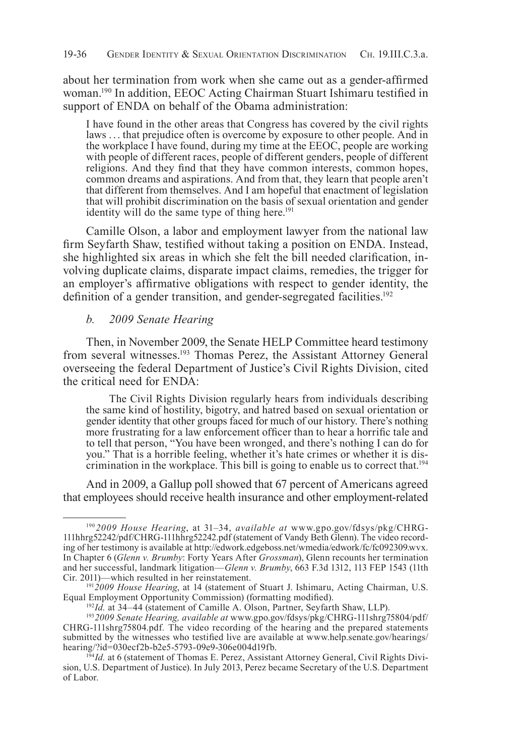about her termination from work when she came out as a gender-affirmed woman.[190] In addition, EEOC Acting Chairman Stuart Ishimaru testified in support of ENDA on behalf of the Obama administration:

> I have found in the other areas that Congress has covered by the civil rights laws . . . that prejudice often is overcome by exposure to other people. And in the workplace I have found, during my time at the EEOC, people are working with people of different races, people of different genders, people of different religions. And they find that they have common interests, common hopes, common dreams and aspirations. And from that, they learn that people aren't that different from themselves. And I am hopeful that enactment of legislation that will prohibit discrimination on the basis of sexual orientation and gender identity will do the same type of thing here.[191]

Camille Olson, a labor and employment lawyer from the national law firm Seyfarth Shaw, testified without taking a position on ENDA. Instead, she highlighted six areas in which she felt the bill needed clarification, involving duplicate claims, disparate impact claims, remedies, the trigger for an employer's affirmative obligations with respect to gender identity, the definition of a gender transition, and gender-segregated facilities.[192]

### *b. 2009 Senate Hearing*

Then, in November 2009, the Senate HELP Committee heard testimony from several witnesses.[193] Thomas Perez, the Assistant Attorney General overseeing the federal Department of Justice's Civil Rights Division, cited the critical need for ENDA:

> The Civil Rights Division regularly hears from individuals describing the same kind of hostility, bigotry, and hatred based on sexual orientation or gender identity that other groups faced for much of our history. There's nothing more frustrating for a law enforcement officer than to hear a horrific tale and to tell that person, "You have been wronged, and there's nothing I can do for you." That is a horrible feeling, whether it's hate crimes or whether it is discrimination in the workplace. This bill is going to enable us to correct that.[194]

And in 2009, a Gallup poll showed that 67 percent of Americans agreed that employees should receive health insurance and other employment-related

---

[190] *2009 House Hearing*, at 31–34, *available at* www.gpo.gov/fdsys/pkg/CHRG-111hhrg52242/pdf/CHRG-111hhrg52242.pdf (statement of Vandy Beth Glenn). The video recording of her testimony is available at http://edwork.edgeboss.net/wmedia/edwork/fc/fc092309.wvx. In Chapter 6 (*Glenn v. Brumby*: Forty Years After *Grossman*), Glenn recounts her termination and her successful, landmark litigation—*Glenn v. Brumby*, 663 F.3d 1312, 113 FEP 1543 (11th Cir. 2011)—which resulted in her reinstatement.

[191] *2009 House Hearing*, at 14 (statement of Stuart J. Ishimaru, Acting Chairman, U.S. Equal Employment Opportunity Commission) (formatting modified).

[192] *Id.* at 34–44 (statement of Camille A. Olson, Partner, Seyfarth Shaw, LLP).

[193] *2009 Senate Hearing, available at* www.gpo.gov/fdsys/pkg/CHRG-111shrg75804/pdf/CHRG-111shrg75804.pdf. The video recording of the hearing and the prepared statements submitted by the witnesses who testified live are available at www.help.senate.gov/hearings/hearing/?id=030ecf2b-b2e5-5793-09e9-306e004d19fb.

[194] *Id.* at 6 (statement of Thomas E. Perez, Assistant Attorney General, Civil Rights Division, U.S. Department of Justice). In July 2013, Perez became Secretary of the U.S. Department of Labor.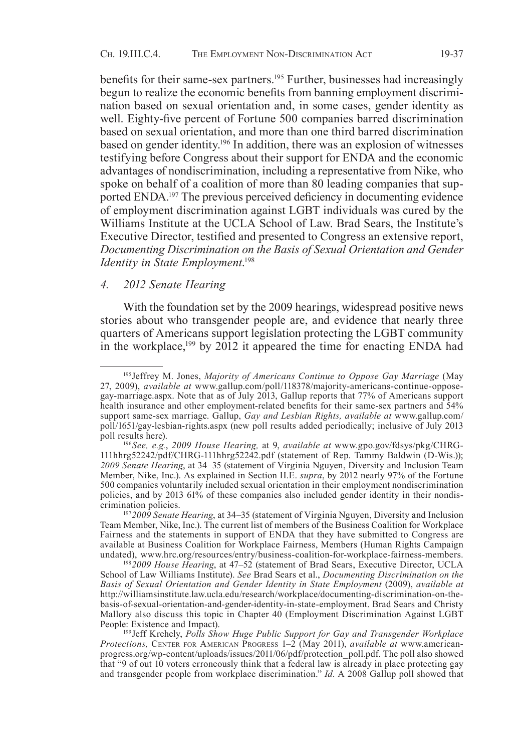benefits for their same-sex partners.[195] Further, businesses had increasingly begun to realize the economic benefits from banning employment discrimination based on sexual orientation and, in some cases, gender identity as well. Eighty-five percent of Fortune 500 companies barred discrimination based on sexual orientation, and more than one third barred discrimination based on gender identity.[196] In addition, there was an explosion of witnesses testifying before Congress about their support for ENDA and the economic advantages of nondiscrimination, including a representative from Nike, who spoke on behalf of a coalition of more than 80 leading companies that supported ENDA.[197] The previous perceived deficiency in documenting evidence of employment discrimination against LGBT individuals was cured by the Williams Institute at the UCLA School of Law. Brad Sears, the Institute's Executive Director, testified and presented to Congress an extensive report, *Documenting Discrimination on the Basis of Sexual Orientation and Gender Identity in State Employment*.[198]

### *4. 2012 Senate Hearing*

With the foundation set by the 2009 hearings, widespread positive news stories about who transgender people are, and evidence that nearly three quarters of Americans support legislation protecting the LGBT community in the workplace,[199] by 2012 it appeared the time for enacting ENDA had

---

[195] Jeffrey M. Jones, *Majority of Americans Continue to Oppose Gay Marriage* (May 27, 2009), *available at* www.gallup.com/poll/118378/majority-americans-continue-oppose-gay-marriage.aspx. Note that as of July 2013, Gallup reports that 77% of Americans support health insurance and other employment-related benefits for their same-sex partners and 54% support same-sex marriage. Gallup, *Gay and Lesbian Rights, available at* www.gallup.com/poll/1651/gay-lesbian-rights.aspx (new poll results added periodically; inclusive of July 2013 poll results here).

[196] *See, e.g.*, *2009 House Hearing,* at 9, *available at* www.gpo.gov/fdsys/pkg/CHRG-111hhrg52242/pdf/CHRG-111hhrg52242.pdf (statement of Rep. Tammy Baldwin (D-Wis.)); *2009 Senate Hearing*, at 34–35 (statement of Virginia Nguyen, Diversity and Inclusion Team Member, Nike, Inc.). As explained in Section II.E. *supra*, by 2012 nearly 97% of the Fortune 500 companies voluntarily included sexual orientation in their employment nondiscrimination policies, and by 2013 61% of these companies also included gender identity in their nondiscrimination policies.

[197] *2009 Senate Hearing*, at 34–35 (statement of Virginia Nguyen, Diversity and Inclusion Team Member, Nike, Inc.). The current list of members of the Business Coalition for Workplace Fairness and the statements in support of ENDA that they have submitted to Congress are available at Business Coalition for Workplace Fairness, Members (Human Rights Campaign undated), www.hrc.org/resources/entry/business-coalition-for-workplace-fairness-members.

[198] *2009 House Hearing*, at 47–52 (statement of Brad Sears, Executive Director, UCLA School of Law Williams Institute). *See* Brad Sears et al., *Documenting Discrimination on the Basis of Sexual Orientation and Gender Identity in State Employment* (2009), *available at* http://williamsinstitute.law.ucla.edu/research/workplace/documenting-discrimination-on-the-basis-of-sexual-orientation-and-gender-identity-in-state-employment. Brad Sears and Christy Mallory also discuss this topic in Chapter 40 (Employment Discrimination Against LGBT People: Existence and Impact).

[199] Jeff Krehely, *Polls Show Huge Public Support for Gay and Transgender Workplace Protections,* Center for American Progress 1–2 (May 2011), *available at* www.americanprogress.org/wp-content/uploads/issues/2011/06/pdf/protection_poll.pdf. The poll also showed that "9 of out 10 voters erroneously think that a federal law is already in place protecting gay and transgender people from workplace discrimination." *Id*. A 2008 Gallup poll showed that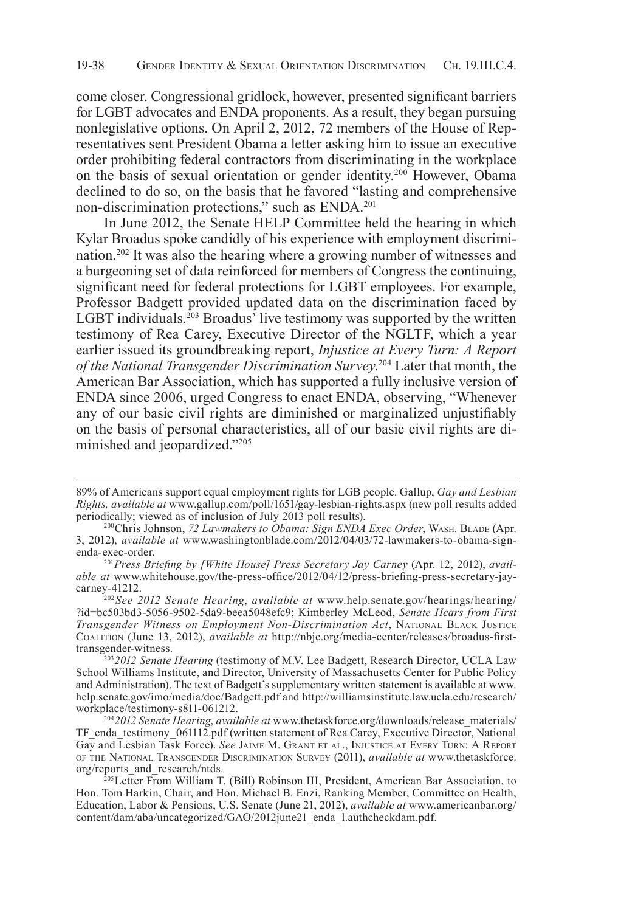come closer. Congressional gridlock, however, presented significant barriers for LGBT advocates and ENDA proponents. As a result, they began pursuing nonlegislative options. On April 2, 2012, 72 members of the House of Representatives sent President Obama a letter asking him to issue an executive order prohibiting federal contractors from discriminating in the workplace on the basis of sexual orientation or gender identity.[200] However, Obama declined to do so, on the basis that he favored "lasting and comprehensive non-discrimination protections," such as ENDA.[201]

In June 2012, the Senate HELP Committee held the hearing in which Kylar Broadus spoke candidly of his experience with employment discrimination.[202] It was also the hearing where a growing number of witnesses and a burgeoning set of data reinforced for members of Congress the continuing, significant need for federal protections for LGBT employees. For example, Professor Badgett provided updated data on the discrimination faced by LGBT individuals.[203] Broadus' live testimony was supported by the written testimony of Rea Carey, Executive Director of the NGLTF, which a year earlier issued its groundbreaking report, *Injustice at Every Turn: A Report of the National Transgender Discrimination Survey*.[204] Later that month, the American Bar Association, which has supported a fully inclusive version of ENDA since 2006, urged Congress to enact ENDA, observing, "Whenever any of our basic civil rights are diminished or marginalized unjustifiably on the basis of personal characteristics, all of our basic civil rights are diminished and jeopardized."[205]

---

89% of Americans support equal employment rights for LGB people. Gallup, *Gay and Lesbian Rights, available at* www.gallup.com/poll/1651/gay-lesbian-rights.aspx (new poll results added periodically; viewed as of inclusion of July 2013 poll results).

[200] Chris Johnson, *72 Lawmakers to Obama: Sign ENDA Exec Order*, Wash. Blade (Apr. 3, 2012), *available at* www.washingtonblade.com/2012/04/03/72-lawmakers-to-obama-sign-enda-exec-order.

[201] *Press Briefing by [White House] Press Secretary Jay Carney* (Apr. 12, 2012), *available at* www.whitehouse.gov/the-press-office/2012/04/12/press-briefing-press-secretary-jay-carney-41212.

[202] *See 2012 Senate Hearing*, *available at* www.help.senate.gov/hearings/hearing/?id=bc503bd3-5056-9502-5da9-beea5048efc9; Kimberley McLeod, *Senate Hears from First Transgender Witness on Employment Non-Discrimination Act*, National Black Justice Coalition (June 13, 2012), *available at* http://nbjc.org/media-center/releases/broadus-first-transgender-witness.

[203] *2012 Senate Hearing* (testimony of M.V. Lee Badgett, Research Director, UCLA Law School Williams Institute, and Director, University of Massachusetts Center for Public Policy and Administration). The text of Badgett's supplementary written statement is available at www.help.senate.gov/imo/media/doc/Badgett.pdf and http://williamsinstitute.law.ucla.edu/research/workplace/testimony-s811-061212.

[204] *2012 Senate Hearing*, *available at* www.thetaskforce.org/downloads/release_materials/TF_enda_testimony_061112.pdf (written statement of Rea Carey, Executive Director, National Gay and Lesbian Task Force). *See* Jaime M. Grant et al., Injustice at Every Turn: A Report of the National Transgender Discrimination Survey (2011), *available at* www.thetaskforce.org/reports_and_research/ntds.

[205] Letter From William T. (Bill) Robinson III, President, American Bar Association, to Hon. Tom Harkin, Chair, and Hon. Michael B. Enzi, Ranking Member, Committee on Health, Education, Labor & Pensions, U.S. Senate (June 21, 2012), *available at* www.americanbar.org/content/dam/aba/uncategorized/GAO/2012june21_enda_l.authcheckdam.pdf.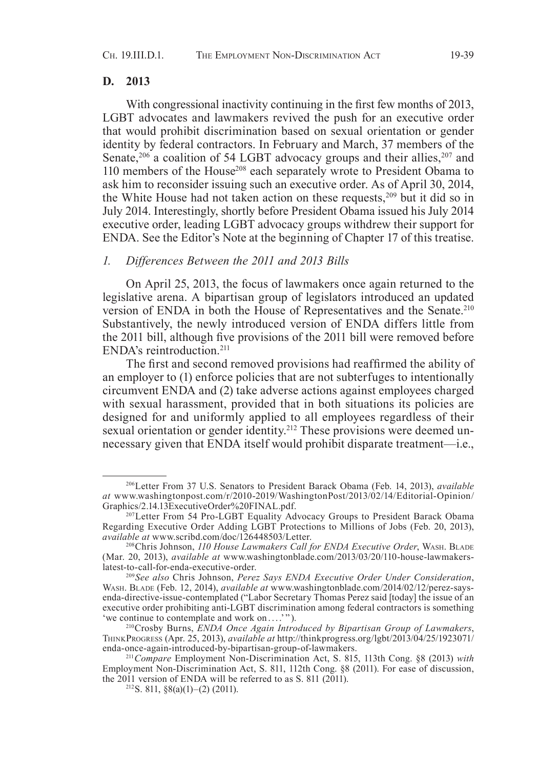## D. 2013

With congressional inactivity continuing in the first few months of 2013, LGBT advocates and lawmakers revived the push for an executive order that would prohibit discrimination based on sexual orientation or gender identity by federal contractors. In February and March, 37 members of the Senate,[206] a coalition of 54 LGBT advocacy groups and their allies,[207] and 110 members of the House[208] each separately wrote to President Obama to ask him to reconsider issuing such an executive order. As of April 30, 2014, the White House had not taken action on these requests,[209] but it did so in July 2014. Interestingly, shortly before President Obama issued his July 2014 executive order, leading LGBT advocacy groups withdrew their support for ENDA. See the Editor's Note at the beginning of Chapter 17 of this treatise.

### *1. Differences Between the 2011 and 2013 Bills*

On April 25, 2013, the focus of lawmakers once again returned to the legislative arena. A bipartisan group of legislators introduced an updated version of ENDA in both the House of Representatives and the Senate.[210] Substantively, the newly introduced version of ENDA differs little from the 2011 bill, although five provisions of the 2011 bill were removed before ENDA's reintroduction.[211]

The first and second removed provisions had reaffirmed the ability of an employer to (1) enforce policies that are not subterfuges to intentionally circumvent ENDA and (2) take adverse actions against employees charged with sexual harassment, provided that in both situations its policies are designed for and uniformly applied to all employees regardless of their sexual orientation or gender identity.[212] These provisions were deemed unnecessary given that ENDA itself would prohibit disparate treatment—i.e.,

---

[206] Letter From 37 U.S. Senators to President Barack Obama (Feb. 14, 2013), *available at* www.washingtonpost.com/r/2010-2019/WashingtonPost/2013/02/14/Editorial-Opinion/Graphics/2.14.13ExecutiveOrder%20FINAL.pdf.

[207] Letter From 54 Pro-LGBT Equality Advocacy Groups to President Barack Obama Regarding Executive Order Adding LGBT Protections to Millions of Jobs (Feb. 20, 2013), *available at* www.scribd.com/doc/126448503/Letter.

[208] Chris Johnson, *110 House Lawmakers Call for ENDA Executive Order*, Wash. Blade (Mar. 20, 2013), *available at* www.washingtonblade.com/2013/03/20/110-house-lawmakers-latest-to-call-for-enda-executive-order.

[209] *See also* Chris Johnson, *Perez Says ENDA Executive Order Under Consideration*, Wash. Blade (Feb. 12, 2014), *available at* www.washingtonblade.com/2014/02/12/perez-says-enda-directive-issue-contemplated ("Labor Secretary Thomas Perez said [today] the issue of an executive order prohibiting anti-LGBT discrimination among federal contractors is something 'we continue to contemplate and work on . . . .' ").

[210] Crosby Burns, *ENDA Once Again Introduced by Bipartisan Group of Lawmakers*, ThinkProgress (Apr. 25, 2013), *available at* http://thinkprogress.org/lgbt/2013/04/25/1923071/enda-once-again-introduced-by-bipartisan-group-of-lawmakers.

[211] *Compare* Employment Non-Discrimination Act, S. 815, 113th Cong. §8 (2013) *with* Employment Non-Discrimination Act, S. 811, 112th Cong. §8 (2011). For ease of discussion, the 2011 version of ENDA will be referred to as S. 811 (2011).

[212] S. 811, §8(a)(1)–(2) (2011).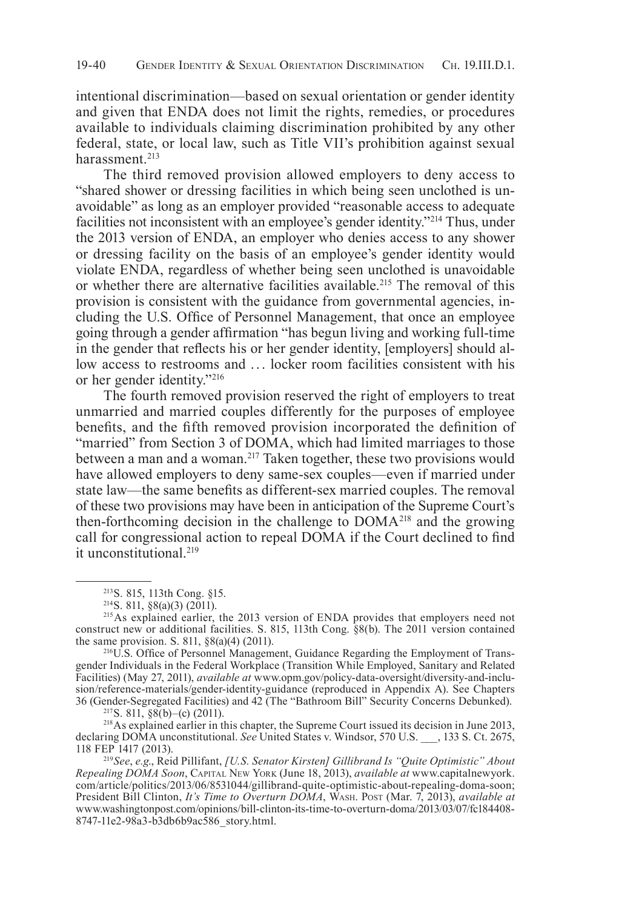intentional discrimination—based on sexual orientation or gender identity and given that ENDA does not limit the rights, remedies, or procedures available to individuals claiming discrimination prohibited by any other federal, state, or local law, such as Title VII's prohibition against sexual harassment.[213]

The third removed provision allowed employers to deny access to "shared shower or dressing facilities in which being seen unclothed is unavoidable" as long as an employer provided "reasonable access to adequate facilities not inconsistent with an employee's gender identity."[214] Thus, under the 2013 version of ENDA, an employer who denies access to any shower or dressing facility on the basis of an employee's gender identity would violate ENDA, regardless of whether being seen unclothed is unavoidable or whether there are alternative facilities available.[215] The removal of this provision is consistent with the guidance from governmental agencies, including the U.S. Office of Personnel Management, that once an employee going through a gender affirmation "has begun living and working full-time in the gender that reflects his or her gender identity, [employers] should allow access to restrooms and … locker room facilities consistent with his or her gender identity."[216]

The fourth removed provision reserved the right of employers to treat unmarried and married couples differently for the purposes of employee benefits, and the fifth removed provision incorporated the definition of "married" from Section 3 of DOMA, which had limited marriages to those between a man and a woman.[217] Taken together, these two provisions would have allowed employers to deny same-sex couples—even if married under state law—the same benefits as different-sex married couples. The removal of these two provisions may have been in anticipation of the Supreme Court's then-forthcoming decision in the challenge to DOMA[218] and the growing call for congressional action to repeal DOMA if the Court declined to find it unconstitutional.[219]

---

[213] S. 815, 113th Cong. §15.

[214] S. 811, §8(a)(3) (2011).

[215] As explained earlier, the 2013 version of ENDA provides that employers need not construct new or additional facilities. S. 815, 113th Cong. §8(b). The 2011 version contained the same provision. S. 811, §8(a)(4) (2011).

[216] U.S. Office of Personnel Management, Guidance Regarding the Employment of Transgender Individuals in the Federal Workplace (Transition While Employed, Sanitary and Related Facilities) (May 27, 2011), *available at* www.opm.gov/policy-data-oversight/diversity-and-inclusion/reference-materials/gender-identity-guidance (reproduced in Appendix A). See Chapters 36 (Gender-Segregated Facilities) and 42 (The "Bathroom Bill" Security Concerns Debunked).

[217] S. 811, §8(b)–(c) (2011).

[218] As explained earlier in this chapter, the Supreme Court issued its decision in June 2013, declaring DOMA unconstitutional. *See* United States v. Windsor, 570 U.S. ___, 133 S. Ct. 2675, 118 FEP 1417 (2013).

[219] *See*, *e.g.*, Reid Pillifant, *[U.S. Senator Kirsten] Gillibrand Is "Quite Optimistic" About Repealing DOMA Soon*, Capital New York (June 18, 2013), *available at* www.capitalnewyork.com/article/politics/2013/06/8531044/gillibrand-quite-optimistic-about-repealing-doma-soon; President Bill Clinton, *It's Time to Overturn DOMA*, Wash. Post (Mar. 7, 2013), *available at* www.washingtonpost.com/opinions/bill-clinton-its-time-to-overturn-doma/2013/03/07/fc184408-8747-11e2-98a3-b3db6b9ac586_story.html.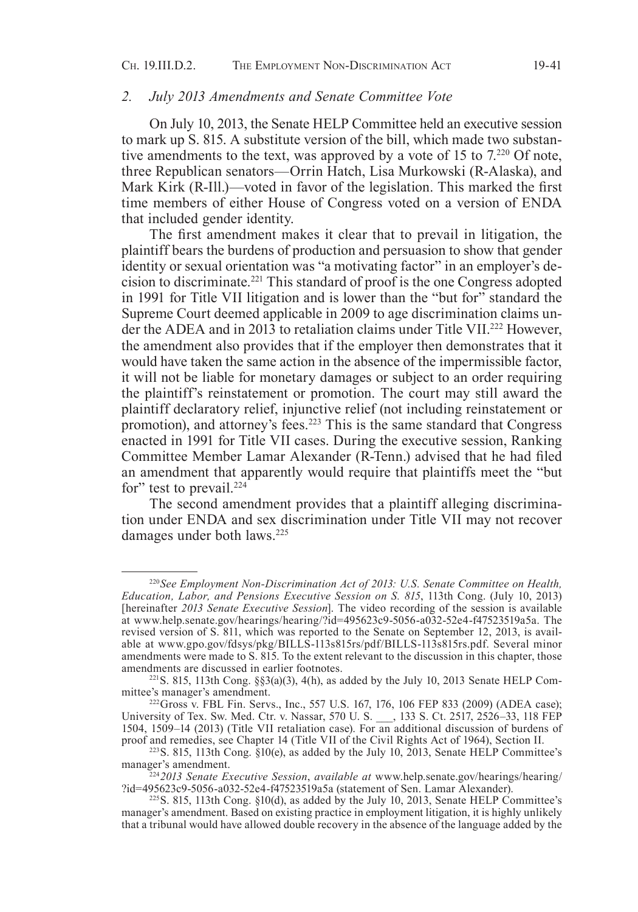## 2. July 2013 Amendments and Senate Committee Vote

On July 10, 2013, the Senate HELP Committee held an executive session to mark up S. 815. A substitute version of the bill, which made two substantive amendments to the text, was approved by a vote of 15 to 7.[220] Of note, three Republican senators—Orrin Hatch, Lisa Murkowski (R-Alaska), and Mark Kirk (R-Ill.)—voted in favor of the legislation. This marked the first time members of either House of Congress voted on a version of ENDA that included gender identity.

The first amendment makes it clear that to prevail in litigation, the plaintiff bears the burdens of production and persuasion to show that gender identity or sexual orientation was "a motivating factor" in an employer's decision to discriminate.[221] This standard of proof is the one Congress adopted in 1991 for Title VII litigation and is lower than the "but for" standard the Supreme Court deemed applicable in 2009 to age discrimination claims under the ADEA and in 2013 to retaliation claims under Title VII.[222] However, the amendment also provides that if the employer then demonstrates that it would have taken the same action in the absence of the impermissible factor, it will not be liable for monetary damages or subject to an order requiring the plaintiff's reinstatement or promotion. The court may still award the plaintiff declaratory relief, injunctive relief (not including reinstatement or promotion), and attorney's fees.[223] This is the same standard that Congress enacted in 1991 for Title VII cases. During the executive session, Ranking Committee Member Lamar Alexander (R-Tenn.) advised that he had filed an amendment that apparently would require that plaintiffs meet the "but for" test to prevail.[224]

The second amendment provides that a plaintiff alleging discrimination under ENDA and sex discrimination under Title VII may not recover damages under both laws.[225]

---

[220] *See Employment Non-Discrimination Act of 2013: U.S. Senate Committee on Health, Education, Labor, and Pensions Executive Session on S. 815*, 113th Cong. (July 10, 2013) [hereinafter *2013 Senate Executive Session*]. The video recording of the session is available at www.help.senate.gov/hearings/hearing/?id=495623c9-5056-a032-52e4-f47523519a5a. The revised version of S. 811, which was reported to the Senate on September 12, 2013, is available at www.gpo.gov/fdsys/pkg/BILLS-113s815rs/pdf/BILLS-113s815rs.pdf. Several minor amendments were made to S. 815. To the extent relevant to the discussion in this chapter, those amendments are discussed in earlier footnotes.

[221] S. 815, 113th Cong. §§3(a)(3), 4(h), as added by the July 10, 2013 Senate HELP Committee's manager's amendment.

[222] Gross v. FBL Fin. Servs., Inc., 557 U.S. 167, 176, 106 FEP 833 (2009) (ADEA case); University of Tex. Sw. Med. Ctr. v. Nassar, 570 U. S. ___, 133 S. Ct. 2517, 2526–33, 118 FEP 1504, 1509–14 (2013) (Title VII retaliation case). For an additional discussion of burdens of proof and remedies, see Chapter 14 (Title VII of the Civil Rights Act of 1964), Section II.

[223] S. 815, 113th Cong. §10(e), as added by the July 10, 2013, Senate HELP Committee's manager's amendment.

[224] *2013 Senate Executive Session*, *available at* www.help.senate.gov/hearings/hearing/?id=495623c9-5056-a032-52e4-f47523519a5a (statement of Sen. Lamar Alexander).

[225] S. 815, 113th Cong. §10(d), as added by the July 10, 2013, Senate HELP Committee's manager's amendment. Based on existing practice in employment litigation, it is highly unlikely that a tribunal would have allowed double recovery in the absence of the language added by the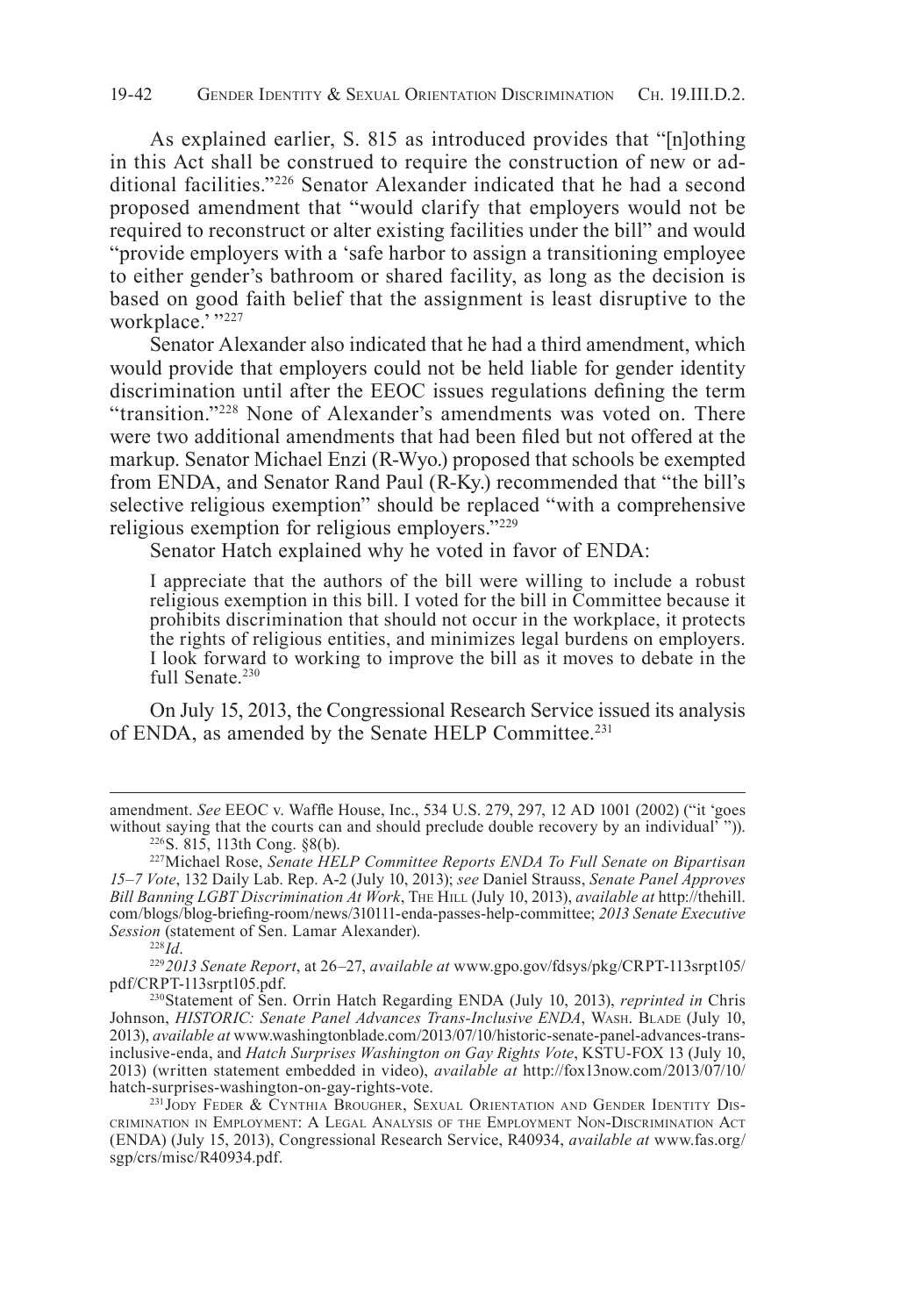As explained earlier, S. 815 as introduced provides that "[n]othing in this Act shall be construed to require the construction of new or additional facilities."[226] Senator Alexander indicated that he had a second proposed amendment that "would clarify that employers would not be required to reconstruct or alter existing facilities under the bill" and would "provide employers with a 'safe harbor to assign a transitioning employee to either gender's bathroom or shared facility, as long as the decision is based on good faith belief that the assignment is least disruptive to the workplace.' "[227]

Senator Alexander also indicated that he had a third amendment, which would provide that employers could not be held liable for gender identity discrimination until after the EEOC issues regulations defining the term "transition."[228] None of Alexander's amendments was voted on. There were two additional amendments that had been filed but not offered at the markup. Senator Michael Enzi (R-Wyo.) proposed that schools be exempted from ENDA, and Senator Rand Paul (R-Ky.) recommended that "the bill's selective religious exemption" should be replaced "with a comprehensive religious exemption for religious employers."[229]

Senator Hatch explained why he voted in favor of ENDA:

> I appreciate that the authors of the bill were willing to include a robust religious exemption in this bill. I voted for the bill in Committee because it prohibits discrimination that should not occur in the workplace, it protects the rights of religious entities, and minimizes legal burdens on employers. I look forward to working to improve the bill as it moves to debate in the full Senate.[230]

On July 15, 2013, the Congressional Research Service issued its analysis of ENDA, as amended by the Senate HELP Committee.[231]

---

amendment. *See* EEOC v. Waffle House, Inc., 534 U.S. 279, 297, 12 AD 1001 (2002) ("it 'goes without saying that the courts can and should preclude double recovery by an individual' ")).

[226] S. 815, 113th Cong. §8(b).

[227] Michael Rose, *Senate HELP Committee Reports ENDA To Full Senate on Bipartisan 15–7 Vote*, 132 Daily Lab. Rep. A-2 (July 10, 2013); *see* Daniel Strauss, *Senate Panel Approves Bill Banning LGBT Discrimination At Work*, The Hill (July 10, 2013), *available at* http://thehill.com/blogs/blog-briefing-room/news/310111-enda-passes-help-committee; *2013 Senate Executive Session* (statement of Sen. Lamar Alexander).

[228] *Id*.

[229] *2013 Senate Report*, at 26–27, *available at* www.gpo.gov/fdsys/pkg/CRPT-113srpt105/pdf/CRPT-113srpt105.pdf.

[230] Statement of Sen. Orrin Hatch Regarding ENDA (July 10, 2013), *reprinted in* Chris Johnson, *HISTORIC: Senate Panel Advances Trans-Inclusive ENDA*, Wash. Blade (July 10, 2013), *available at* www.washingtonblade.com/2013/07/10/historic-senate-panel-advances-trans-inclusive-enda, and *Hatch Surprises Washington on Gay Rights Vote*, KSTU-FOX 13 (July 10, 2013) (written statement embedded in video), *available at* http://fox13now.com/2013/07/10/hatch-surprises-washington-on-gay-rights-vote.

[231] Jody Feder & Cynthia Brougher, Sexual Orientation and Gender Identity Discrimination in Employment: A Legal Analysis of the Employment Non-Discrimination Act (ENDA) (July 15, 2013), Congressional Research Service, R40934, *available at* www.fas.org/sgp/crs/misc/R40934.pdf.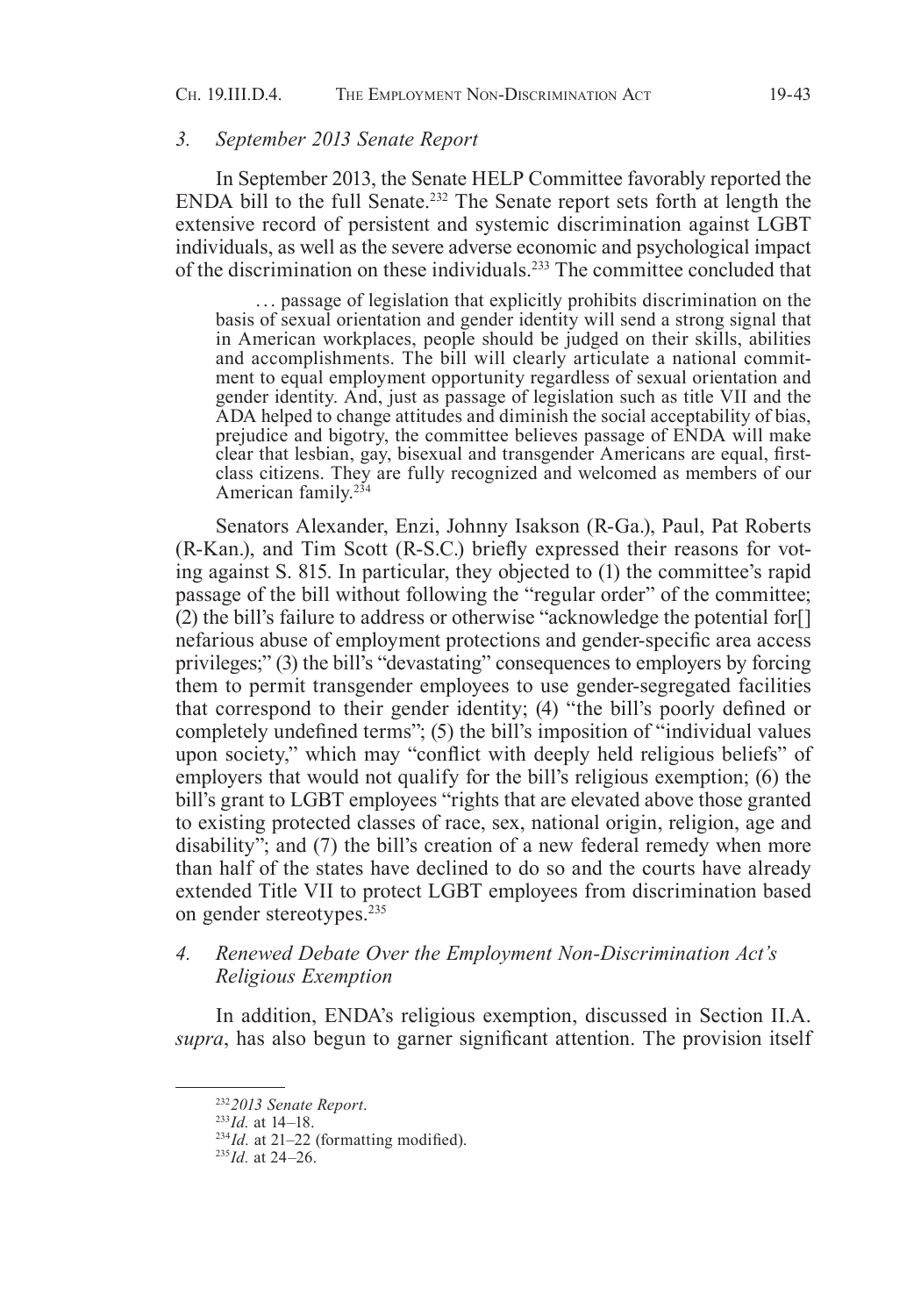### 3. *September 2013 Senate Report*

In September 2013, the Senate HELP Committee favorably reported the ENDA bill to the full Senate.[232] The Senate report sets forth at length the extensive record of persistent and systemic discrimination against LGBT individuals, as well as the severe adverse economic and psychological impact of the discrimination on these individuals.[233] The committee concluded that

> . . . passage of legislation that explicitly prohibits discrimination on the basis of sexual orientation and gender identity will send a strong signal that in American workplaces, people should be judged on their skills, abilities and accomplishments. The bill will clearly articulate a national commitment to equal employment opportunity regardless of sexual orientation and gender identity. And, just as passage of legislation such as title VII and the ADA helped to change attitudes and diminish the social acceptability of bias, prejudice and bigotry, the committee believes passage of ENDA will make clear that lesbian, gay, bisexual and transgender Americans are equal, first-class citizens. They are fully recognized and welcomed as members of our American family.[234]

Senators Alexander, Enzi, Johnny Isakson (R-Ga.), Paul, Pat Roberts (R-Kan.), and Tim Scott (R-S.C.) briefly expressed their reasons for voting against S. 815. In particular, they objected to (1) the committee's rapid passage of the bill without following the "regular order" of the committee; (2) the bill's failure to address or otherwise "acknowledge the potential for[] nefarious abuse of employment protections and gender-specific area access privileges;" (3) the bill's "devastating" consequences to employers by forcing them to permit transgender employees to use gender-segregated facilities that correspond to their gender identity; (4) "the bill's poorly defined or completely undefined terms"; (5) the bill's imposition of "individual values upon society," which may "conflict with deeply held religious beliefs" of employers that would not qualify for the bill's religious exemption; (6) the bill's grant to LGBT employees "rights that are elevated above those granted to existing protected classes of race, sex, national origin, religion, age and disability"; and (7) the bill's creation of a new federal remedy when more than half of the states have declined to do so and the courts have already extended Title VII to protect LGBT employees from discrimination based on gender stereotypes.[235]

### 4. *Renewed Debate Over the Employment Non-Discrimination Act's Religious Exemption*

In addition, ENDA's religious exemption, discussed in Section II.A. *supra*, has also begun to garner significant attention. The provision itself

---

[232] *2013 Senate Report*.

[233] *Id.* at 14–18.

[234] *Id.* at 21–22 (formatting modified).

[235] *Id.* at 24–26.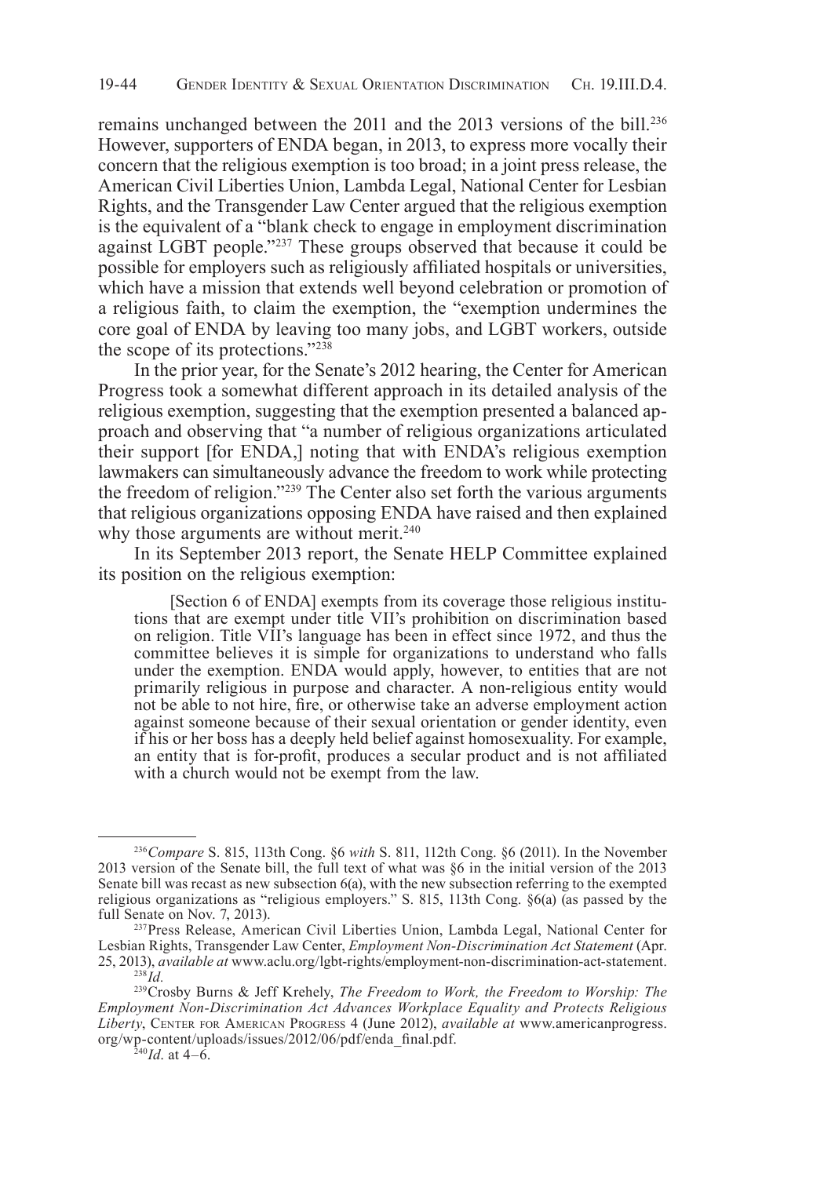remains unchanged between the 2011 and the 2013 versions of the bill.[236] However, supporters of ENDA began, in 2013, to express more vocally their concern that the religious exemption is too broad; in a joint press release, the American Civil Liberties Union, Lambda Legal, National Center for Lesbian Rights, and the Transgender Law Center argued that the religious exemption is the equivalent of a "blank check to engage in employment discrimination against LGBT people."[237] These groups observed that because it could be possible for employers such as religiously affiliated hospitals or universities, which have a mission that extends well beyond celebration or promotion of a religious faith, to claim the exemption, the "exemption undermines the core goal of ENDA by leaving too many jobs, and LGBT workers, outside the scope of its protections."[238]

In the prior year, for the Senate's 2012 hearing, the Center for American Progress took a somewhat different approach in its detailed analysis of the religious exemption, suggesting that the exemption presented a balanced approach and observing that "a number of religious organizations articulated their support [for ENDA,] noting that with ENDA's religious exemption lawmakers can simultaneously advance the freedom to work while protecting the freedom of religion."[239] The Center also set forth the various arguments that religious organizations opposing ENDA have raised and then explained why those arguments are without merit.[240]

In its September 2013 report, the Senate HELP Committee explained its position on the religious exemption:

> [Section 6 of ENDA] exempts from its coverage those religious institutions that are exempt under title VII's prohibition on discrimination based on religion. Title VII's language has been in effect since 1972, and thus the committee believes it is simple for organizations to understand who falls under the exemption. ENDA would apply, however, to entities that are not primarily religious in purpose and character. A non-religious entity would not be able to not hire, fire, or otherwise take an adverse employment action against someone because of their sexual orientation or gender identity, even if his or her boss has a deeply held belief against homosexuality. For example, an entity that is for-profit, produces a secular product and is not affiliated with a church would not be exempt from the law.

---

[236] *Compare* S. 815, 113th Cong. §6 *with* S. 811, 112th Cong. §6 (2011). In the November 2013 version of the Senate bill, the full text of what was §6 in the initial version of the 2013 Senate bill was recast as new subsection 6(a), with the new subsection referring to the exempted religious organizations as "religious employers." S. 815, 113th Cong. §6(a) (as passed by the full Senate on Nov. 7, 2013).

[237] Press Release, American Civil Liberties Union, Lambda Legal, National Center for Lesbian Rights, Transgender Law Center, *Employment Non-Discrimination Act Statement* (Apr. 25, 2013), *available at* www.aclu.org/lgbt-rights/employment-non-discrimination-act-statement.

[238] *Id.*

[239] Crosby Burns & Jeff Krehely, *The Freedom to Work, the Freedom to Worship: The Employment Non-Discrimination Act Advances Workplace Equality and Protects Religious Liberty*, Center for American Progress 4 (June 2012), *available at* www.americanprogress.org/wp-content/uploads/issues/2012/06/pdf/enda_final.pdf.

[240] *Id.* at 4–6.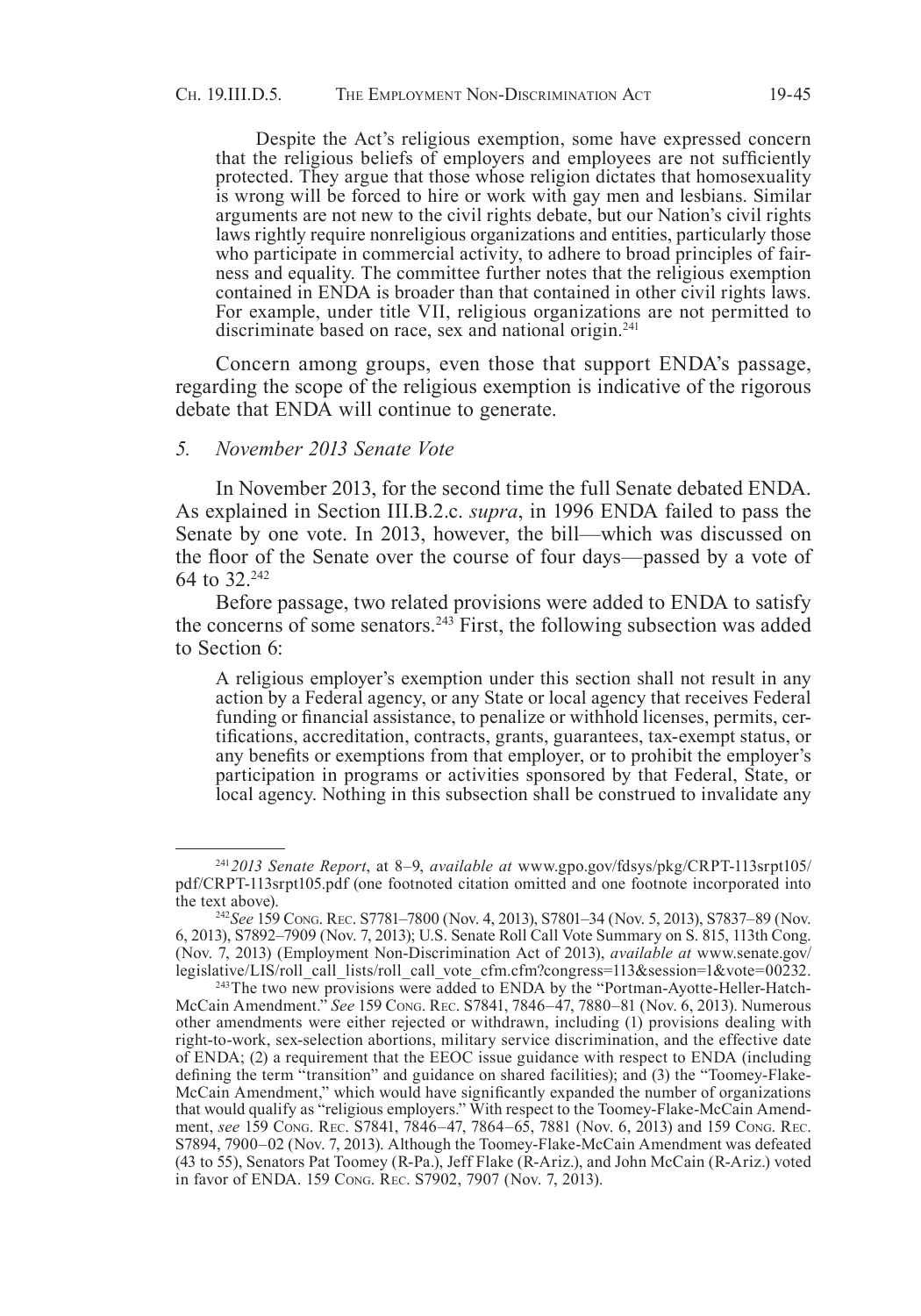> Despite the Act's religious exemption, some have expressed concern that the religious beliefs of employers and employees are not sufficiently protected. They argue that those whose religion dictates that homosexuality is wrong will be forced to hire or work with gay men and lesbians. Similar arguments are not new to the civil rights debate, but our Nation's civil rights laws rightly require nonreligious organizations and entities, particularly those who participate in commercial activity, to adhere to broad principles of fairness and equality. The committee further notes that the religious exemption contained in ENDA is broader than that contained in other civil rights laws. For example, under title VII, religious organizations are not permitted to discriminate based on race, sex and national origin.[241]

Concern among groups, even those that support ENDA's passage, regarding the scope of the religious exemption is indicative of the rigorous debate that ENDA will continue to generate.

### 5. *November 2013 Senate Vote*

In November 2013, for the second time the full Senate debated ENDA. As explained in Section III.B.2.c. *supra*, in 1996 ENDA failed to pass the Senate by one vote. In 2013, however, the bill—which was discussed on the floor of the Senate over the course of four days—passed by a vote of 64 to 32.[242]

Before passage, two related provisions were added to ENDA to satisfy the concerns of some senators.[243] First, the following subsection was added to Section 6:

> A religious employer's exemption under this section shall not result in any action by a Federal agency, or any State or local agency that receives Federal funding or financial assistance, to penalize or withhold licenses, permits, certifications, accreditation, contracts, grants, guarantees, tax-exempt status, or any benefits or exemptions from that employer, or to prohibit the employer's participation in programs or activities sponsored by that Federal, State, or local agency. Nothing in this subsection shall be construed to invalidate any

---

[241] *2013 Senate Report*, at 8–9, *available at* www.gpo.gov/fdsys/pkg/CRPT-113srpt105/pdf/CRPT-113srpt105.pdf (one footnoted citation omitted and one footnote incorporated into the text above).

[242] *See* 159 Cong. Rec. S7781–7800 (Nov. 4, 2013), S7801–34 (Nov. 5, 2013), S7837–89 (Nov. 6, 2013), S7892–7909 (Nov. 7, 2013); U.S. Senate Roll Call Vote Summary on S. 815, 113th Cong. (Nov. 7, 2013) (Employment Non-Discrimination Act of 2013), *available at* www.senate.gov/legislative/LIS/roll_call_lists/roll_call_vote_cfm.cfm?congress=113&session=1&vote=00232.

[243] The two new provisions were added to ENDA by the "Portman-Ayotte-Heller-Hatch-McCain Amendment." *See* 159 Cong. Rec. S7841, 7846–47, 7880–81 (Nov. 6, 2013). Numerous other amendments were either rejected or withdrawn, including (1) provisions dealing with right-to-work, sex-selection abortions, military service discrimination, and the effective date of ENDA; (2) a requirement that the EEOC issue guidance with respect to ENDA (including defining the term "transition" and guidance on shared facilities); and (3) the "Toomey-Flake-McCain Amendment," which would have significantly expanded the number of organizations that would qualify as "religious employers." With respect to the Toomey-Flake-McCain Amendment, *see* 159 Cong. Rec. S7841, 7846–47, 7864–65, 7881 (Nov. 6, 2013) and 159 Cong. Rec. S7894, 7900–02 (Nov. 7, 2013). Although the Toomey-Flake-McCain Amendment was defeated (43 to 55), Senators Pat Toomey (R-Pa.), Jeff Flake (R-Ariz.), and John McCain (R-Ariz.) voted in favor of ENDA. 159 Cong. Rec. S7902, 7907 (Nov. 7, 2013).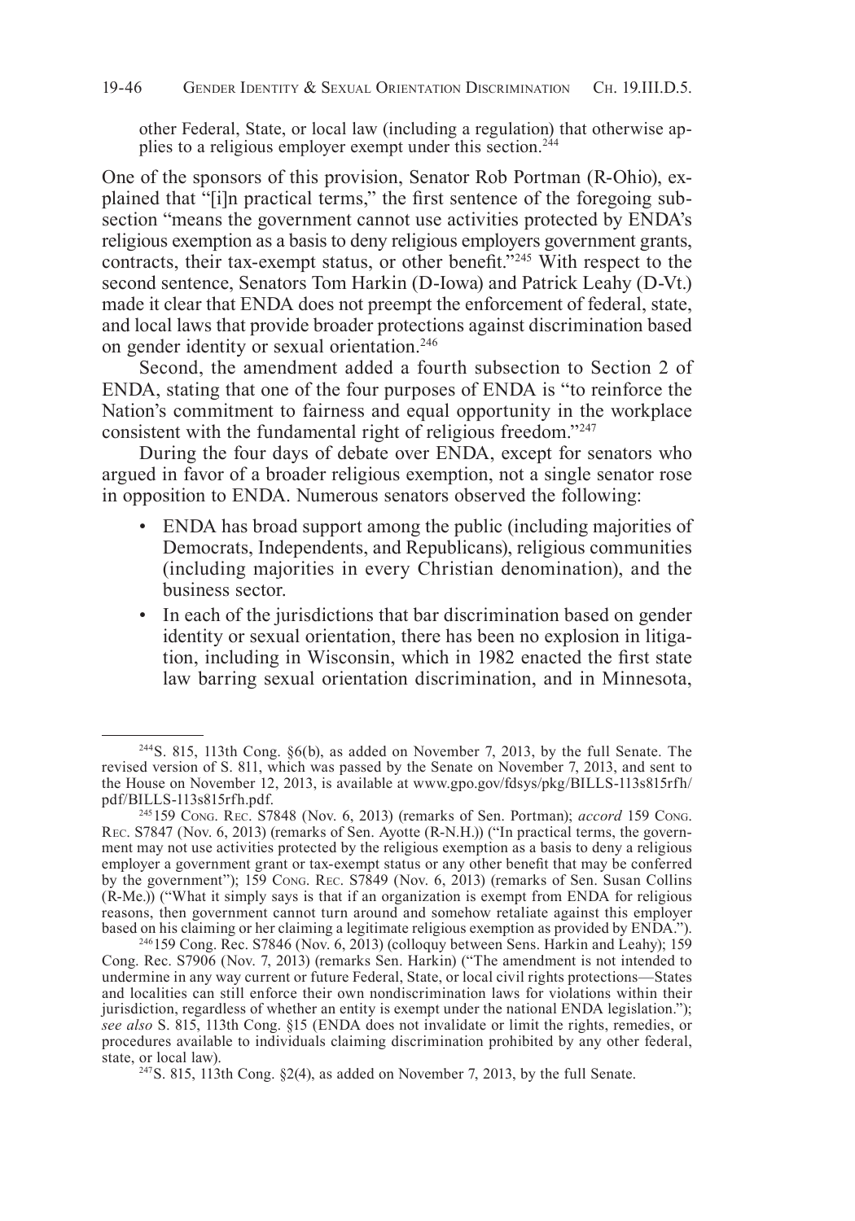other Federal, State, or local law (including a regulation) that otherwise applies to a religious employer exempt under this section.[244]

One of the sponsors of this provision, Senator Rob Portman (R-Ohio), explained that "[i]n practical terms," the first sentence of the foregoing subsection "means the government cannot use activities protected by ENDA's religious exemption as a basis to deny religious employers government grants, contracts, their tax-exempt status, or other benefit."[245] With respect to the second sentence, Senators Tom Harkin (D-Iowa) and Patrick Leahy (D-Vt.) made it clear that ENDA does not preempt the enforcement of federal, state, and local laws that provide broader protections against discrimination based on gender identity or sexual orientation.[246]

Second, the amendment added a fourth subsection to Section 2 of ENDA, stating that one of the four purposes of ENDA is "to reinforce the Nation's commitment to fairness and equal opportunity in the workplace consistent with the fundamental right of religious freedom."[247]

During the four days of debate over ENDA, except for senators who argued in favor of a broader religious exemption, not a single senator rose in opposition to ENDA. Numerous senators observed the following:

- ENDA has broad support among the public (including majorities of Democrats, Independents, and Republicans), religious communities (including majorities in every Christian denomination), and the business sector.
- In each of the jurisdictions that bar discrimination based on gender identity or sexual orientation, there has been no explosion in litigation, including in Wisconsin, which in 1982 enacted the first state law barring sexual orientation discrimination, and in Minnesota,

---

[244] S. 815, 113th Cong. §6(b), as added on November 7, 2013, by the full Senate. The revised version of S. 811, which was passed by the Senate on November 7, 2013, and sent to the House on November 12, 2013, is available at www.gpo.gov/fdsys/pkg/BILLS-113s815rfh/pdf/BILLS-113s815rfh.pdf.

[245] 159 Cong. Rec. S7848 (Nov. 6, 2013) (remarks of Sen. Portman); *accord* 159 Cong. Rec. S7847 (Nov. 6, 2013) (remarks of Sen. Ayotte (R-N.H.)) ("In practical terms, the government may not use activities protected by the religious exemption as a basis to deny a religious employer a government grant or tax-exempt status or any other benefit that may be conferred by the government"); 159 Cong. Rec. S7849 (Nov. 6, 2013) (remarks of Sen. Susan Collins (R-Me.)) ("What it simply says is that if an organization is exempt from ENDA for religious reasons, then government cannot turn around and somehow retaliate against this employer based on his claiming or her claiming a legitimate religious exemption as provided by ENDA.").

[246] 159 Cong. Rec. S7846 (Nov. 6, 2013) (colloquy between Sens. Harkin and Leahy); 159 Cong. Rec. S7906 (Nov. 7, 2013) (remarks Sen. Harkin) ("The amendment is not intended to undermine in any way current or future Federal, State, or local civil rights protections—States and localities can still enforce their own nondiscrimination laws for violations within their jurisdiction, regardless of whether an entity is exempt under the national ENDA legislation."); *see also* S. 815, 113th Cong. §15 (ENDA does not invalidate or limit the rights, remedies, or procedures available to individuals claiming discrimination prohibited by any other federal, state, or local law).

[247] S. 815, 113th Cong. §2(4), as added on November 7, 2013, by the full Senate.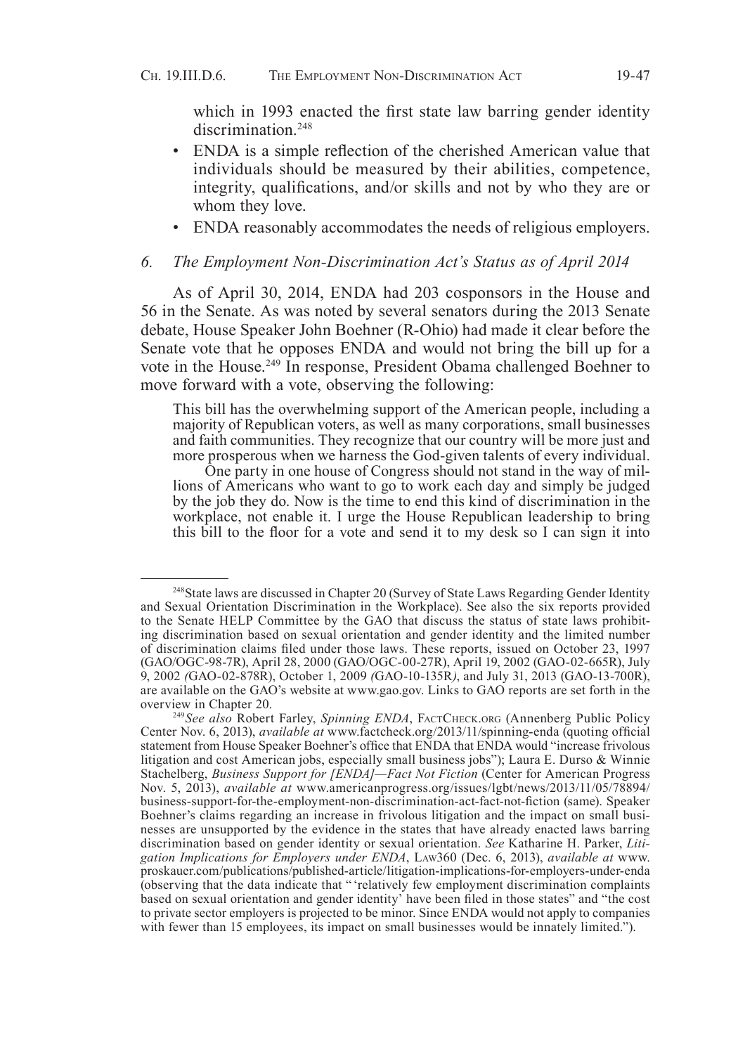which in 1993 enacted the first state law barring gender identity discrimination.[248]

- ENDA is a simple reflection of the cherished American value that individuals should be measured by their abilities, competence, integrity, qualifications, and/or skills and not by who they are or whom they love.
- ENDA reasonably accommodates the needs of religious employers.

### 6. *The Employment Non-Discrimination Act's Status as of April 2014*

As of April 30, 2014, ENDA had 203 cosponsors in the House and 56 in the Senate. As was noted by several senators during the 2013 Senate debate, House Speaker John Boehner (R-Ohio) had made it clear before the Senate vote that he opposes ENDA and would not bring the bill up for a vote in the House.[249] In response, President Obama challenged Boehner to move forward with a vote, observing the following:

> This bill has the overwhelming support of the American people, including a majority of Republican voters, as well as many corporations, small businesses and faith communities. They recognize that our country will be more just and more prosperous when we harness the God-given talents of every individual.
>
> One party in one house of Congress should not stand in the way of millions of Americans who want to go to work each day and simply be judged by the job they do. Now is the time to end this kind of discrimination in the workplace, not enable it. I urge the House Republican leadership to bring this bill to the floor for a vote and send it to my desk so I can sign it into

---

[248] State laws are discussed in Chapter 20 (Survey of State Laws Regarding Gender Identity and Sexual Orientation Discrimination in the Workplace). See also the six reports provided to the Senate HELP Committee by the GAO that discuss the status of state laws prohibiting discrimination based on sexual orientation and gender identity and the limited number of discrimination claims filed under those laws. These reports, issued on October 23, 1997 (GAO/OGC-98-7R), April 28, 2000 (GAO/OGC-00-27R), April 19, 2002 (GAO-02-665R), July 9, 2002 *(*GAO-02-878R), October 1, 2009 *(*GAO-10-135R*)*, and July 31, 2013 (GAO-13-700R), are available on the GAO's website at www.gao.gov. Links to GAO reports are set forth in the overview in Chapter 20.

[249] *See also* Robert Farley, *Spinning ENDA*, FactCheck.org (Annenberg Public Policy Center Nov. 6, 2013), *available at* www.factcheck.org/2013/11/spinning-enda (quoting official statement from House Speaker Boehner's office that ENDA that ENDA would "increase frivolous litigation and cost American jobs, especially small business jobs"); Laura E. Durso & Winnie Stachelberg, *Business Support for [ENDA]—Fact Not Fiction* (Center for American Progress Nov. 5, 2013), *available at* www.americanprogress.org/issues/lgbt/news/2013/11/05/78894/business-support-for-the-employment-non-discrimination-act-fact-not-fiction (same). Speaker Boehner's claims regarding an increase in frivolous litigation and the impact on small businesses are unsupported by the evidence in the states that have already enacted laws barring discrimination based on gender identity or sexual orientation. *See* Katharine H. Parker, *Litigation Implications for Employers under ENDA*, Law360 (Dec. 6, 2013), *available at* www.proskauer.com/publications/published-article/litigation-implications-for-employers-under-enda (observing that the data indicate that "'relatively few employment discrimination complaints based on sexual orientation and gender identity' have been filed in those states" and "the cost to private sector employers is projected to be minor. Since ENDA would not apply to companies with fewer than 15 employees, its impact on small businesses would be innately limited.").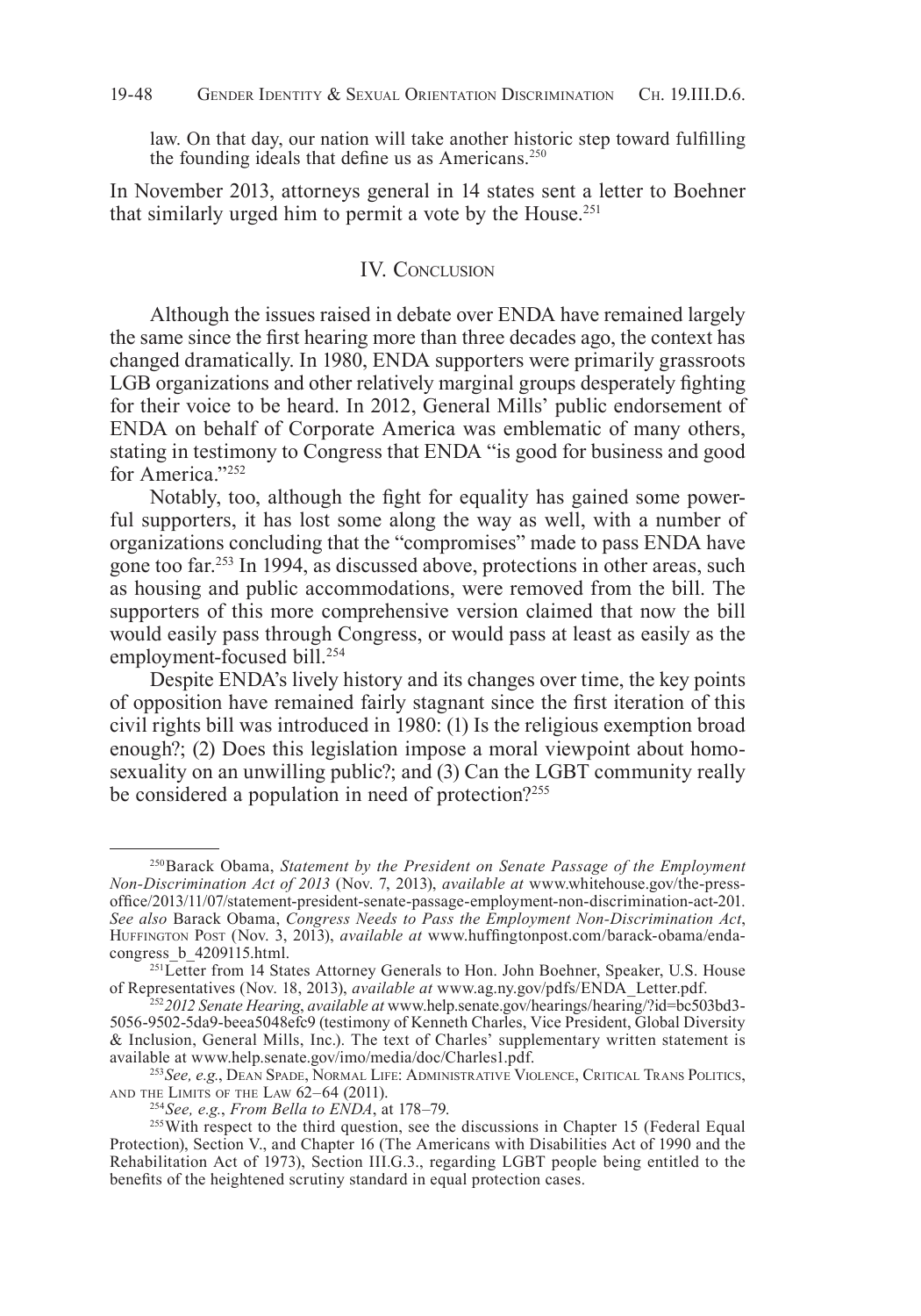law. On that day, our nation will take another historic step toward fulfilling the founding ideals that define us as Americans.[250]

In November 2013, attorneys general in 14 states sent a letter to Boehner that similarly urged him to permit a vote by the House.[251]

## IV. Conclusion

Although the issues raised in debate over ENDA have remained largely the same since the first hearing more than three decades ago, the context has changed dramatically. In 1980, ENDA supporters were primarily grassroots LGB organizations and other relatively marginal groups desperately fighting for their voice to be heard. In 2012, General Mills' public endorsement of ENDA on behalf of Corporate America was emblematic of many others, stating in testimony to Congress that ENDA "is good for business and good for America."[252]

Notably, too, although the fight for equality has gained some powerful supporters, it has lost some along the way as well, with a number of organizations concluding that the "compromises" made to pass ENDA have gone too far.[253] In 1994, as discussed above, protections in other areas, such as housing and public accommodations, were removed from the bill. The supporters of this more comprehensive version claimed that now the bill would easily pass through Congress, or would pass at least as easily as the employment-focused bill.[254]

Despite ENDA's lively history and its changes over time, the key points of opposition have remained fairly stagnant since the first iteration of this civil rights bill was introduced in 1980: (1) Is the religious exemption broad enough?; (2) Does this legislation impose a moral viewpoint about homosexuality on an unwilling public?; and (3) Can the LGBT community really be considered a population in need of protection?[255]

---

[250] Barack Obama, *Statement by the President on Senate Passage of the Employment Non-Discrimination Act of 2013* (Nov. 7, 2013), *available at* www.whitehouse.gov/the-press-office/2013/11/07/statement-president-senate-passage-employment-non-discrimination-act-201. *See also* Barack Obama, *Congress Needs to Pass the Employment Non-Discrimination Act*, Huffington Post (Nov. 3, 2013), *available at* www.huffingtonpost.com/barack-obama/enda-congress_b_4209115.html.

[251] Letter from 14 States Attorney Generals to Hon. John Boehner, Speaker, U.S. House of Representatives (Nov. 18, 2013), *available at* www.ag.ny.gov/pdfs/ENDA_Letter.pdf.

[252] *2012 Senate Hearing*, *available at* www.help.senate.gov/hearings/hearing/?id=bc503bd3-5056-9502-5da9-beea5048efc9 (testimony of Kenneth Charles, Vice President, Global Diversity & Inclusion, General Mills, Inc.). The text of Charles' supplementary written statement is available at www.help.senate.gov/imo/media/doc/Charles1.pdf.

[253] *See, e.g.*, Dean Spade, Normal Life: Administrative Violence, Critical Trans Politics, and the Limits of the Law 62–64 (2011).

[254] *See, e.g.*, *From Bella to ENDA*, at 178–79.

[255] With respect to the third question, see the discussions in Chapter 15 (Federal Equal Protection), Section V., and Chapter 16 (The Americans with Disabilities Act of 1990 and the Rehabilitation Act of 1973), Section III.G.3., regarding LGBT people being entitled to the benefits of the heightened scrutiny standard in equal protection cases.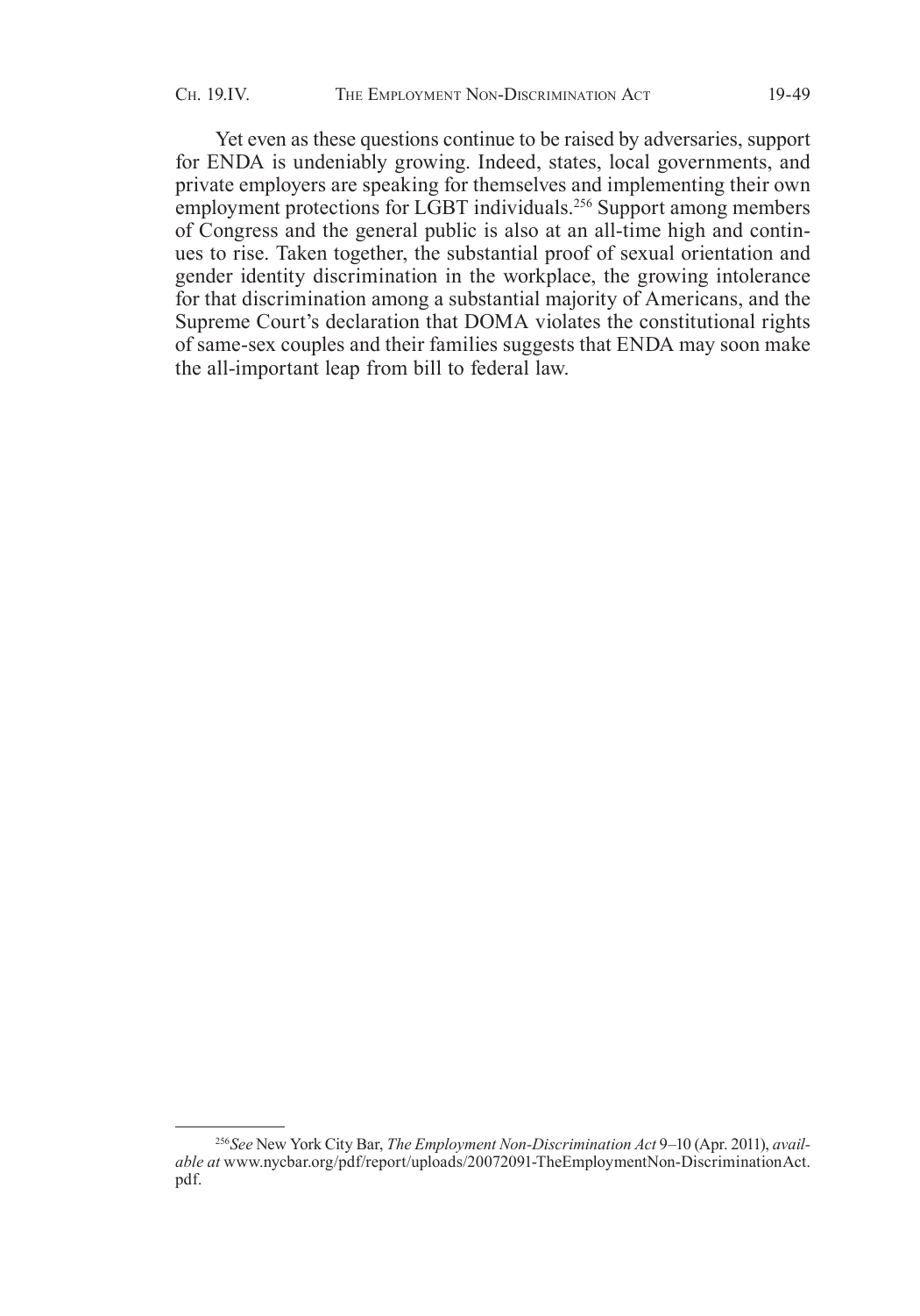Yet even as these questions continue to be raised by adversaries, support for ENDA is undeniably growing. Indeed, states, local governments, and private employers are speaking for themselves and implementing their own employment protections for LGBT individuals.[256] Support among members of Congress and the general public is also at an all-time high and continues to rise. Taken together, the substantial proof of sexual orientation and gender identity discrimination in the workplace, the growing intolerance for that discrimination among a substantial majority of Americans, and the Supreme Court's declaration that DOMA violates the constitutional rights of same-sex couples and their families suggests that ENDA may soon make the all-important leap from bill to federal law.

---

[256] *See* New York City Bar, *The Employment Non-Discrimination Act* 9–10 (Apr. 2011), *available at* www.nycbar.org/pdf/report/uploads/20072091-TheEmploymentNon-DiscriminationAct.pdf.